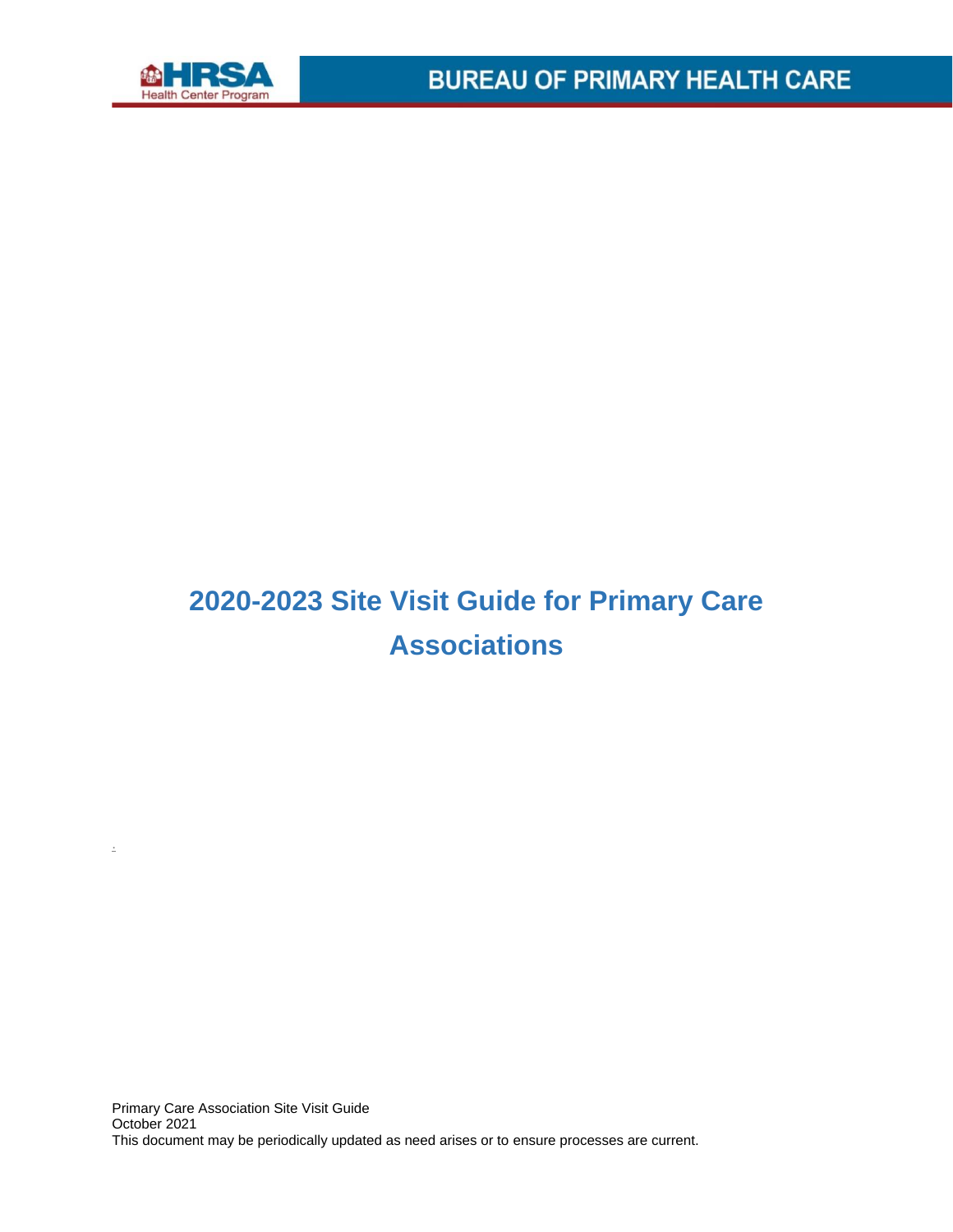HRSA Health Center Program

BUREAU OF PRIMARY HEALTH CARE

# 2020-2023 Site Visit Guide for Primary Care Associations

Primary Care Association Site Visit Guide
October 2021
This document may be periodically updated as need arises or to ensure processes are current.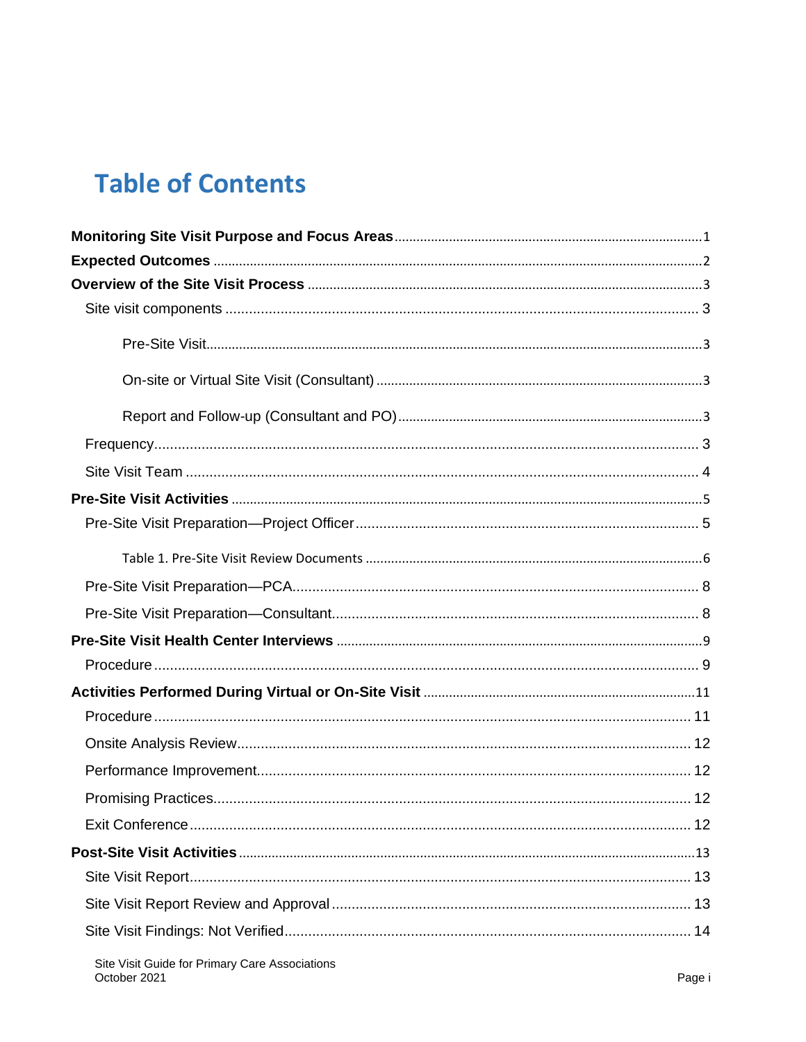# Table of Contents

**Monitoring Site Visit Purpose and Focus Areas** .......... 1

**Expected Outcomes** .......... 2

**Overview of the Site Visit Process** .......... 3

- Site visit components .......... 3
  - Pre-Site Visit .......... 3
  - On-site or Virtual Site Visit (Consultant) .......... 3
  - Report and Follow-up (Consultant and PO) .......... 3
- Frequency .......... 3
- Site Visit Team .......... 4

**Pre-Site Visit Activities** .......... 5

- Pre-Site Visit Preparation—Project Officer .......... 5
  - Table 1. Pre-Site Visit Review Documents .......... 6
- Pre-Site Visit Preparation—PCA .......... 8
- Pre-Site Visit Preparation—Consultant .......... 8

**Pre-Site Visit Health Center Interviews** .......... 9

- Procedure .......... 9

**Activities Performed During Virtual or On-Site Visit** .......... 11

- Procedure .......... 11
- Onsite Analysis Review .......... 12
- Performance Improvement .......... 12
- Promising Practices .......... 12
- Exit Conference .......... 12

**Post-Site Visit Activities** .......... 13

- Site Visit Report .......... 13
- Site Visit Report Review and Approval .......... 13
- Site Visit Findings: Not Verified .......... 14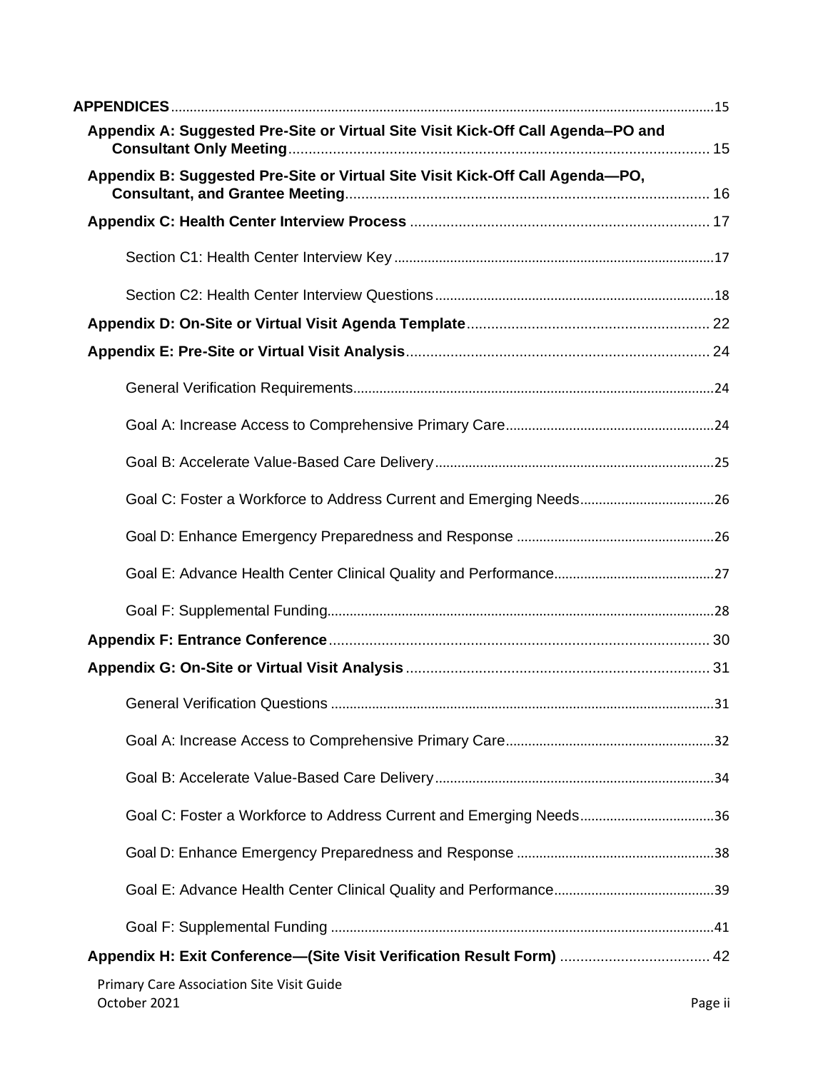**APPENDICES** 15

- **Appendix A: Suggested Pre-Site or Virtual Site Visit Kick-Off Agenda–PO and Consultant Only Meeting** 15
- **Appendix B: Suggested Pre-Site or Virtual Site Visit Kick-Off Agenda—PO, Consultant, and Grantee Meeting** 16
- **Appendix C: Health Center Interview Process** 17
  - Section C1: Health Center Interview Key 17
  - Section C2: Health Center Interview Questions 18
- **Appendix D: On-Site or Virtual Visit Agenda Template** 22
- **Appendix E: Pre-Site or Virtual Visit Analysis** 24
  - General Verification Requirements 24
  - Goal A: Increase Access to Comprehensive Primary Care 24
  - Goal B: Accelerate Value-Based Care Delivery 25
  - Goal C: Foster a Workforce to Address Current and Emerging Needs 26
  - Goal D: Enhance Emergency Preparedness and Response 26
  - Goal E: Advance Health Center Clinical Quality and Performance 27
  - Goal F: Supplemental Funding 28
- **Appendix F: Entrance Conference** 30
- **Appendix G: On-Site or Virtual Visit Analysis** 31
  - General Verification Questions 31
  - Goal A: Increase Access to Comprehensive Primary Care 32
  - Goal B: Accelerate Value-Based Care Delivery 34
  - Goal C: Foster a Workforce to Address Current and Emerging Needs 36
  - Goal D: Enhance Emergency Preparedness and Response 38
  - Goal E: Advance Health Center Clinical Quality and Performance 39
  - Goal F: Supplemental Funding 41
- **Appendix H: Exit Conference—(Site Visit Verification Result Form)** 42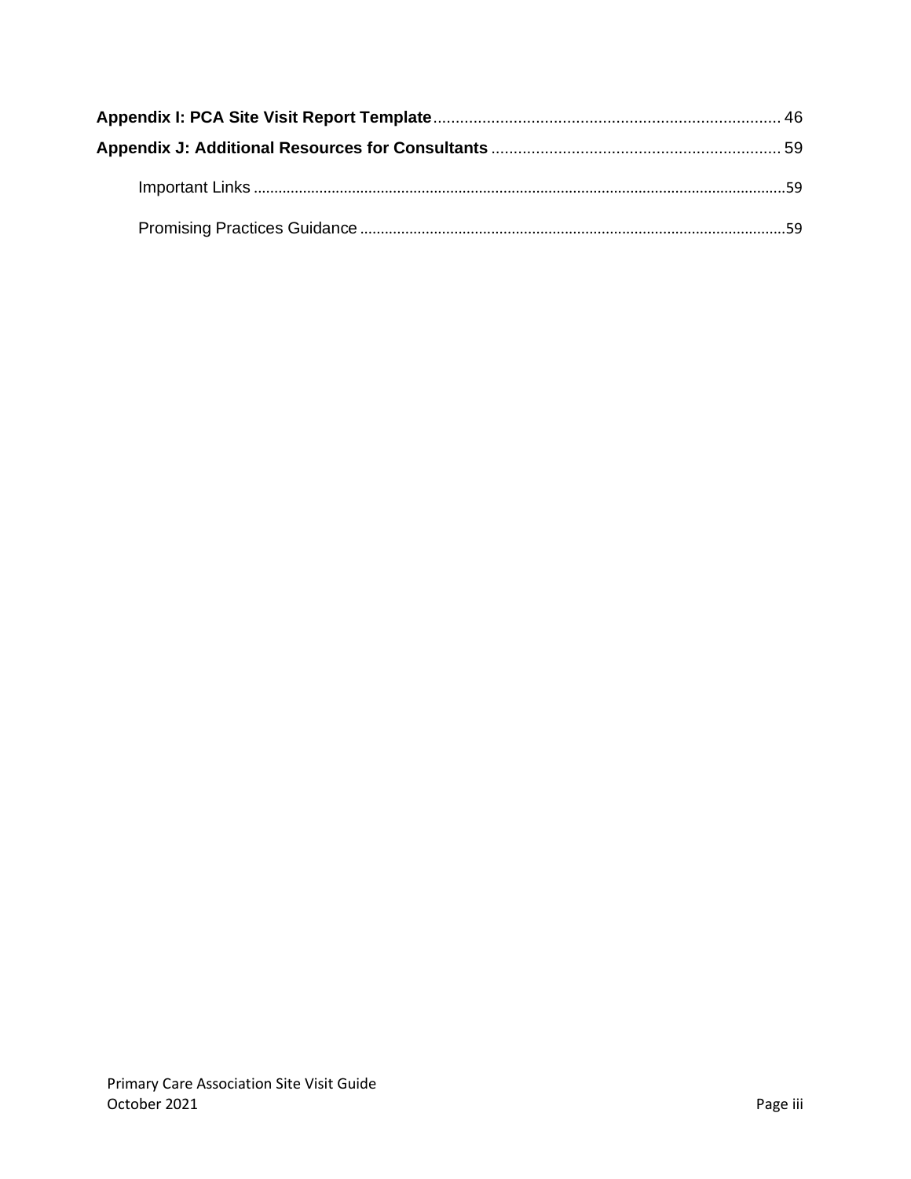**Appendix I: PCA Site Visit Report Template**............................................................................ 46

**Appendix J: Additional Resources for Consultants** ................................................................ 59

Important Links ...............................................................................................................................59

Promising Practices Guidance .......................................................................................................59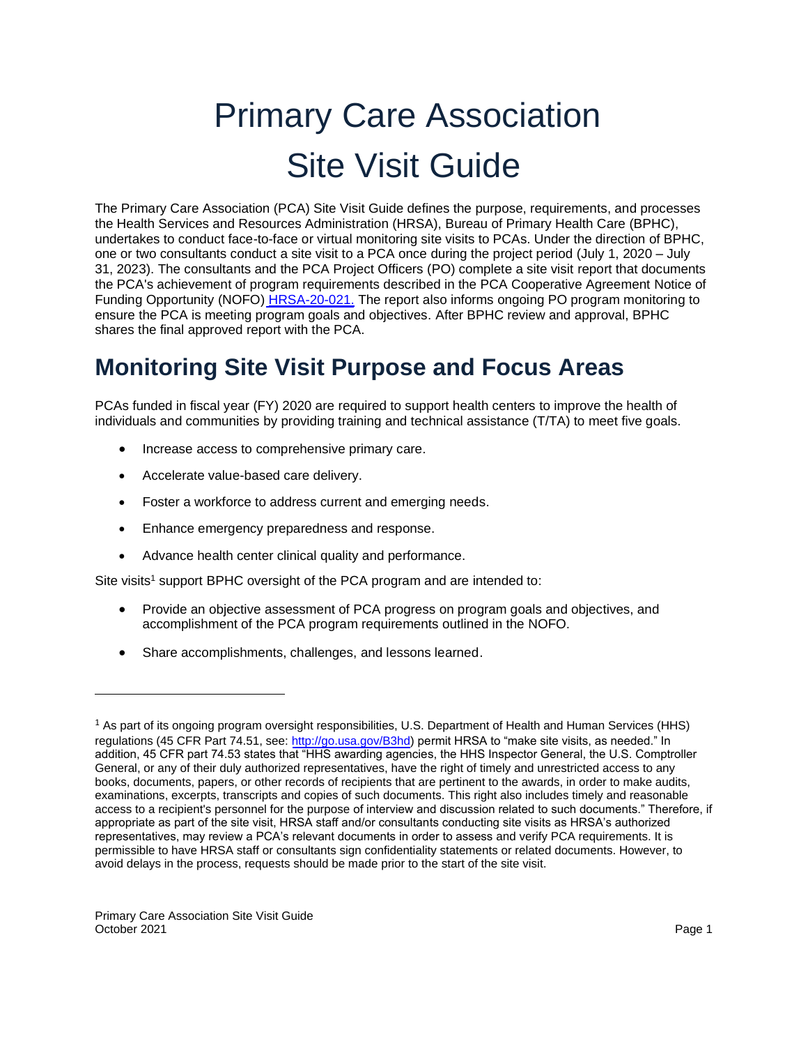# Primary Care Association Site Visit Guide

The Primary Care Association (PCA) Site Visit Guide defines the purpose, requirements, and processes the Health Services and Resources Administration (HRSA), Bureau of Primary Health Care (BPHC), undertakes to conduct face-to-face or virtual monitoring site visits to PCAs. Under the direction of BPHC, one or two consultants conduct a site visit to a PCA once during the project period (July 1, 2020 – July 31, 2023). The consultants and the PCA Project Officers (PO) complete a site visit report that documents the PCA's achievement of program requirements described in the PCA Cooperative Agreement Notice of Funding Opportunity (NOFO) HRSA-20-021. The report also informs ongoing PO program monitoring to ensure the PCA is meeting program goals and objectives. After BPHC review and approval, BPHC shares the final approved report with the PCA.

## Monitoring Site Visit Purpose and Focus Areas

PCAs funded in fiscal year (FY) 2020 are required to support health centers to improve the health of individuals and communities by providing training and technical assistance (T/TA) to meet five goals.

- Increase access to comprehensive primary care.
- Accelerate value-based care delivery.
- Foster a workforce to address current and emerging needs.
- Enhance emergency preparedness and response.
- Advance health center clinical quality and performance.

Site visits[1] support BPHC oversight of the PCA program and are intended to:

- Provide an objective assessment of PCA progress on program goals and objectives, and accomplishment of the PCA program requirements outlined in the NOFO.
- Share accomplishments, challenges, and lessons learned.

[1] As part of its ongoing program oversight responsibilities, U.S. Department of Health and Human Services (HHS) regulations (45 CFR Part 74.51, see: http://go.usa.gov/B3hd) permit HRSA to "make site visits, as needed." In addition, 45 CFR part 74.53 states that "HHS awarding agencies, the HHS Inspector General, the U.S. Comptroller General, or any of their duly authorized representatives, have the right of timely and unrestricted access to any books, documents, papers, or other records of recipients that are pertinent to the awards, in order to make audits, examinations, excerpts, transcripts and copies of such documents. This right also includes timely and reasonable access to a recipient's personnel for the purpose of interview and discussion related to such documents." Therefore, if appropriate as part of the site visit, HRSA staff and/or consultants conducting site visits as HRSA's authorized representatives, may review a PCA's relevant documents in order to assess and verify PCA requirements. It is permissible to have HRSA staff or consultants sign confidentiality statements or related documents. However, to avoid delays in the process, requests should be made prior to the start of the site visit.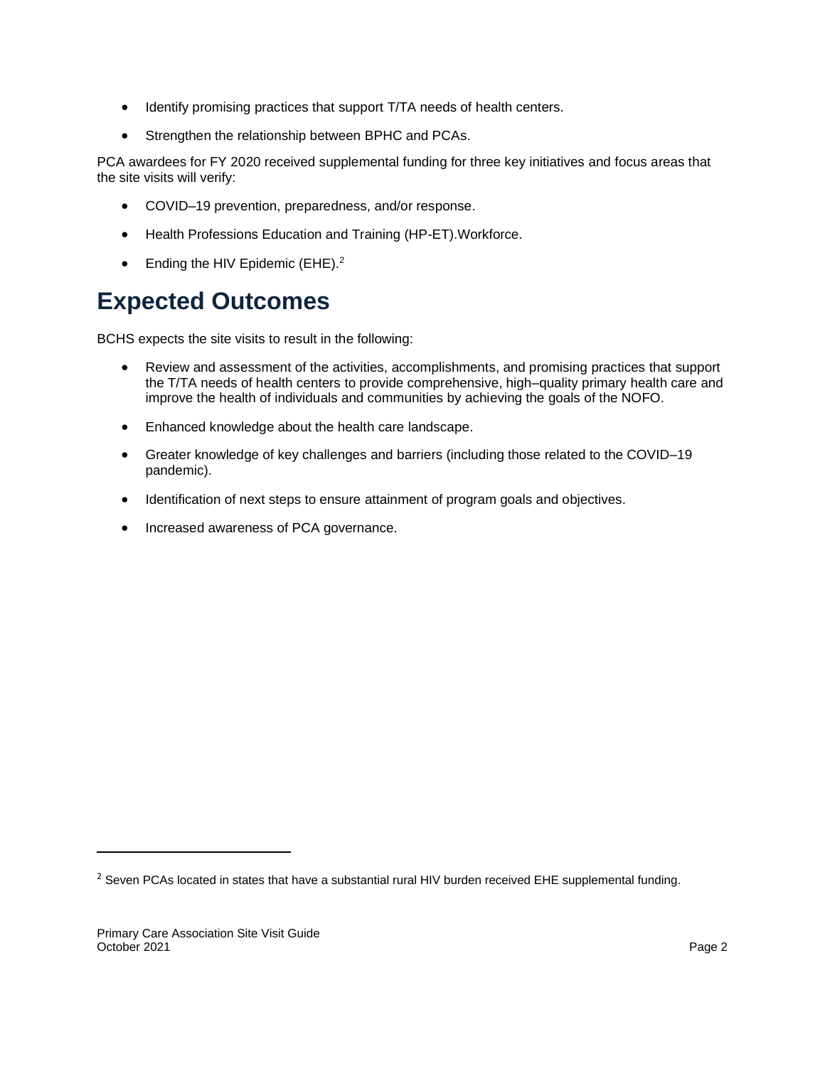- Identify promising practices that support T/TA needs of health centers.
- Strengthen the relationship between BPHC and PCAs.

PCA awardees for FY 2020 received supplemental funding for three key initiatives and focus areas that the site visits will verify:

- COVID–19 prevention, preparedness, and/or response.
- Health Professions Education and Training (HP-ET).Workforce.
- Ending the HIV Epidemic (EHE).[2]

## Expected Outcomes

BCHS expects the site visits to result in the following:

- Review and assessment of the activities, accomplishments, and promising practices that support the T/TA needs of health centers to provide comprehensive, high–quality primary health care and improve the health of individuals and communities by achieving the goals of the NOFO.
- Enhanced knowledge about the health care landscape.
- Greater knowledge of key challenges and barriers (including those related to the COVID–19 pandemic).
- Identification of next steps to ensure attainment of program goals and objectives.
- Increased awareness of PCA governance.

---

[2] Seven PCAs located in states that have a substantial rural HIV burden received EHE supplemental funding.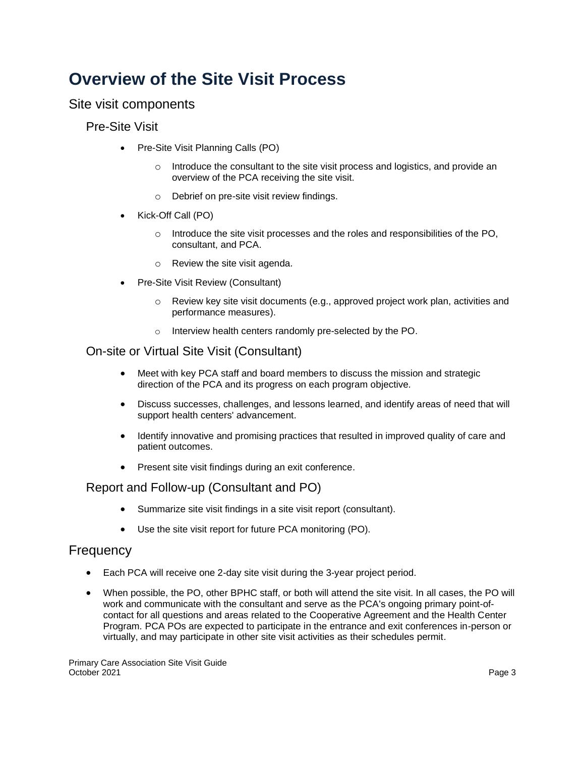# Overview of the Site Visit Process

## Site visit components

### Pre-Site Visit

- Pre-Site Visit Planning Calls (PO)
  - Introduce the consultant to the site visit process and logistics, and provide an overview of the PCA receiving the site visit.
  - Debrief on pre-site visit review findings.
- Kick-Off Call (PO)
  - Introduce the site visit processes and the roles and responsibilities of the PO, consultant, and PCA.
  - Review the site visit agenda.
- Pre-Site Visit Review (Consultant)
  - Review key site visit documents (e.g., approved project work plan, activities and performance measures).
  - Interview health centers randomly pre-selected by the PO.

### On-site or Virtual Site Visit (Consultant)

- Meet with key PCA staff and board members to discuss the mission and strategic direction of the PCA and its progress on each program objective.
- Discuss successes, challenges, and lessons learned, and identify areas of need that will support health centers' advancement.
- Identify innovative and promising practices that resulted in improved quality of care and patient outcomes.
- Present site visit findings during an exit conference.

### Report and Follow-up (Consultant and PO)

- Summarize site visit findings in a site visit report (consultant).
- Use the site visit report for future PCA monitoring (PO).

## Frequency

- Each PCA will receive one 2-day site visit during the 3-year project period.
- When possible, the PO, other BPHC staff, or both will attend the site visit. In all cases, the PO will work and communicate with the consultant and serve as the PCA's ongoing primary point-of-contact for all questions and areas related to the Cooperative Agreement and the Health Center Program. PCA POs are expected to participate in the entrance and exit conferences in-person or virtually, and may participate in other site visit activities as their schedules permit.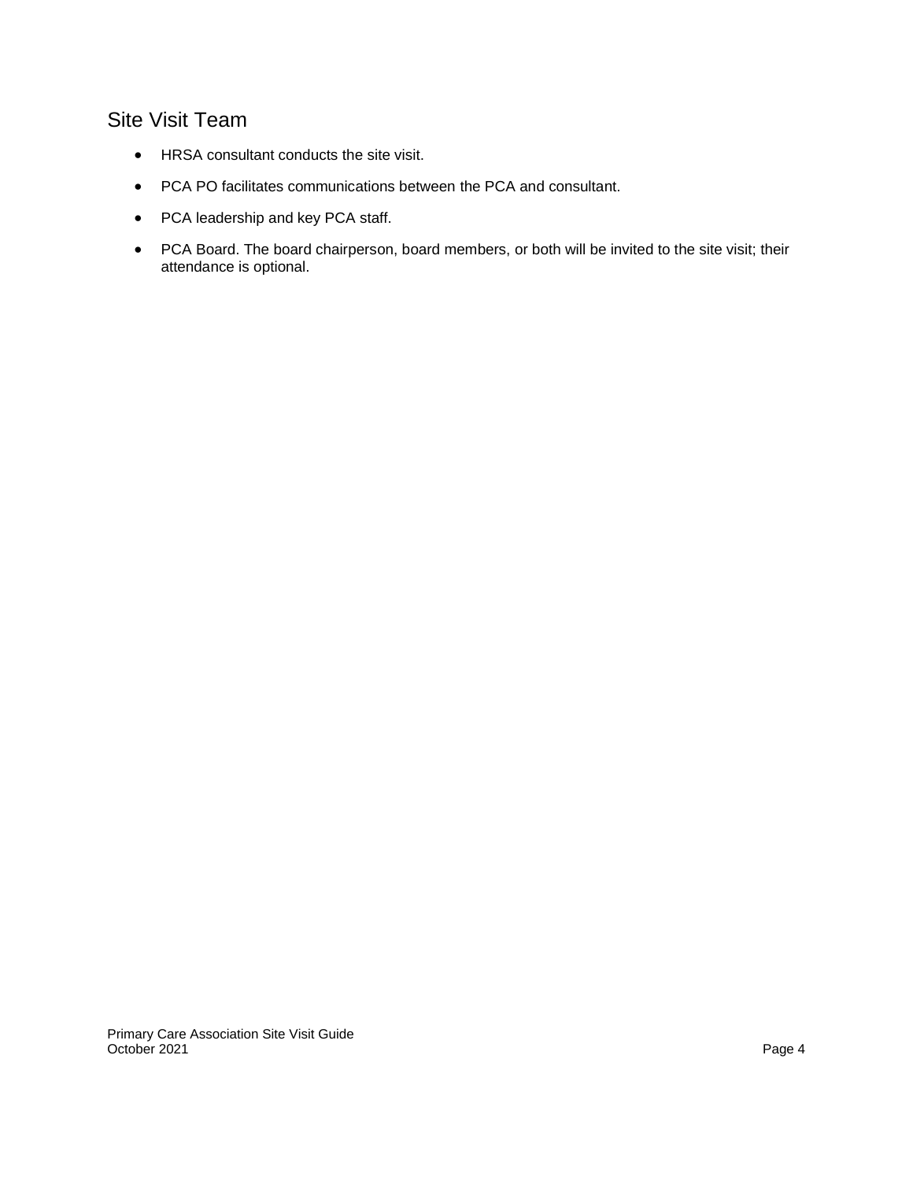## Site Visit Team

- HRSA consultant conducts the site visit.
- PCA PO facilitates communications between the PCA and consultant.
- PCA leadership and key PCA staff.
- PCA Board. The board chairperson, board members, or both will be invited to the site visit; their attendance is optional.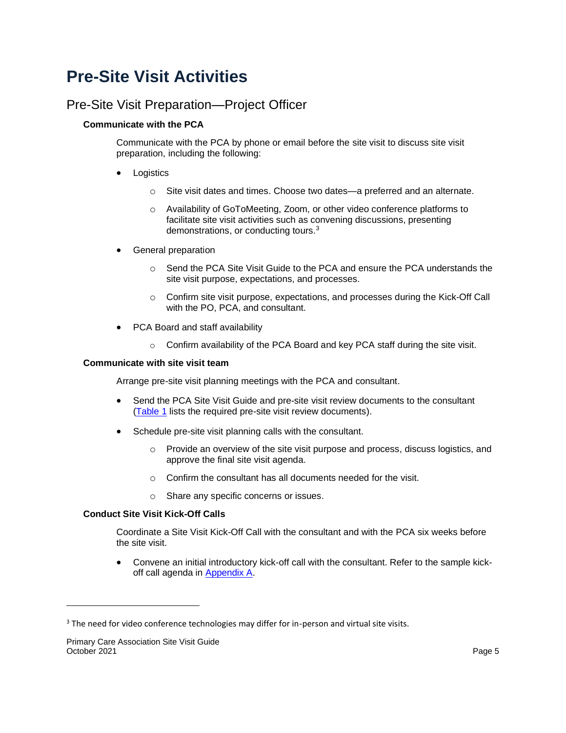# Pre-Site Visit Activities

## Pre-Site Visit Preparation—Project Officer

### Communicate with the PCA

Communicate with the PCA by phone or email before the site visit to discuss site visit preparation, including the following:

- Logistics
  - Site visit dates and times. Choose two dates—a preferred and an alternate.
  - Availability of GoToMeeting, Zoom, or other video conference platforms to facilitate site visit activities such as convening discussions, presenting demonstrations, or conducting tours.[3]
- General preparation
  - Send the PCA Site Visit Guide to the PCA and ensure the PCA understands the site visit purpose, expectations, and processes.
  - Confirm site visit purpose, expectations, and processes during the Kick-Off Call with the PO, PCA, and consultant.
- PCA Board and staff availability
  - Confirm availability of the PCA Board and key PCA staff during the site visit.

### Communicate with site visit team

Arrange pre-site visit planning meetings with the PCA and consultant.

- Send the PCA Site Visit Guide and pre-site visit review documents to the consultant (Table 1 lists the required pre-site visit review documents).
- Schedule pre-site visit planning calls with the consultant.
  - Provide an overview of the site visit purpose and process, discuss logistics, and approve the final site visit agenda.
  - Confirm the consultant has all documents needed for the visit.
  - Share any specific concerns or issues.

### Conduct Site Visit Kick-Off Calls

Coordinate a Site Visit Kick-Off Call with the consultant and with the PCA six weeks before the site visit.

- Convene an initial introductory kick-off call with the consultant. Refer to the sample kick-off call agenda in Appendix A.

[3] The need for video conference technologies may differ for in-person and virtual site visits.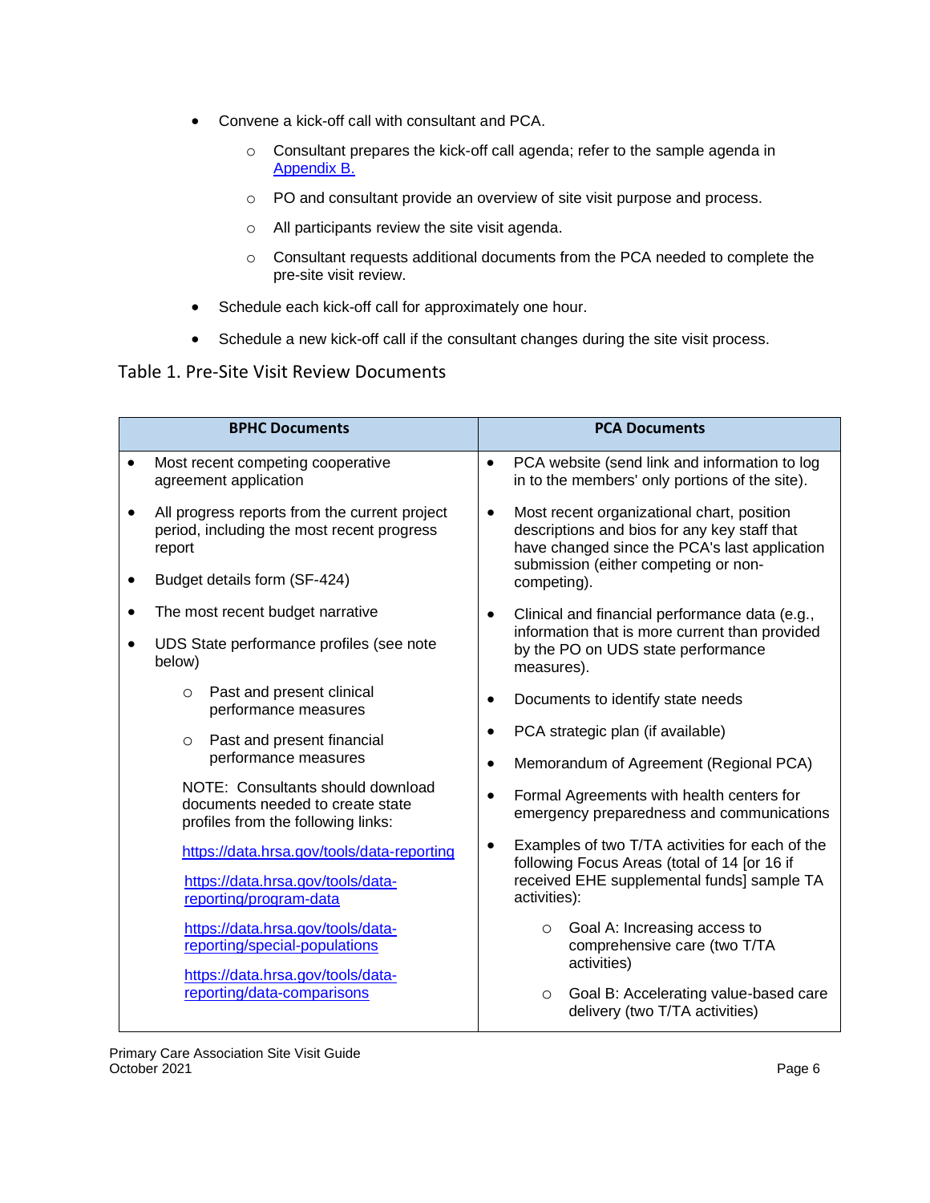- Convene a kick-off call with consultant and PCA.
  - Consultant prepares the kick-off call agenda; refer to the sample agenda in Appendix B.
  - PO and consultant provide an overview of site visit purpose and process.
  - All participants review the site visit agenda.
  - Consultant requests additional documents from the PCA needed to complete the pre-site visit review.
- Schedule each kick-off call for approximately one hour.
- Schedule a new kick-off call if the consultant changes during the site visit process.

Table 1. Pre-Site Visit Review Documents

| BPHC Documents | PCA Documents |
| --- | --- |
| • Most recent competing cooperative agreement application<br>• All progress reports from the current project period, including the most recent progress report<br>• Budget details form (SF-424)<br>• The most recent budget narrative<br>• UDS State performance profiles (see note below)<br>  ○ Past and present clinical performance measures<br>  ○ Past and present financial performance measures<br>NOTE: Consultants should download documents needed to create state profiles from the following links:<br>https://data.hrsa.gov/tools/data-reporting<br>https://data.hrsa.gov/tools/data-reporting/program-data<br>https://data.hrsa.gov/tools/data-reporting/special-populations<br>https://data.hrsa.gov/tools/data-reporting/data-comparisons | • PCA website (send link and information to log in to the members' only portions of the site).<br>• Most recent organizational chart, position descriptions and bios for any key staff that have changed since the PCA's last application submission (either competing or non-competing).<br>• Clinical and financial performance data (e.g., information that is more current than provided by the PO on UDS state performance measures).<br>• Documents to identify state needs<br>• PCA strategic plan (if available)<br>• Memorandum of Agreement (Regional PCA)<br>• Formal Agreements with health centers for emergency preparedness and communications<br>• Examples of two T/TA activities for each of the following Focus Areas (total of 14 [or 16 if received EHE supplemental funds] sample TA activities):<br>  ○ Goal A: Increasing access to comprehensive care (two T/TA activities)<br>  ○ Goal B: Accelerating value-based care delivery (two T/TA activities) |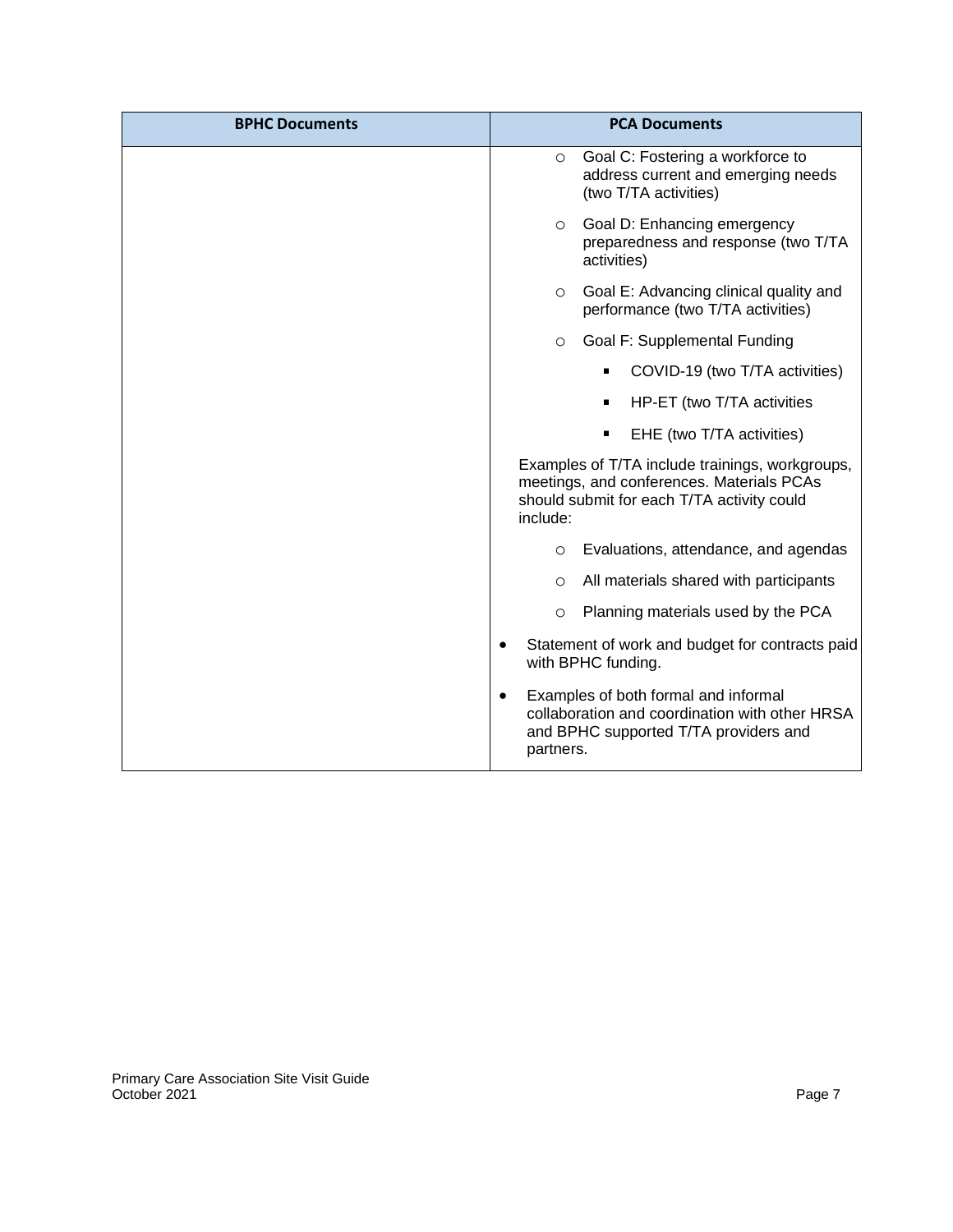| BPHC Documents | PCA Documents |
|---|---|
| | ◦ Goal C: Fostering a workforce to address current and emerging needs (two T/TA activities)<br>◦ Goal D: Enhancing emergency preparedness and response (two T/TA activities)<br>◦ Goal E: Advancing clinical quality and performance (two T/TA activities)<br>◦ Goal F: Supplemental Funding<br>&nbsp;&nbsp;&nbsp;&nbsp;▪ COVID-19 (two T/TA activities)<br>&nbsp;&nbsp;&nbsp;&nbsp;▪ HP-ET (two T/TA activities<br>&nbsp;&nbsp;&nbsp;&nbsp;▪ EHE (two T/TA activities)<br><br>Examples of T/TA include trainings, workgroups, meetings, and conferences. Materials PCAs should submit for each T/TA activity could include:<br>◦ Evaluations, attendance, and agendas<br>◦ All materials shared with participants<br>◦ Planning materials used by the PCA<br><br>• Statement of work and budget for contracts paid with BPHC funding.<br>• Examples of both formal and informal collaboration and coordination with other HRSA and BPHC supported T/TA providers and partners. |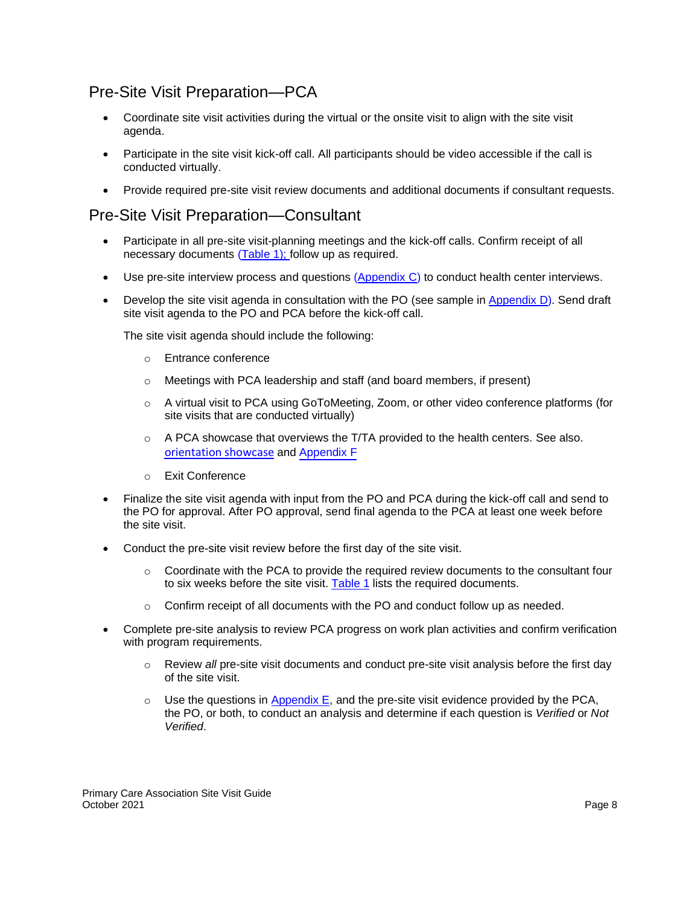## Pre-Site Visit Preparation—PCA

- Coordinate site visit activities during the virtual or the onsite visit to align with the site visit agenda.
- Participate in the site visit kick-off call. All participants should be video accessible if the call is conducted virtually.
- Provide required pre-site visit review documents and additional documents if consultant requests.

## Pre-Site Visit Preparation—Consultant

- Participate in all pre-site visit-planning meetings and the kick-off calls. Confirm receipt of all necessary documents (Table 1); follow up as required.
- Use pre-site interview process and questions (Appendix C) to conduct health center interviews.
- Develop the site visit agenda in consultation with the PO (see sample in Appendix D). Send draft site visit agenda to the PO and PCA before the kick-off call.

  The site visit agenda should include the following:

  - Entrance conference
  - Meetings with PCA leadership and staff (and board members, if present)
  - A virtual visit to PCA using GoToMeeting, Zoom, or other video conference platforms (for site visits that are conducted virtually)
  - A PCA showcase that overviews the T/TA provided to the health centers. See also. orientation showcase and Appendix F
  - Exit Conference

- Finalize the site visit agenda with input from the PO and PCA during the kick-off call and send to the PO for approval. After PO approval, send final agenda to the PCA at least one week before the site visit.
- Conduct the pre-site visit review before the first day of the site visit.
  - Coordinate with the PCA to provide the required review documents to the consultant four to six weeks before the site visit. Table 1 lists the required documents.
  - Confirm receipt of all documents with the PO and conduct follow up as needed.
- Complete pre-site analysis to review PCA progress on work plan activities and confirm verification with program requirements.
  - Review *all* pre-site visit documents and conduct pre-site visit analysis before the first day of the site visit.
  - Use the questions in Appendix E, and the pre-site visit evidence provided by the PCA, the PO, or both, to conduct an analysis and determine if each question is *Verified* or *Not Verified*.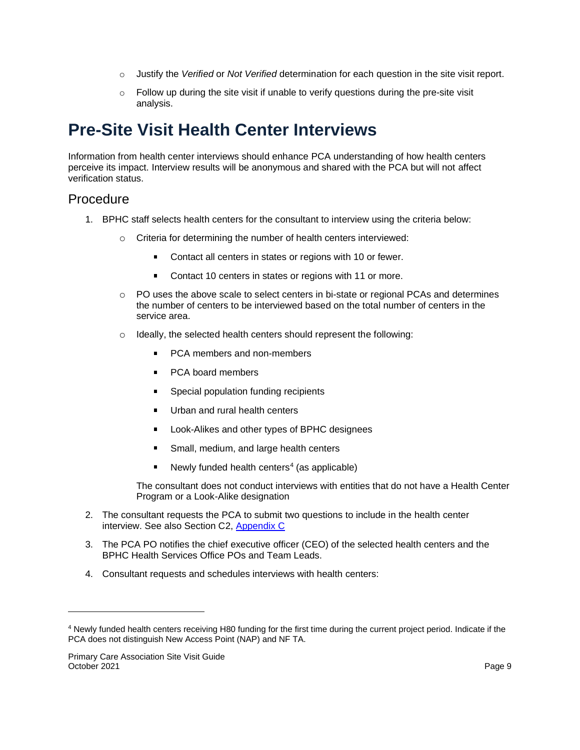- Justify the *Verified* or *Not Verified* determination for each question in the site visit report.
- Follow up during the site visit if unable to verify questions during the pre-site visit analysis.

# Pre-Site Visit Health Center Interviews

Information from health center interviews should enhance PCA understanding of how health centers perceive its impact. Interview results will be anonymous and shared with the PCA but will not affect verification status.

## Procedure

1. BPHC staff selects health centers for the consultant to interview using the criteria below:
   - Criteria for determining the number of health centers interviewed:
     - Contact all centers in states or regions with 10 or fewer.
     - Contact 10 centers in states or regions with 11 or more.
   - PO uses the above scale to select centers in bi-state or regional PCAs and determines the number of centers to be interviewed based on the total number of centers in the service area.
   - Ideally, the selected health centers should represent the following:
     - PCA members and non-members
     - PCA board members
     - Special population funding recipients
     - Urban and rural health centers
     - Look-Alikes and other types of BPHC designees
     - Small, medium, and large health centers
     - Newly funded health centers[4] (as applicable)

   The consultant does not conduct interviews with entities that do not have a Health Center Program or a Look-Alike designation
2. The consultant requests the PCA to submit two questions to include in the health center interview. See also Section C2, [Appendix C](#)
3. The PCA PO notifies the chief executive officer (CEO) of the selected health centers and the BPHC Health Services Office POs and Team Leads.
4. Consultant requests and schedules interviews with health centers:

---

[4] Newly funded health centers receiving H80 funding for the first time during the current project period. Indicate if the PCA does not distinguish New Access Point (NAP) and NF TA.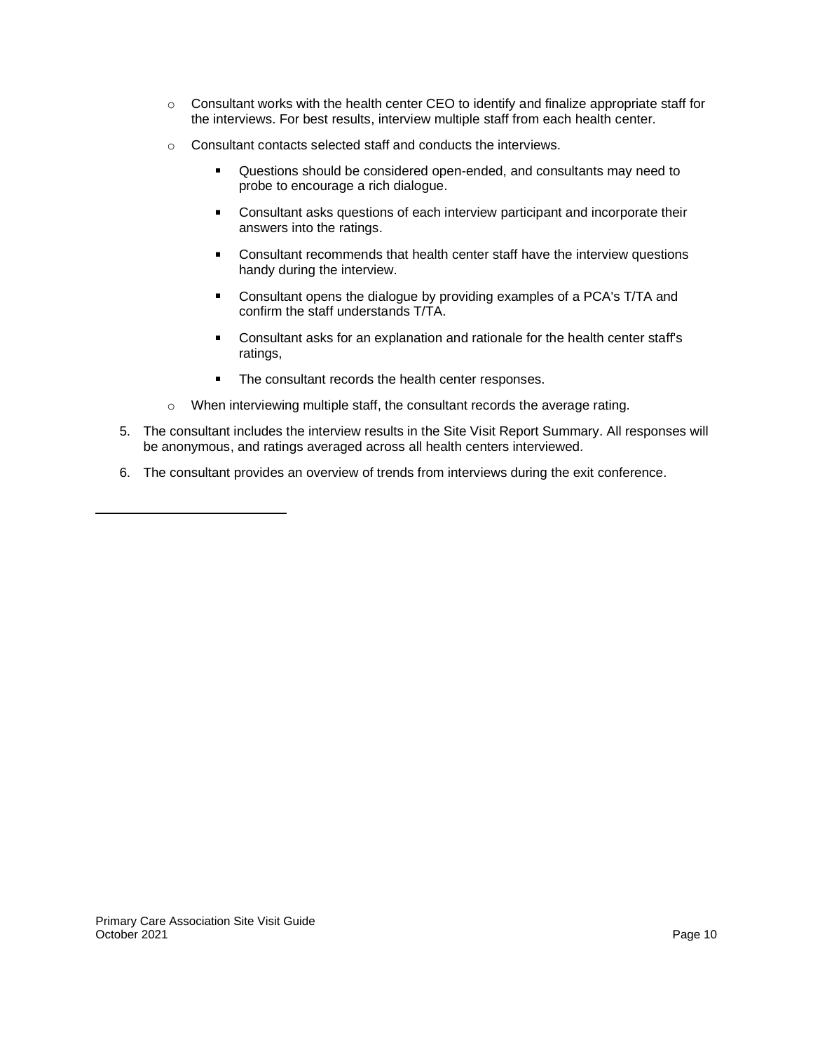- Consultant works with the health center CEO to identify and finalize appropriate staff for the interviews. For best results, interview multiple staff from each health center.
- Consultant contacts selected staff and conducts the interviews.
  - Questions should be considered open-ended, and consultants may need to probe to encourage a rich dialogue.
  - Consultant asks questions of each interview participant and incorporate their answers into the ratings.
  - Consultant recommends that health center staff have the interview questions handy during the interview.
  - Consultant opens the dialogue by providing examples of a PCA's T/TA and confirm the staff understands T/TA.
  - Consultant asks for an explanation and rationale for the health center staff's ratings,
  - The consultant records the health center responses.
- When interviewing multiple staff, the consultant records the average rating.

5. The consultant includes the interview results in the Site Visit Report Summary. All responses will be anonymous, and ratings averaged across all health centers interviewed.
6. The consultant provides an overview of trends from interviews during the exit conference.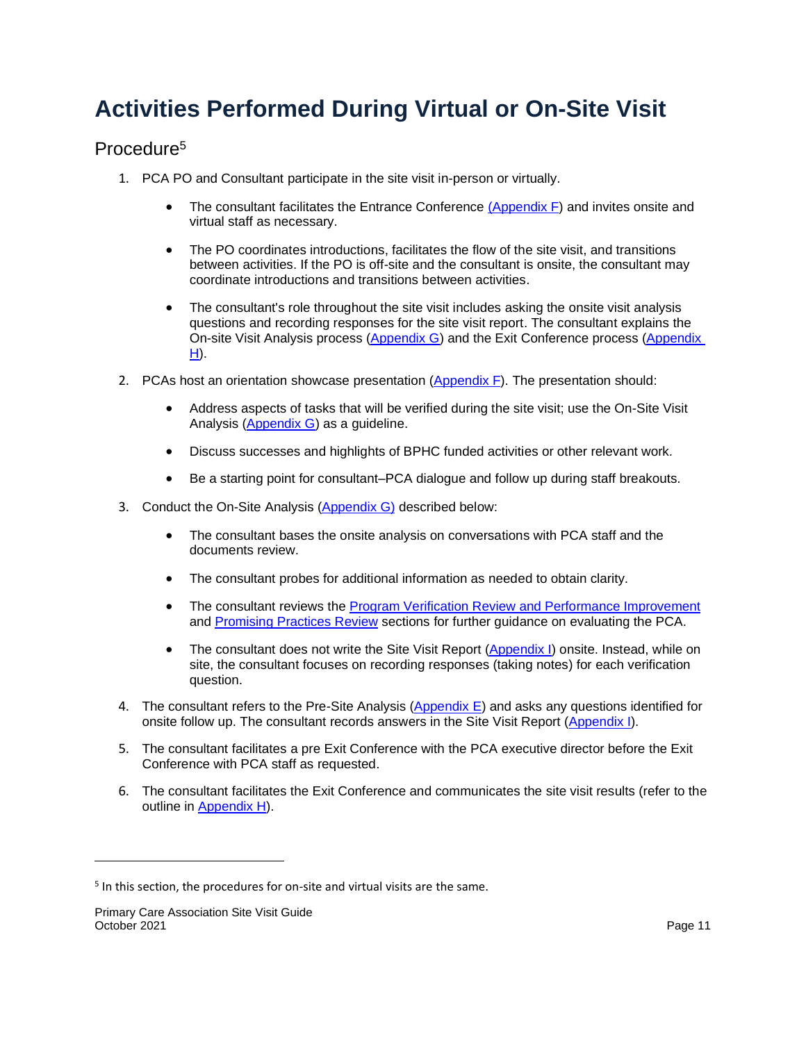# Activities Performed During Virtual or On-Site Visit

## Procedure[5]

1. PCA PO and Consultant participate in the site visit in-person or virtually.

   - The consultant facilitates the Entrance Conference (Appendix F) and invites onsite and virtual staff as necessary.
   - The PO coordinates introductions, facilitates the flow of the site visit, and transitions between activities. If the PO is off-site and the consultant is onsite, the consultant may coordinate introductions and transitions between activities.
   - The consultant's role throughout the site visit includes asking the onsite visit analysis questions and recording responses for the site visit report. The consultant explains the On-site Visit Analysis process (Appendix G) and the Exit Conference process (Appendix H).

2. PCAs host an orientation showcase presentation (Appendix F). The presentation should:

   - Address aspects of tasks that will be verified during the site visit; use the On-Site Visit Analysis (Appendix G) as a guideline.
   - Discuss successes and highlights of BPHC funded activities or other relevant work.
   - Be a starting point for consultant–PCA dialogue and follow up during staff breakouts.

3. Conduct the On-Site Analysis (Appendix G) described below:

   - The consultant bases the onsite analysis on conversations with PCA staff and the documents review.
   - The consultant probes for additional information as needed to obtain clarity.
   - The consultant reviews the Program Verification Review and Performance Improvement and Promising Practices Review sections for further guidance on evaluating the PCA.
   - The consultant does not write the Site Visit Report (Appendix I) onsite. Instead, while on site, the consultant focuses on recording responses (taking notes) for each verification question.

4. The consultant refers to the Pre-Site Analysis (Appendix E) and asks any questions identified for onsite follow up. The consultant records answers in the Site Visit Report (Appendix I).

5. The consultant facilitates a pre Exit Conference with the PCA executive director before the Exit Conference with PCA staff as requested.

6. The consultant facilitates the Exit Conference and communicates the site visit results (refer to the outline in Appendix H).

[5] In this section, the procedures for on-site and virtual visits are the same.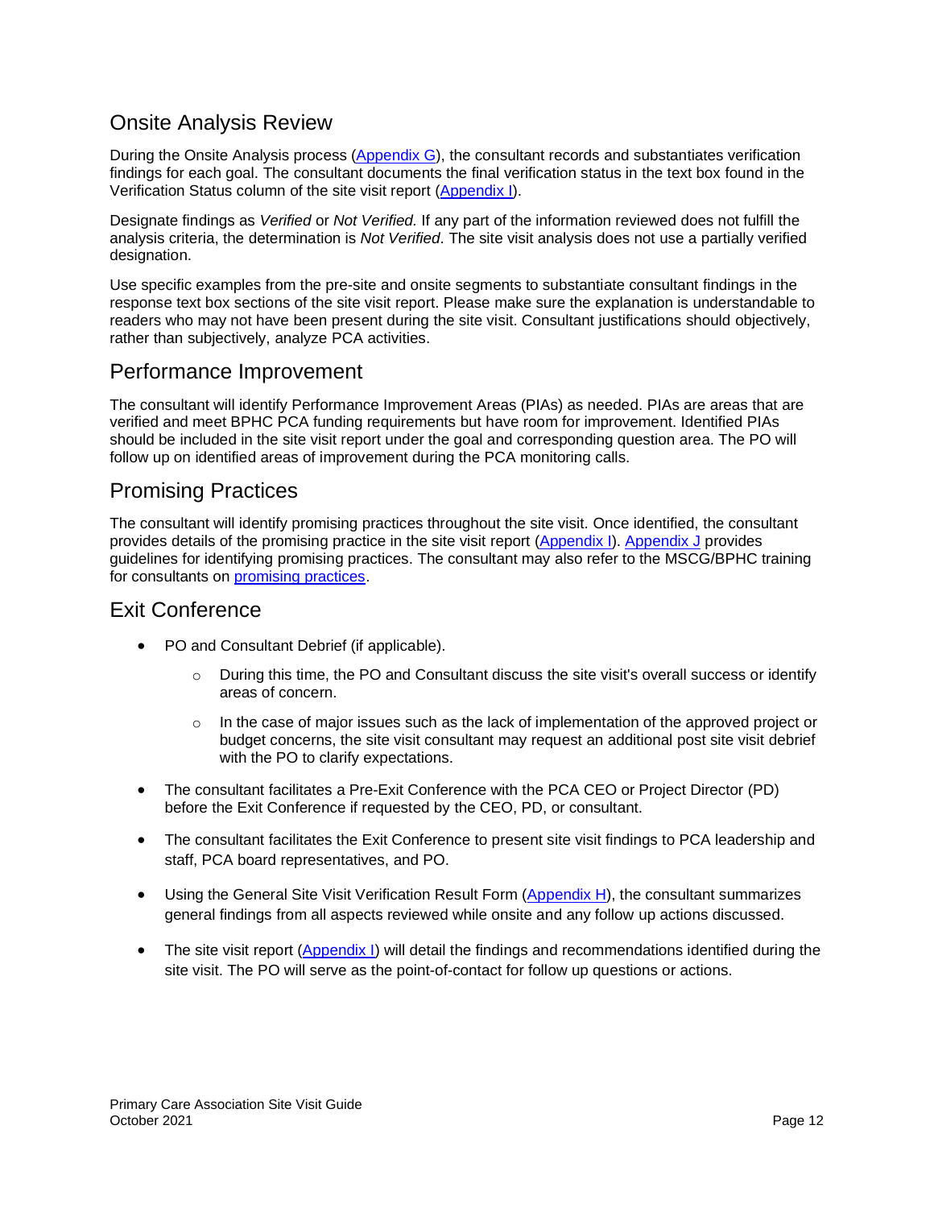## Onsite Analysis Review

During the Onsite Analysis process (Appendix G), the consultant records and substantiates verification findings for each goal. The consultant documents the final verification status in the text box found in the Verification Status column of the site visit report (Appendix I).

Designate findings as *Verified* or *Not Verified.* If any part of the information reviewed does not fulfill the analysis criteria, the determination is *Not Verified*. The site visit analysis does not use a partially verified designation.

Use specific examples from the pre-site and onsite segments to substantiate consultant findings in the response text box sections of the site visit report. Please make sure the explanation is understandable to readers who may not have been present during the site visit. Consultant justifications should objectively, rather than subjectively, analyze PCA activities.

## Performance Improvement

The consultant will identify Performance Improvement Areas (PIAs) as needed. PIAs are areas that are verified and meet BPHC PCA funding requirements but have room for improvement. Identified PIAs should be included in the site visit report under the goal and corresponding question area. The PO will follow up on identified areas of improvement during the PCA monitoring calls.

## Promising Practices

The consultant will identify promising practices throughout the site visit. Once identified, the consultant provides details of the promising practice in the site visit report (Appendix I). Appendix J provides guidelines for identifying promising practices. The consultant may also refer to the MSCG/BPHC training for consultants on promising practices.

## Exit Conference

- PO and Consultant Debrief (if applicable).
  - During this time, the PO and Consultant discuss the site visit's overall success or identify areas of concern.
  - In the case of major issues such as the lack of implementation of the approved project or budget concerns, the site visit consultant may request an additional post site visit debrief with the PO to clarify expectations.
- The consultant facilitates a Pre-Exit Conference with the PCA CEO or Project Director (PD) before the Exit Conference if requested by the CEO, PD, or consultant.
- The consultant facilitates the Exit Conference to present site visit findings to PCA leadership and staff, PCA board representatives, and PO.
- Using the General Site Visit Verification Result Form (Appendix H), the consultant summarizes general findings from all aspects reviewed while onsite and any follow up actions discussed.
- The site visit report (Appendix I) will detail the findings and recommendations identified during the site visit. The PO will serve as the point-of-contact for follow up questions or actions.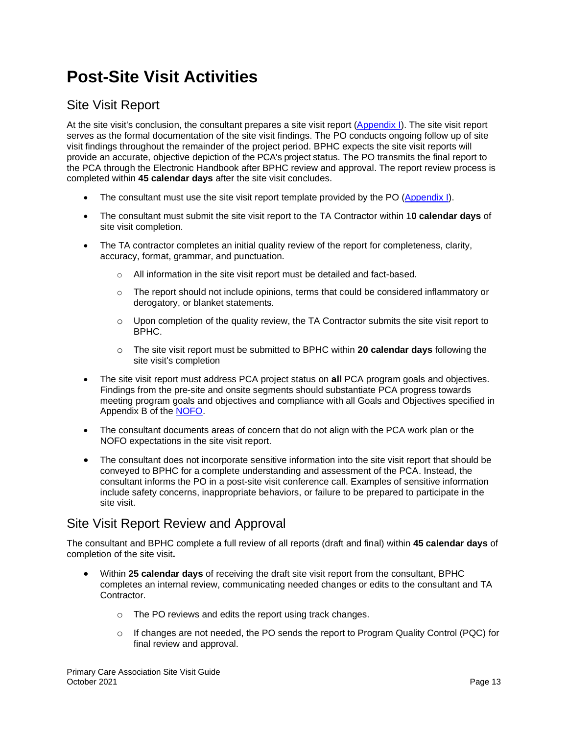# Post-Site Visit Activities

## Site Visit Report

At the site visit's conclusion, the consultant prepares a site visit report ([Appendix I](#)). The site visit report serves as the formal documentation of the site visit findings. The PO conducts ongoing follow up of site visit findings throughout the remainder of the project period. BPHC expects the site visit reports will provide an accurate, objective depiction of the PCA's project status. The PO transmits the final report to the PCA through the Electronic Handbook after BPHC review and approval. The report review process is completed within **45 calendar days** after the site visit concludes.

- The consultant must use the site visit report template provided by the PO ([Appendix I](#)).
- The consultant must submit the site visit report to the TA Contractor within 1**0 calendar days** of site visit completion.
- The TA contractor completes an initial quality review of the report for completeness, clarity, accuracy, format, grammar, and punctuation.
  - All information in the site visit report must be detailed and fact-based.
  - The report should not include opinions, terms that could be considered inflammatory or derogatory, or blanket statements.
  - Upon completion of the quality review, the TA Contractor submits the site visit report to BPHC.
  - The site visit report must be submitted to BPHC within **20 calendar days** following the site visit's completion
- The site visit report must address PCA project status on **all** PCA program goals and objectives. Findings from the pre-site and onsite segments should substantiate PCA progress towards meeting program goals and objectives and compliance with all Goals and Objectives specified in Appendix B of the [NOFO](#).
- The consultant documents areas of concern that do not align with the PCA work plan or the NOFO expectations in the site visit report.
- The consultant does not incorporate sensitive information into the site visit report that should be conveyed to BPHC for a complete understanding and assessment of the PCA. Instead, the consultant informs the PO in a post-site visit conference call. Examples of sensitive information include safety concerns, inappropriate behaviors, or failure to be prepared to participate in the site visit.

## Site Visit Report Review and Approval

The consultant and BPHC complete a full review of all reports (draft and final) within **45 calendar days** of completion of the site visit**.**

- Within **25 calendar days** of receiving the draft site visit report from the consultant, BPHC completes an internal review, communicating needed changes or edits to the consultant and TA Contractor.
  - The PO reviews and edits the report using track changes.
  - If changes are not needed, the PO sends the report to Program Quality Control (PQC) for final review and approval.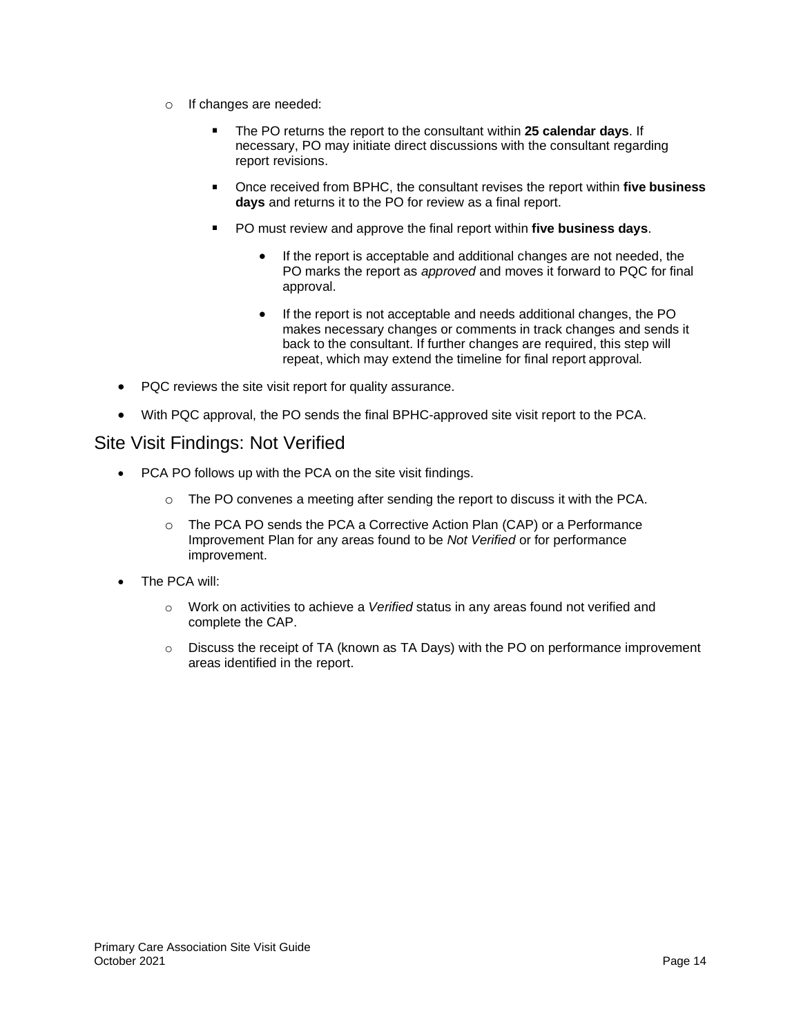- If changes are needed:
     - The PO returns the report to the consultant within **25 calendar days**. If necessary, PO may initiate direct discussions with the consultant regarding report revisions.
     - Once received from BPHC, the consultant revises the report within **five business days** and returns it to the PO for review as a final report.
     - PO must review and approve the final report within **five business days**.
       - If the report is acceptable and additional changes are not needed, the PO marks the report as *approved* and moves it forward to PQC for final approval.
       - If the report is not acceptable and needs additional changes, the PO makes necessary changes or comments in track changes and sends it back to the consultant. If further changes are required, this step will repeat, which may extend the timeline for final report approval.
- PQC reviews the site visit report for quality assurance.
- With PQC approval, the PO sends the final BPHC-approved site visit report to the PCA.

## Site Visit Findings: Not Verified

- PCA PO follows up with the PCA on the site visit findings.
  - The PO convenes a meeting after sending the report to discuss it with the PCA.
  - The PCA PO sends the PCA a Corrective Action Plan (CAP) or a Performance Improvement Plan for any areas found to be *Not Verified* or for performance improvement.
- The PCA will:
  - Work on activities to achieve a *Verified* status in any areas found not verified and complete the CAP.
  - Discuss the receipt of TA (known as TA Days) with the PO on performance improvement areas identified in the report.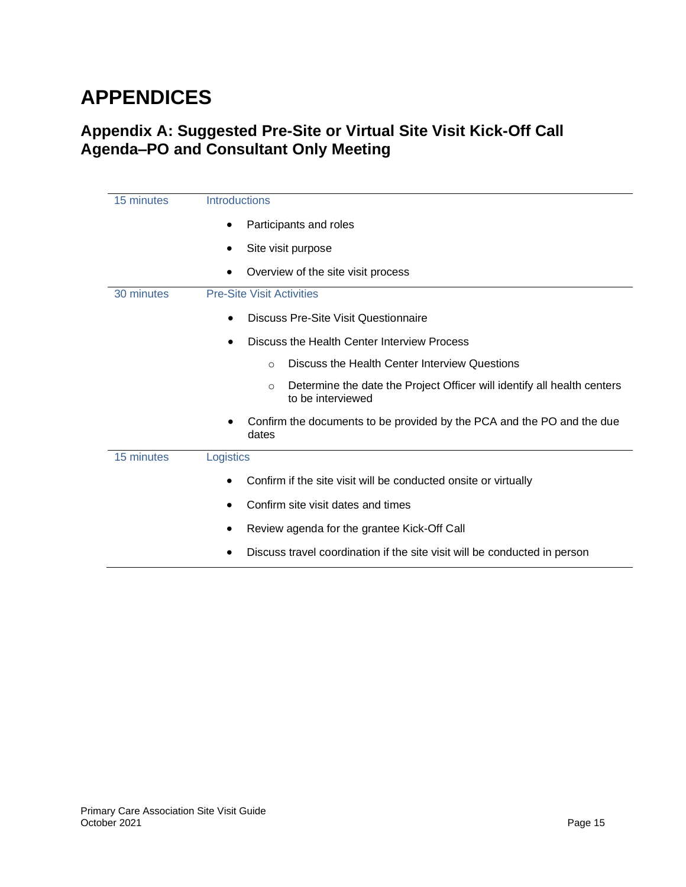# APPENDICES

## Appendix A: Suggested Pre-Site or Virtual Site Visit Kick-Off Call Agenda–PO and Consultant Only Meeting

| | |
|---|---|
| 15 minutes | Introductions<br>• Participants and roles<br>• Site visit purpose<br>• Overview of the site visit process |
| 30 minutes | Pre-Site Visit Activities<br>• Discuss Pre-Site Visit Questionnaire<br>• Discuss the Health Center Interview Process<br>  ○ Discuss the Health Center Interview Questions<br>  ○ Determine the date the Project Officer will identify all health centers to be interviewed<br>• Confirm the documents to be provided by the PCA and the PO and the due dates |
| 15 minutes | Logistics<br>• Confirm if the site visit will be conducted onsite or virtually<br>• Confirm site visit dates and times<br>• Review agenda for the grantee Kick-Off Call<br>• Discuss travel coordination if the site visit will be conducted in person |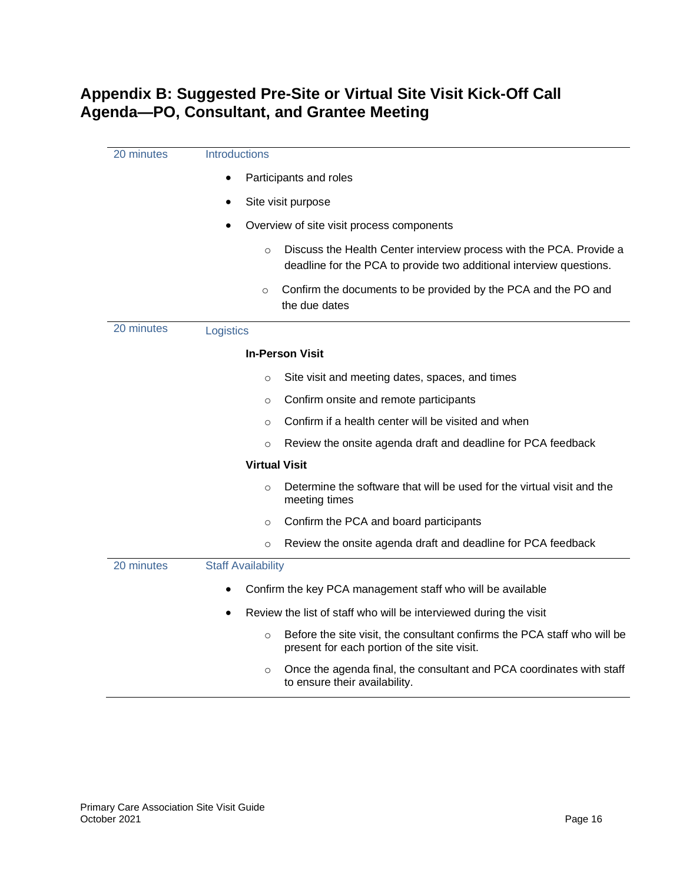## Appendix B: Suggested Pre-Site or Virtual Site Visit Kick-Off Call Agenda—PO, Consultant, and Grantee Meeting

**20 minutes — Introductions**

- Participants and roles
- Site visit purpose
- Overview of site visit process components
  - Discuss the Health Center interview process with the PCA. Provide a deadline for the PCA to provide two additional interview questions.
  - Confirm the documents to be provided by the PCA and the PO and the due dates

**20 minutes — Logistics**

**In-Person Visit**

- Site visit and meeting dates, spaces, and times
- Confirm onsite and remote participants
- Confirm if a health center will be visited and when
- Review the onsite agenda draft and deadline for PCA feedback

**Virtual Visit**

- Determine the software that will be used for the virtual visit and the meeting times
- Confirm the PCA and board participants
- Review the onsite agenda draft and deadline for PCA feedback

**20 minutes — Staff Availability**

- Confirm the key PCA management staff who will be available
- Review the list of staff who will be interviewed during the visit
  - Before the site visit, the consultant confirms the PCA staff who will be present for each portion of the site visit.
  - Once the agenda final, the consultant and PCA coordinates with staff to ensure their availability.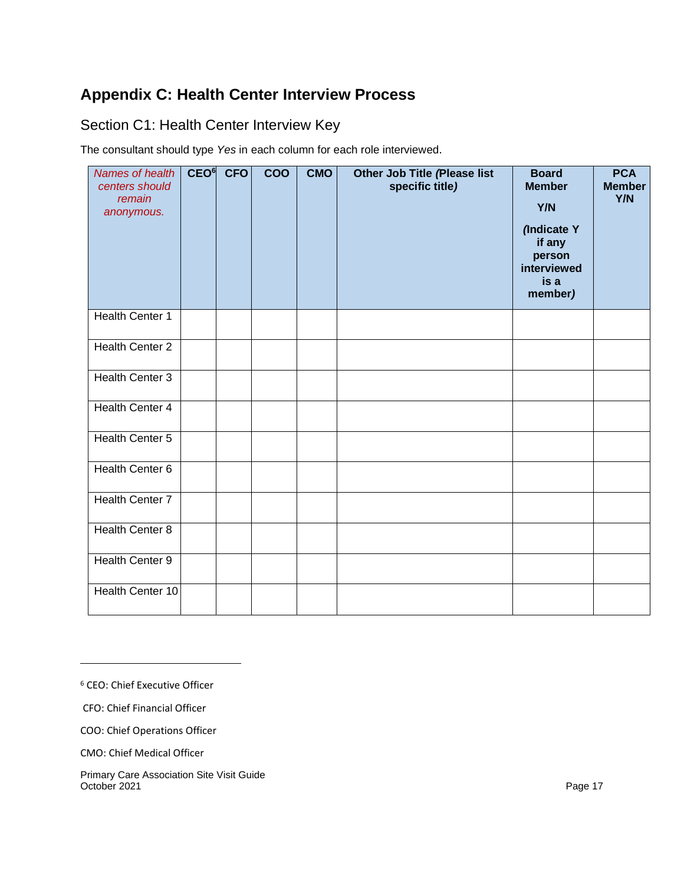## Appendix C: Health Center Interview Process

### Section C1: Health Center Interview Key

The consultant should type *Yes* in each column for each role interviewed.

| *Names of health centers should remain anonymous.* | CEO[6] | CFO | COO | CMO | Other Job Title *(Please list specific title)* | Board Member Y/N *(Indicate Y if any person interviewed is a member)* | PCA Member Y/N |
|---|---|---|---|---|---|---|---|
| Health Center 1 | | | | | | | |
| Health Center 2 | | | | | | | |
| Health Center 3 | | | | | | | |
| Health Center 4 | | | | | | | |
| Health Center 5 | | | | | | | |
| Health Center 6 | | | | | | | |
| Health Center 7 | | | | | | | |
| Health Center 8 | | | | | | | |
| Health Center 9 | | | | | | | |
| Health Center 10 | | | | | | | |

[6] CEO: Chief Executive Officer

CFO: Chief Financial Officer

COO: Chief Operations Officer

CMO: Chief Medical Officer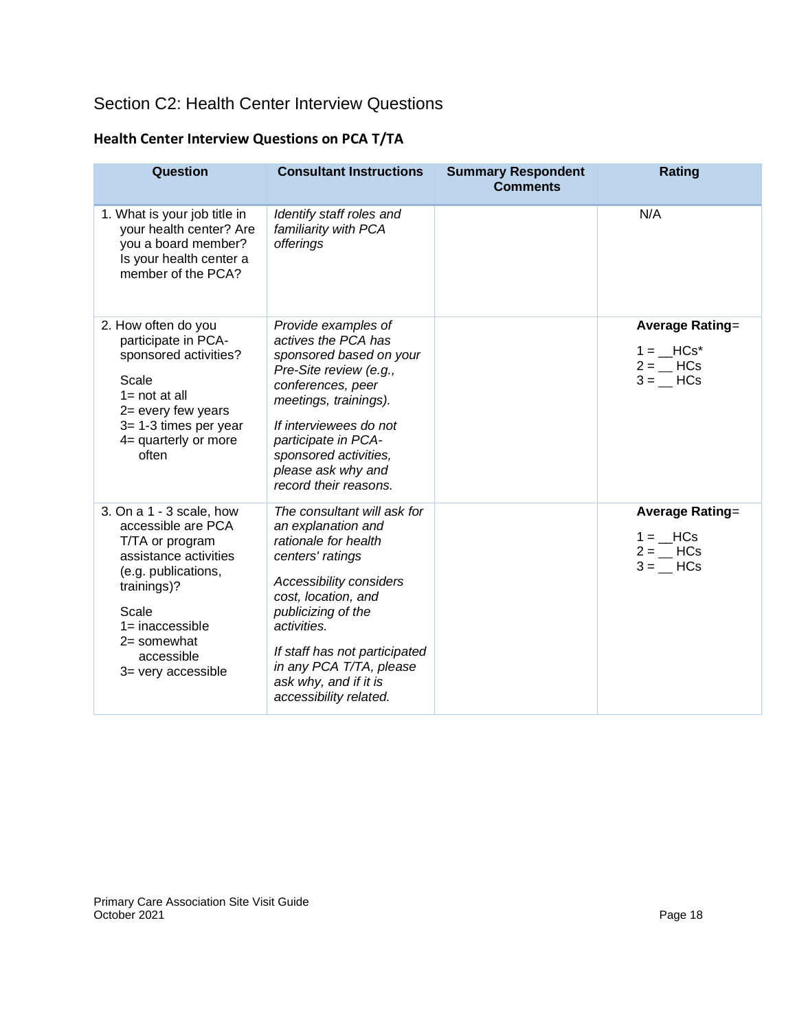## Section C2: Health Center Interview Questions

### Health Center Interview Questions on PCA T/TA

| Question | Consultant Instructions | Summary Respondent Comments | Rating |
|---|---|---|---|
| 1. What is your job title in your health center? Are you a board member? Is your health center a member of the PCA? | *Identify staff roles and familiarity with PCA offerings* | | N/A |
| 2. How often do you participate in PCA-sponsored activities?<br><br>Scale<br>1= not at all<br>2= every few years<br>3= 1-3 times per year<br>4= quarterly or more often | *Provide examples of actives the PCA has sponsored based on your Pre-Site review (e.g., conferences, peer meetings, trainings).*<br><br>*If interviewees do not participate in PCA-sponsored activities, please ask why and record their reasons.* | | **Average Rating**=<br><br>1 = __HCs*<br>2 = __ HCs<br>3 = __ HCs |
| 3. On a 1 - 3 scale, how accessible are PCA T/TA or program assistance activities (e.g. publications, trainings)?<br><br>Scale<br>1= inaccessible<br>2= somewhat accessible<br>3= very accessible | *The consultant will ask for an explanation and rationale for health centers' ratings*<br><br>*Accessibility considers cost, location, and publicizing of the activities.*<br><br>*If staff has not participated in any PCA T/TA, please ask why, and if it is accessibility related.* | | **Average Rating**=<br><br>1 = __HCs<br>2 = __ HCs<br>3 = __ HCs |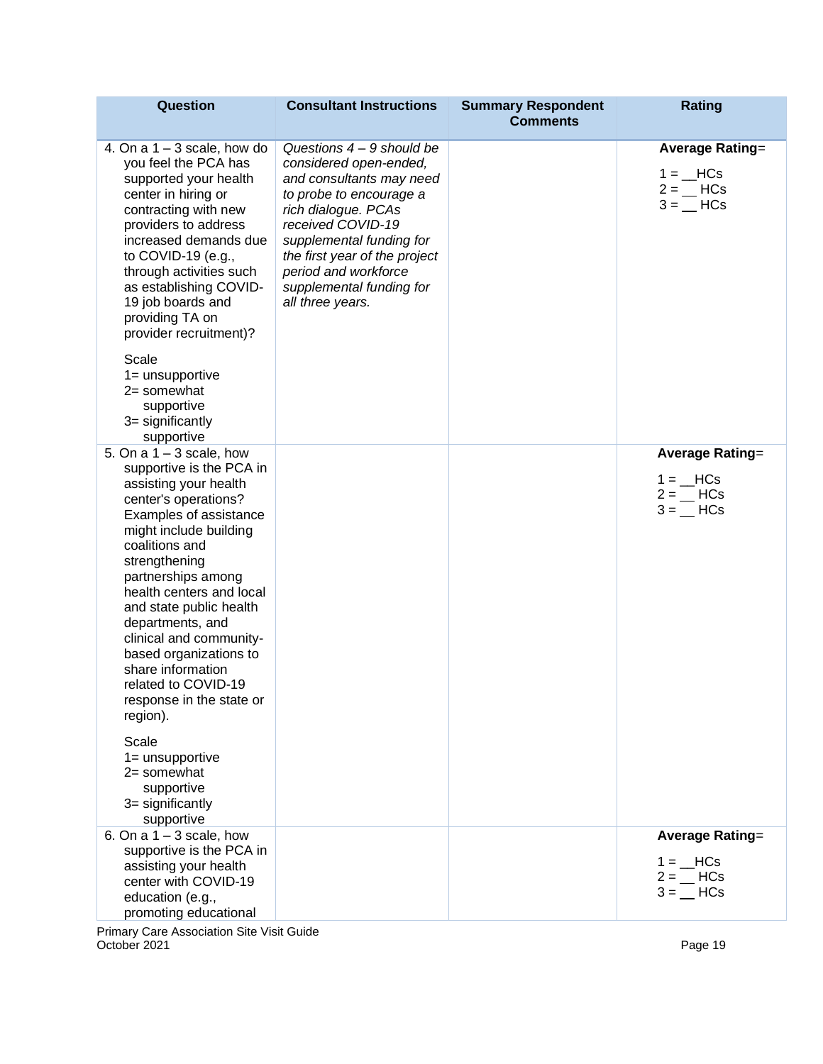| Question | Consultant Instructions | Summary Respondent Comments | Rating |
|---|---|---|---|
| 4. On a 1 – 3 scale, how do you feel the PCA has supported your health center in hiring or contracting with new providers to address increased demands due to COVID-19 (e.g., through activities such as establishing COVID-19 job boards and providing TA on provider recruitment)?<br><br>Scale<br>1= unsupportive<br>2= somewhat supportive<br>3= significantly supportive | *Questions 4 – 9 should be considered open-ended, and consultants may need to probe to encourage a rich dialogue. PCAs received COVID-19 supplemental funding for the first year of the project period and workforce supplemental funding for all three years.* | | **Average Rating**=<br><br>1 = __HCs<br>2 = __ HCs<br>3 = __ HCs |
| 5. On a 1 – 3 scale, how supportive is the PCA in assisting your health center's operations? Examples of assistance might include building coalitions and strengthening partnerships among health centers and local and state public health departments, and clinical and community-based organizations to share information related to COVID-19 response in the state or region).<br><br>Scale<br>1= unsupportive<br>2= somewhat supportive<br>3= significantly supportive | | | **Average Rating**=<br><br>1 = __HCs<br>2 = __ HCs<br>3 = __ HCs |
| 6. On a 1 – 3 scale, how supportive is the PCA in assisting your health center with COVID-19 education (e.g., promoting educational | | | **Average Rating**=<br><br>1 = __HCs<br>2 = __ HCs<br>3 = __ HCs |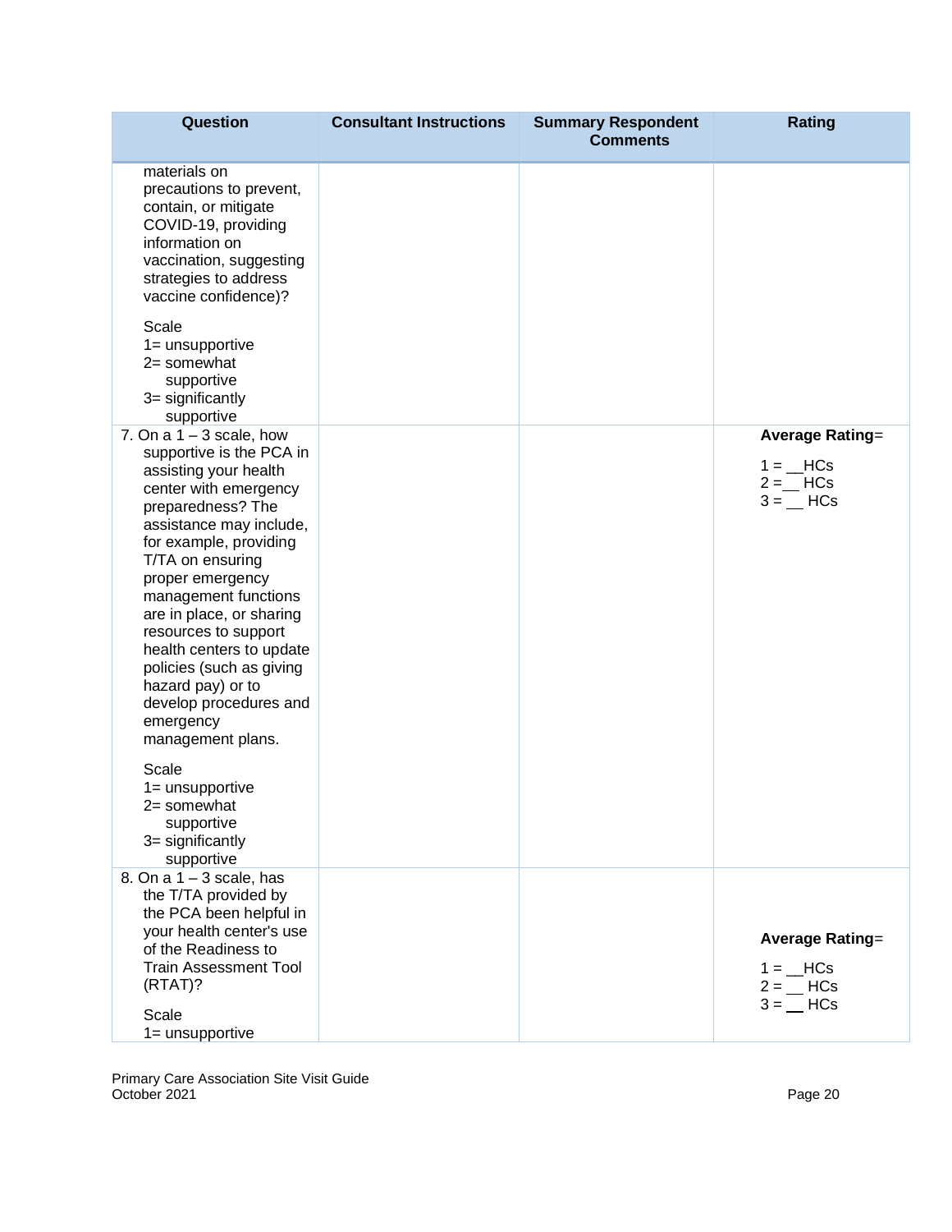| Question | Consultant Instructions | Summary Respondent Comments | Rating |
|---|---|---|---|
| materials on precautions to prevent, contain, or mitigate COVID-19, providing information on vaccination, suggesting strategies to address vaccine confidence)?<br><br>Scale<br>1= unsupportive<br>2= somewhat supportive<br>3= significantly supportive | | | |
| 7. On a 1 – 3 scale, how supportive is the PCA in assisting your health center with emergency preparedness? The assistance may include, for example, providing T/TA on ensuring proper emergency management functions are in place, or sharing resources to support health centers to update policies (such as giving hazard pay) or to develop procedures and emergency management plans.<br><br>Scale<br>1= unsupportive<br>2= somewhat supportive<br>3= significantly supportive | | | **Average Rating**=<br><br>1 = __HCs<br>2 = __ HCs<br>3 = __ HCs |
| 8. On a 1 – 3 scale, has the T/TA provided by the PCA been helpful in your health center's use of the Readiness to Train Assessment Tool (RTAT)?<br><br>Scale<br>1= unsupportive | | | **Average Rating**=<br><br>1 = __HCs<br>2 = __ HCs<br>3 = __ HCs |

Primary Care Association Site Visit Guide
October 2021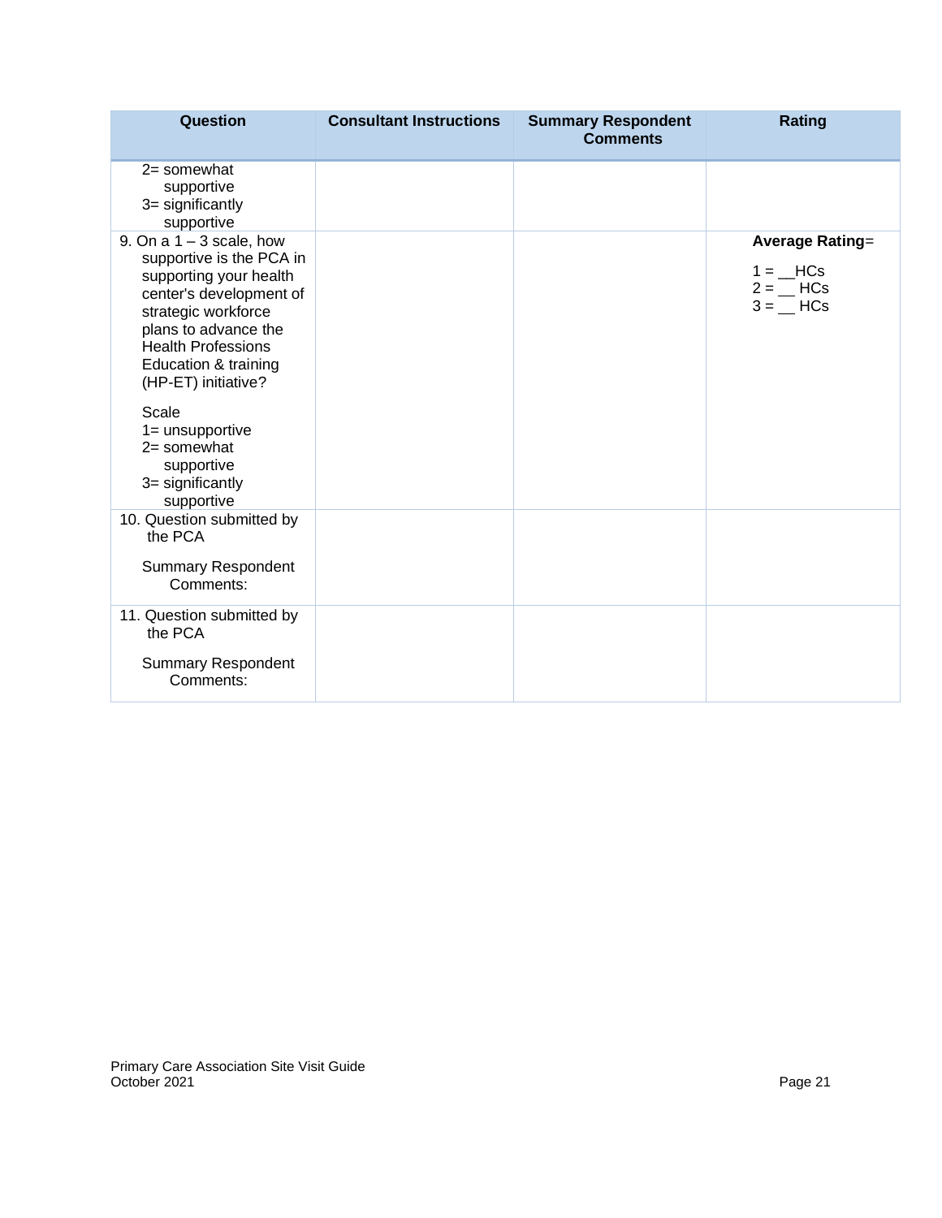| Question | Consultant Instructions | Summary Respondent Comments | Rating |
|---|---|---|---|
| 2= somewhat supportive<br>3= significantly supportive | | | |
| 9. On a 1 – 3 scale, how supportive is the PCA in supporting your health center's development of strategic workforce plans to advance the Health Professions Education & training (HP-ET) initiative?<br><br>Scale<br>1= unsupportive<br>2= somewhat supportive<br>3= significantly supportive | | | **Average Rating**=<br><br>1 = __HCs<br>2 = __ HCs<br>3 = __ HCs |
| 10. Question submitted by the PCA<br><br>Summary Respondent Comments: | | | |
| 11. Question submitted by the PCA<br><br>Summary Respondent Comments: | | | |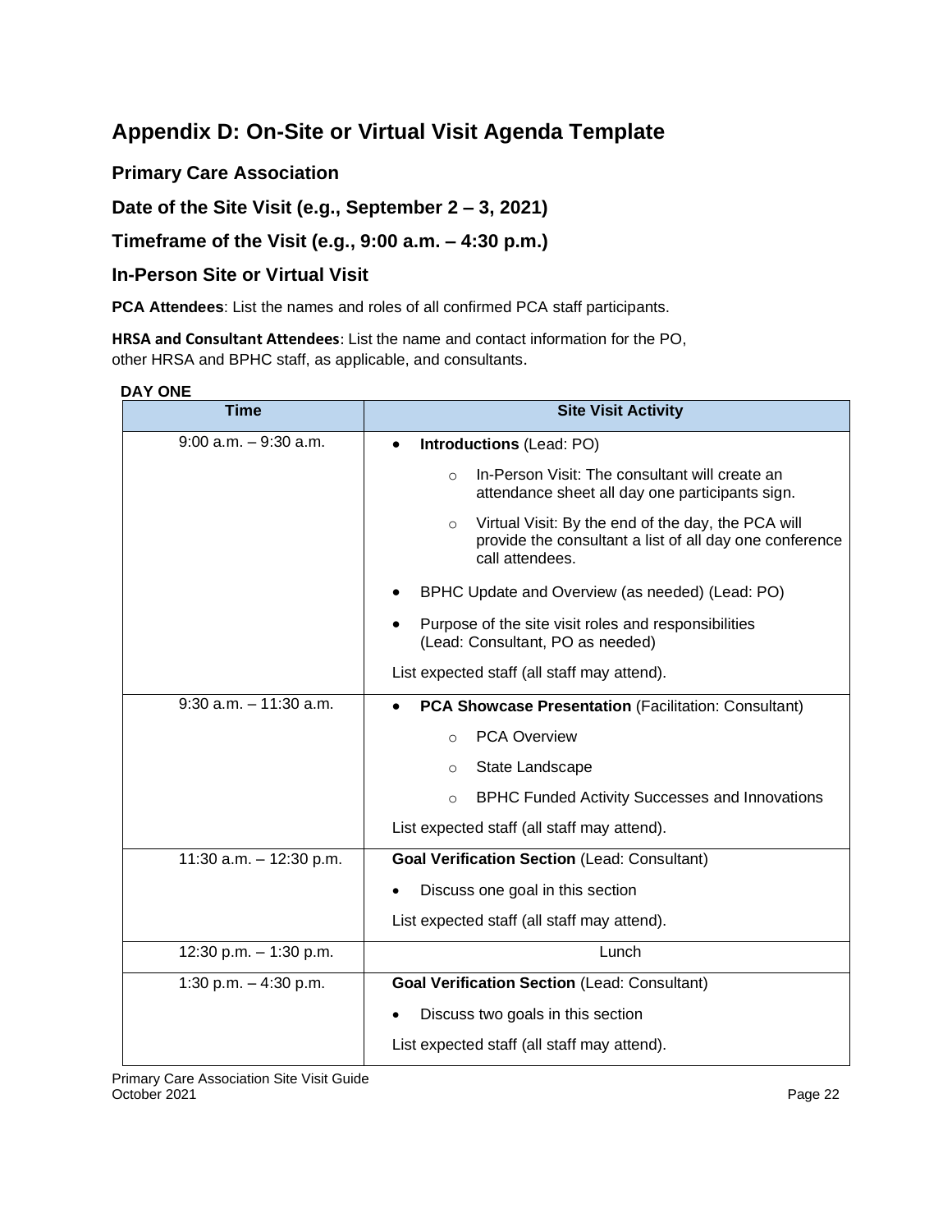# Appendix D: On-Site or Virtual Visit Agenda Template

## Primary Care Association

## Date of the Site Visit (e.g., September 2 – 3, 2021)

## Timeframe of the Visit (e.g., 9:00 a.m. – 4:30 p.m.)

## In-Person Site or Virtual Visit

**PCA Attendees**: List the names and roles of all confirmed PCA staff participants.

**HRSA and Consultant Attendees**: List the name and contact information for the PO, other HRSA and BPHC staff, as applicable, and consultants.

**DAY ONE**

| Time | Site Visit Activity |
|---|---|
| 9:00 a.m. – 9:30 a.m. | • **Introductions** (Lead: PO)<br>  ○ In-Person Visit: The consultant will create an attendance sheet all day one participants sign.<br>  ○ Virtual Visit: By the end of the day, the PCA will provide the consultant a list of all day one conference call attendees.<br>• BPHC Update and Overview (as needed) (Lead: PO)<br>• Purpose of the site visit roles and responsibilities (Lead: Consultant, PO as needed)<br>List expected staff (all staff may attend). |
| 9:30 a.m. – 11:30 a.m. | • **PCA Showcase Presentation** (Facilitation: Consultant)<br>  ○ PCA Overview<br>  ○ State Landscape<br>  ○ BPHC Funded Activity Successes and Innovations<br>List expected staff (all staff may attend). |
| 11:30 a.m. – 12:30 p.m. | **Goal Verification Section** (Lead: Consultant)<br>• Discuss one goal in this section<br>List expected staff (all staff may attend). |
| 12:30 p.m. – 1:30 p.m. | Lunch |
| 1:30 p.m. – 4:30 p.m. | **Goal Verification Section** (Lead: Consultant)<br>• Discuss two goals in this section<br>List expected staff (all staff may attend). |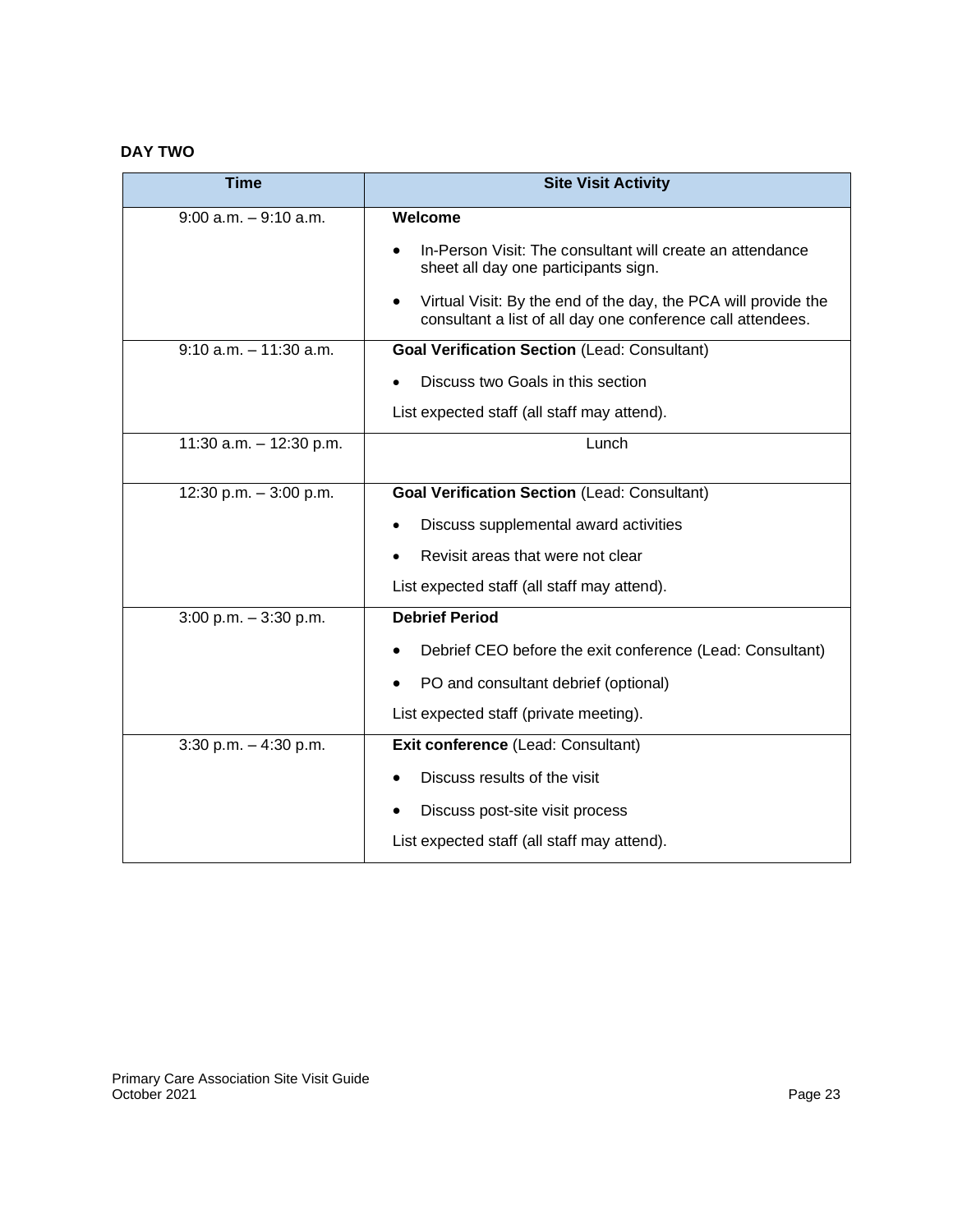**DAY TWO**

| Time | Site Visit Activity |
| --- | --- |
| 9:00 a.m. – 9:10 a.m. | **Welcome**<br>• In-Person Visit: The consultant will create an attendance sheet all day one participants sign.<br>• Virtual Visit: By the end of the day, the PCA will provide the consultant a list of all day one conference call attendees. |
| 9:10 a.m. – 11:30 a.m. | **Goal Verification Section** (Lead: Consultant)<br>• Discuss two Goals in this section<br>List expected staff (all staff may attend). |
| 11:30 a.m. – 12:30 p.m. | Lunch |
| 12:30 p.m. – 3:00 p.m. | **Goal Verification Section** (Lead: Consultant)<br>• Discuss supplemental award activities<br>• Revisit areas that were not clear<br>List expected staff (all staff may attend). |
| 3:00 p.m. – 3:30 p.m. | **Debrief Period**<br>• Debrief CEO before the exit conference (Lead: Consultant)<br>• PO and consultant debrief (optional)<br>List expected staff (private meeting). |
| 3:30 p.m. – 4:30 p.m. | **Exit conference** (Lead: Consultant)<br>• Discuss results of the visit<br>• Discuss post-site visit process<br>List expected staff (all staff may attend). |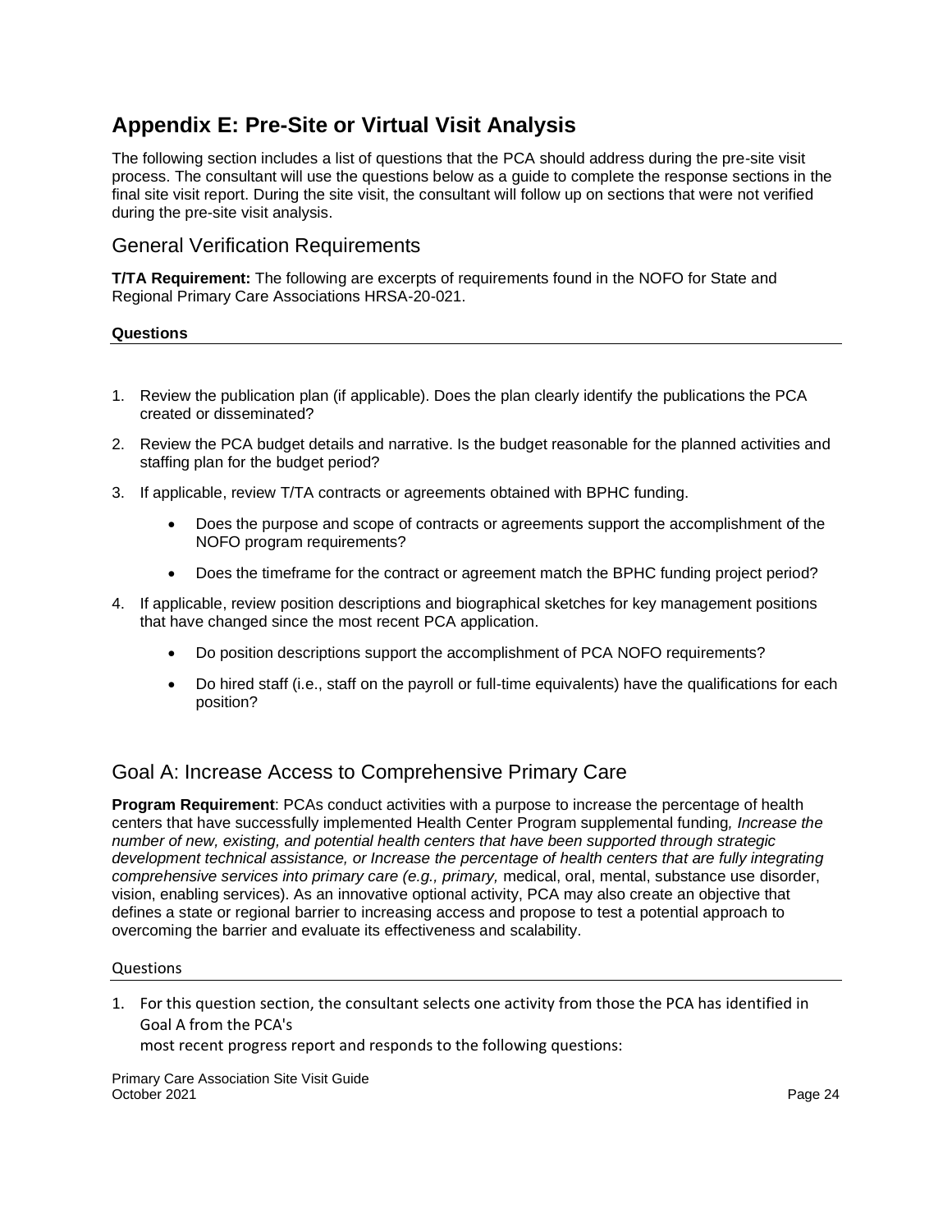# Appendix E: Pre-Site or Virtual Visit Analysis

The following section includes a list of questions that the PCA should address during the pre-site visit process. The consultant will use the questions below as a guide to complete the response sections in the final site visit report. During the site visit, the consultant will follow up on sections that were not verified during the pre-site visit analysis.

## General Verification Requirements

**T/TA Requirement:** The following are excerpts of requirements found in the NOFO for State and Regional Primary Care Associations HRSA-20-021.

**Questions**

1. Review the publication plan (if applicable). Does the plan clearly identify the publications the PCA created or disseminated?
2. Review the PCA budget details and narrative. Is the budget reasonable for the planned activities and staffing plan for the budget period?
3. If applicable, review T/TA contracts or agreements obtained with BPHC funding.
   - Does the purpose and scope of contracts or agreements support the accomplishment of the NOFO program requirements?
   - Does the timeframe for the contract or agreement match the BPHC funding project period?
4. If applicable, review position descriptions and biographical sketches for key management positions that have changed since the most recent PCA application.
   - Do position descriptions support the accomplishment of PCA NOFO requirements?
   - Do hired staff (i.e., staff on the payroll or full-time equivalents) have the qualifications for each position?

## Goal A: Increase Access to Comprehensive Primary Care

**Program Requirement**: PCAs conduct activities with a purpose to increase the percentage of health centers that have successfully implemented Health Center Program supplemental funding*, Increase the number of new, existing, and potential health centers that have been supported through strategic development technical assistance, or Increase the percentage of health centers that are fully integrating comprehensive services into primary care (e.g., primary,* medical, oral, mental, substance use disorder, vision, enabling services). As an innovative optional activity, PCA may also create an objective that defines a state or regional barrier to increasing access and propose to test a potential approach to overcoming the barrier and evaluate its effectiveness and scalability.

Questions

1. For this question section, the consultant selects one activity from those the PCA has identified in Goal A from the PCA's most recent progress report and responds to the following questions: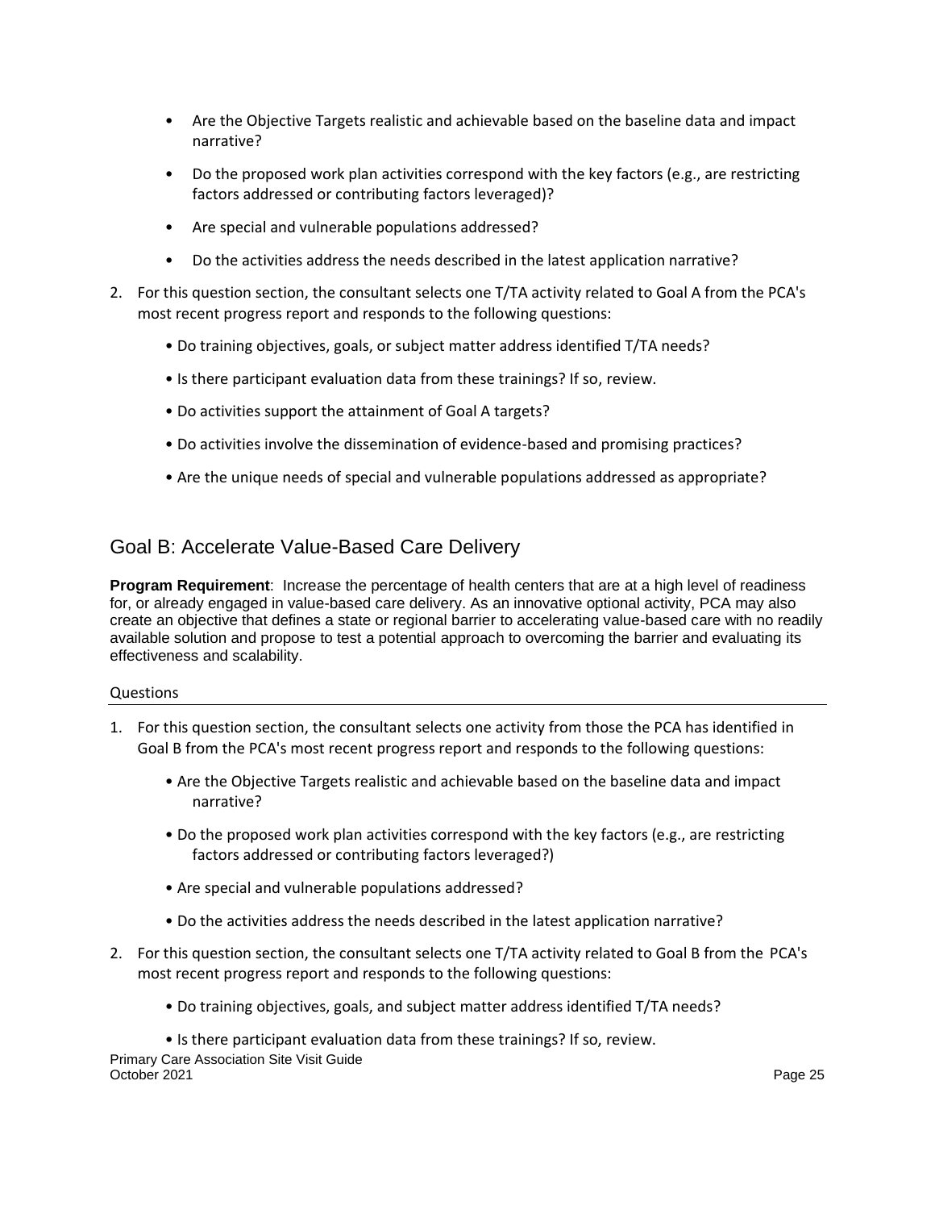- Are the Objective Targets realistic and achievable based on the baseline data and impact narrative?
- Do the proposed work plan activities correspond with the key factors (e.g., are restricting factors addressed or contributing factors leveraged)?
- Are special and vulnerable populations addressed?
- Do the activities address the needs described in the latest application narrative?

2. For this question section, the consultant selects one T/TA activity related to Goal A from the PCA's most recent progress report and responds to the following questions:
   - Do training objectives, goals, or subject matter address identified T/TA needs?
   - Is there participant evaluation data from these trainings? If so, review.
   - Do activities support the attainment of Goal A targets?
   - Do activities involve the dissemination of evidence-based and promising practices?
   - Are the unique needs of special and vulnerable populations addressed as appropriate?

## Goal B: Accelerate Value-Based Care Delivery

**Program Requirement**: Increase the percentage of health centers that are at a high level of readiness for, or already engaged in value-based care delivery. As an innovative optional activity, PCA may also create an objective that defines a state or regional barrier to accelerating value-based care with no readily available solution and propose to test a potential approach to overcoming the barrier and evaluating its effectiveness and scalability.

### Questions

1. For this question section, the consultant selects one activity from those the PCA has identified in Goal B from the PCA's most recent progress report and responds to the following questions:
   - Are the Objective Targets realistic and achievable based on the baseline data and impact narrative?
   - Do the proposed work plan activities correspond with the key factors (e.g., are restricting factors addressed or contributing factors leveraged?)
   - Are special and vulnerable populations addressed?
   - Do the activities address the needs described in the latest application narrative?
2. For this question section, the consultant selects one T/TA activity related to Goal B from the PCA's most recent progress report and responds to the following questions:
   - Do training objectives, goals, and subject matter address identified T/TA needs?
   - Is there participant evaluation data from these trainings? If so, review.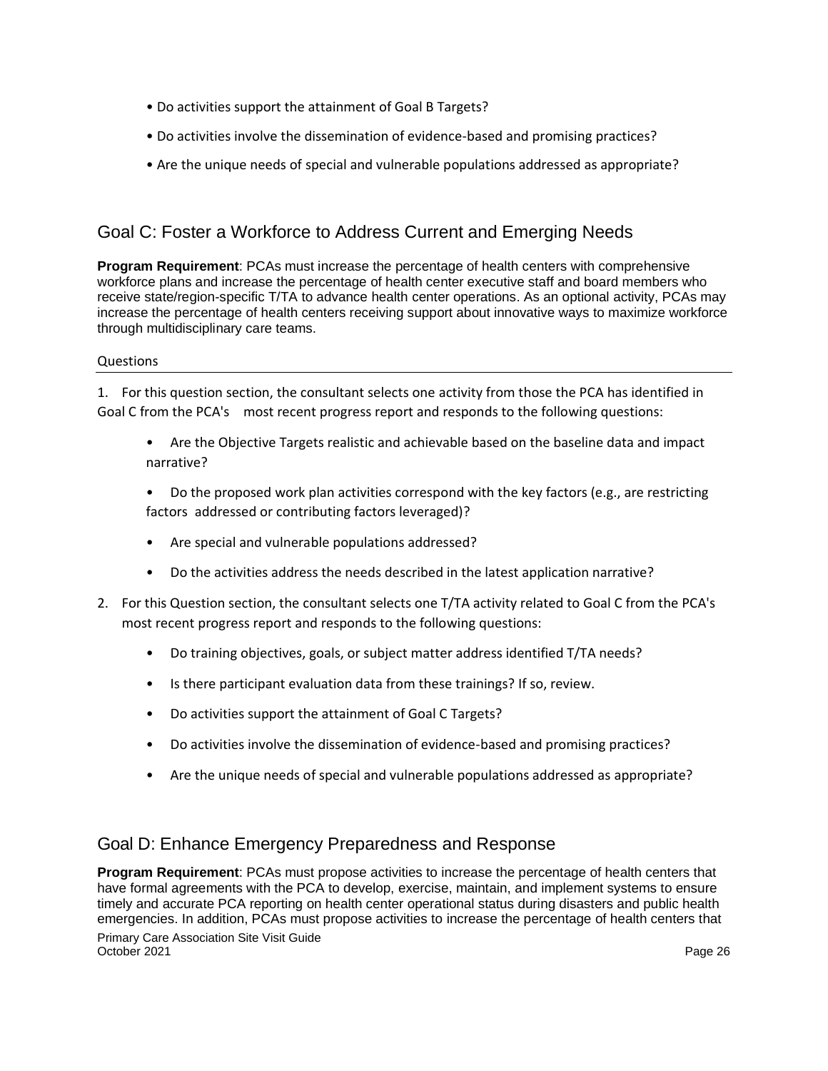- Do activities support the attainment of Goal B Targets?
- Do activities involve the dissemination of evidence-based and promising practices?
- Are the unique needs of special and vulnerable populations addressed as appropriate?

## Goal C: Foster a Workforce to Address Current and Emerging Needs

**Program Requirement**: PCAs must increase the percentage of health centers with comprehensive workforce plans and increase the percentage of health center executive staff and board members who receive state/region-specific T/TA to advance health center operations. As an optional activity, PCAs may increase the percentage of health centers receiving support about innovative ways to maximize workforce through multidisciplinary care teams.

### Questions

1. For this question section, the consultant selects one activity from those the PCA has identified in Goal C from the PCA's most recent progress report and responds to the following questions:
   - Are the Objective Targets realistic and achievable based on the baseline data and impact narrative?
   - Do the proposed work plan activities correspond with the key factors (e.g., are restricting factors addressed or contributing factors leveraged)?
   - Are special and vulnerable populations addressed?
   - Do the activities address the needs described in the latest application narrative?
2. For this Question section, the consultant selects one T/TA activity related to Goal C from the PCA's most recent progress report and responds to the following questions:
   - Do training objectives, goals, or subject matter address identified T/TA needs?
   - Is there participant evaluation data from these trainings? If so, review.
   - Do activities support the attainment of Goal C Targets?
   - Do activities involve the dissemination of evidence-based and promising practices?
   - Are the unique needs of special and vulnerable populations addressed as appropriate?

## Goal D: Enhance Emergency Preparedness and Response

**Program Requirement**: PCAs must propose activities to increase the percentage of health centers that have formal agreements with the PCA to develop, exercise, maintain, and implement systems to ensure timely and accurate PCA reporting on health center operational status during disasters and public health emergencies. In addition, PCAs must propose activities to increase the percentage of health centers that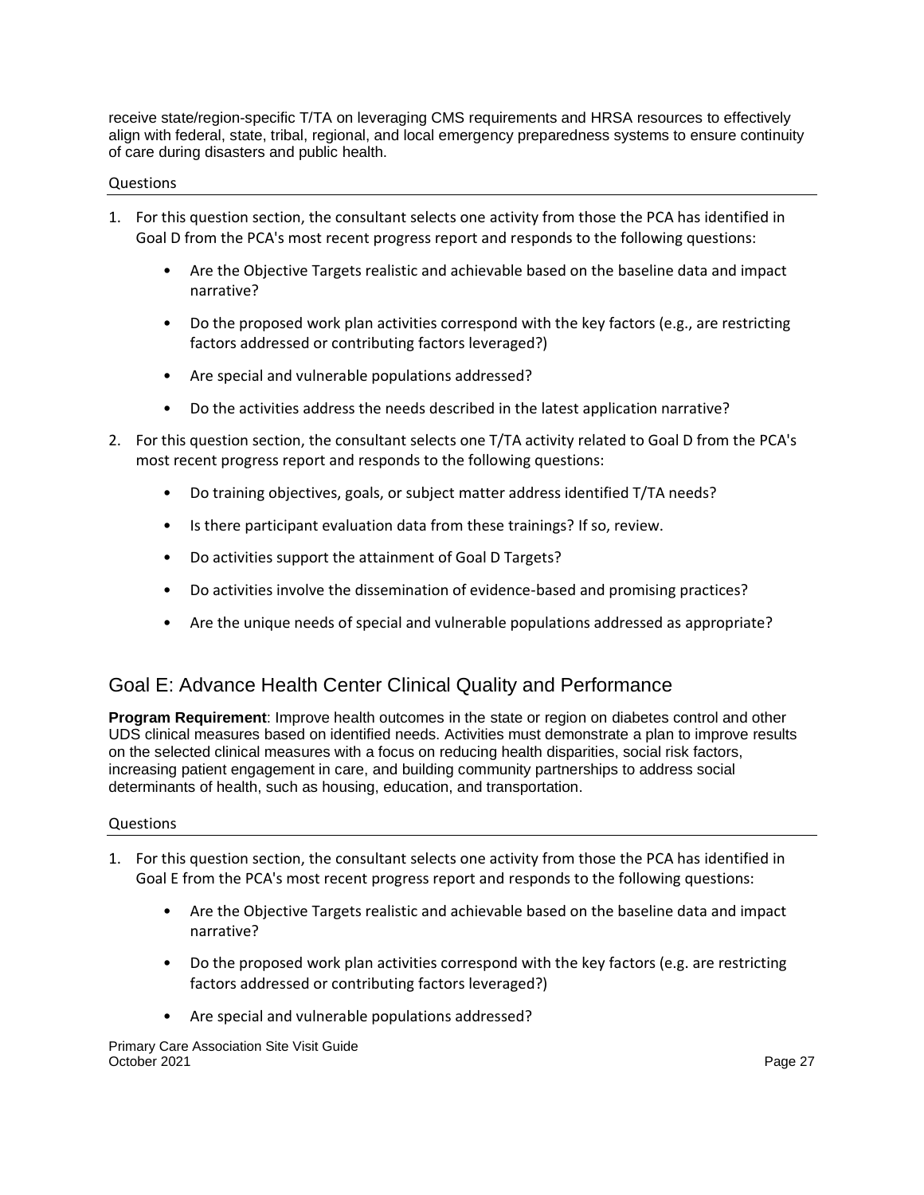receive state/region-specific T/TA on leveraging CMS requirements and HRSA resources to effectively align with federal, state, tribal, regional, and local emergency preparedness systems to ensure continuity of care during disasters and public health.

Questions

1. For this question section, the consultant selects one activity from those the PCA has identified in Goal D from the PCA's most recent progress report and responds to the following questions:
    - Are the Objective Targets realistic and achievable based on the baseline data and impact narrative?
    - Do the proposed work plan activities correspond with the key factors (e.g., are restricting factors addressed or contributing factors leveraged?)
    - Are special and vulnerable populations addressed?
    - Do the activities address the needs described in the latest application narrative?
2. For this question section, the consultant selects one T/TA activity related to Goal D from the PCA's most recent progress report and responds to the following questions:
    - Do training objectives, goals, or subject matter address identified T/TA needs?
    - Is there participant evaluation data from these trainings? If so, review.
    - Do activities support the attainment of Goal D Targets?
    - Do activities involve the dissemination of evidence-based and promising practices?
    - Are the unique needs of special and vulnerable populations addressed as appropriate?

## Goal E: Advance Health Center Clinical Quality and Performance

**Program Requirement**: Improve health outcomes in the state or region on diabetes control and other UDS clinical measures based on identified needs. Activities must demonstrate a plan to improve results on the selected clinical measures with a focus on reducing health disparities, social risk factors, increasing patient engagement in care, and building community partnerships to address social determinants of health, such as housing, education, and transportation.

Questions

1. For this question section, the consultant selects one activity from those the PCA has identified in Goal E from the PCA's most recent progress report and responds to the following questions:
    - Are the Objective Targets realistic and achievable based on the baseline data and impact narrative?
    - Do the proposed work plan activities correspond with the key factors (e.g. are restricting factors addressed or contributing factors leveraged?)
    - Are special and vulnerable populations addressed?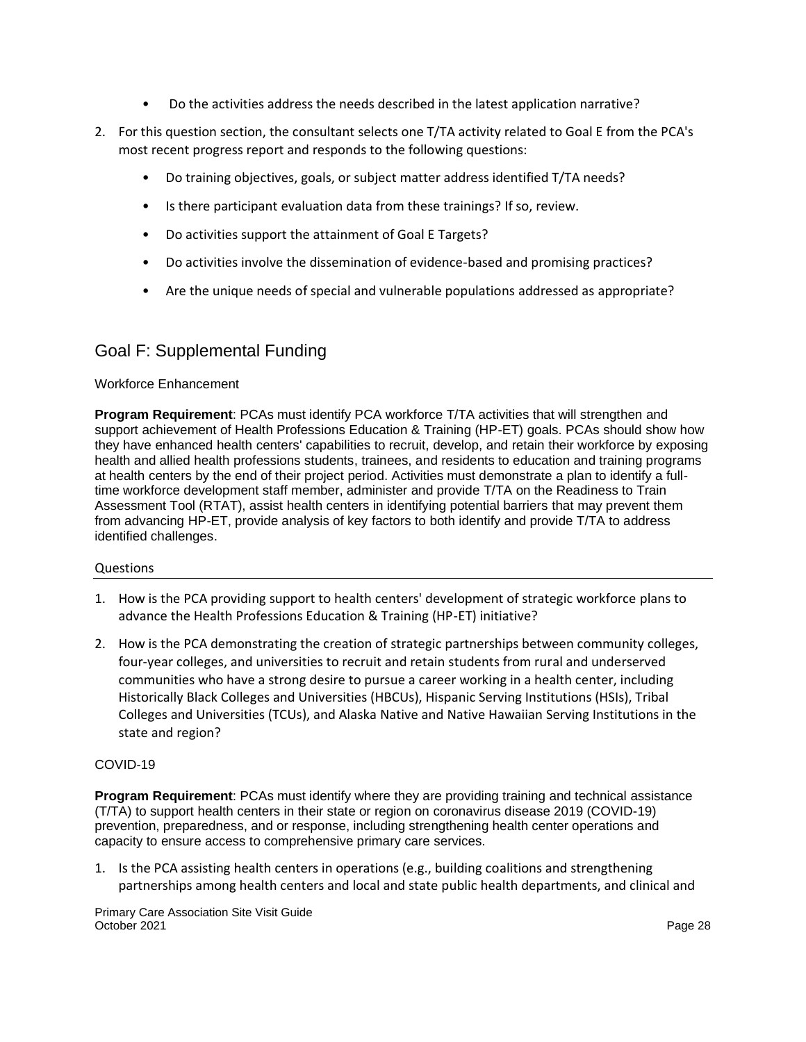- Do the activities address the needs described in the latest application narrative?

2. For this question section, the consultant selects one T/TA activity related to Goal E from the PCA's most recent progress report and responds to the following questions:

    - Do training objectives, goals, or subject matter address identified T/TA needs?
    - Is there participant evaluation data from these trainings? If so, review.
    - Do activities support the attainment of Goal E Targets?
    - Do activities involve the dissemination of evidence-based and promising practices?
    - Are the unique needs of special and vulnerable populations addressed as appropriate?

## Goal F: Supplemental Funding

### Workforce Enhancement

**Program Requirement**: PCAs must identify PCA workforce T/TA activities that will strengthen and support achievement of Health Professions Education & Training (HP-ET) goals. PCAs should show how they have enhanced health centers' capabilities to recruit, develop, and retain their workforce by exposing health and allied health professions students, trainees, and residents to education and training programs at health centers by the end of their project period. Activities must demonstrate a plan to identify a full-time workforce development staff member, administer and provide T/TA on the Readiness to Train Assessment Tool (RTAT), assist health centers in identifying potential barriers that may prevent them from advancing HP-ET, provide analysis of key factors to both identify and provide T/TA to address identified challenges.

#### Questions

1. How is the PCA providing support to health centers' development of strategic workforce plans to advance the Health Professions Education & Training (HP-ET) initiative?
2. How is the PCA demonstrating the creation of strategic partnerships between community colleges, four-year colleges, and universities to recruit and retain students from rural and underserved communities who have a strong desire to pursue a career working in a health center, including Historically Black Colleges and Universities (HBCUs), Hispanic Serving Institutions (HSIs), Tribal Colleges and Universities (TCUs), and Alaska Native and Native Hawaiian Serving Institutions in the state and region?

### COVID-19

**Program Requirement**: PCAs must identify where they are providing training and technical assistance (T/TA) to support health centers in their state or region on coronavirus disease 2019 (COVID-19) prevention, preparedness, and or response, including strengthening health center operations and capacity to ensure access to comprehensive primary care services.

1. Is the PCA assisting health centers in operations (e.g., building coalitions and strengthening partnerships among health centers and local and state public health departments, and clinical and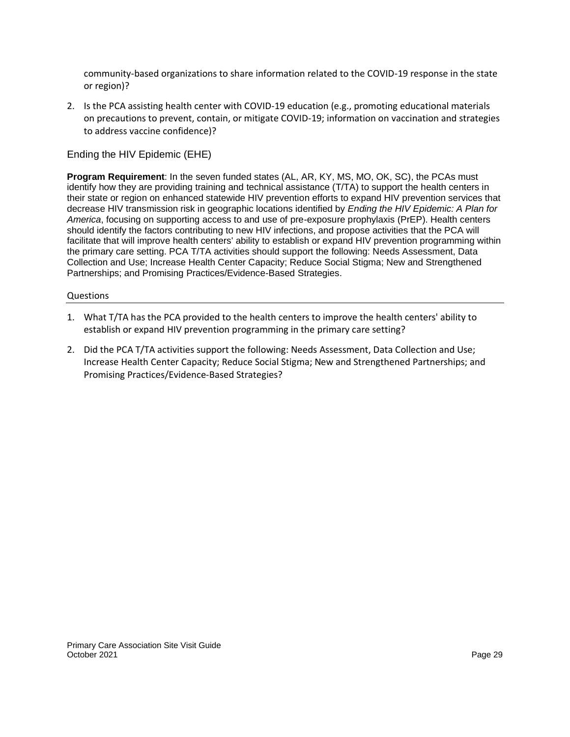community-based organizations to share information related to the COVID-19 response in the state or region)?

2. Is the PCA assisting health center with COVID-19 education (e.g., promoting educational materials on precautions to prevent, contain, or mitigate COVID-19; information on vaccination and strategies to address vaccine confidence)?

### Ending the HIV Epidemic (EHE)

**Program Requirement**: In the seven funded states (AL, AR, KY, MS, MO, OK, SC), the PCAs must identify how they are providing training and technical assistance (T/TA) to support the health centers in their state or region on enhanced statewide HIV prevention efforts to expand HIV prevention services that decrease HIV transmission risk in geographic locations identified by *Ending the HIV Epidemic: A Plan for America*, focusing on supporting access to and use of pre-exposure prophylaxis (PrEP). Health centers should identify the factors contributing to new HIV infections, and propose activities that the PCA will facilitate that will improve health centers' ability to establish or expand HIV prevention programming within the primary care setting. PCA T/TA activities should support the following: Needs Assessment, Data Collection and Use; Increase Health Center Capacity; Reduce Social Stigma; New and Strengthened Partnerships; and Promising Practices/Evidence-Based Strategies.

#### Questions

1. What T/TA has the PCA provided to the health centers to improve the health centers' ability to establish or expand HIV prevention programming in the primary care setting?

2. Did the PCA T/TA activities support the following: Needs Assessment, Data Collection and Use; Increase Health Center Capacity; Reduce Social Stigma; New and Strengthened Partnerships; and Promising Practices/Evidence-Based Strategies?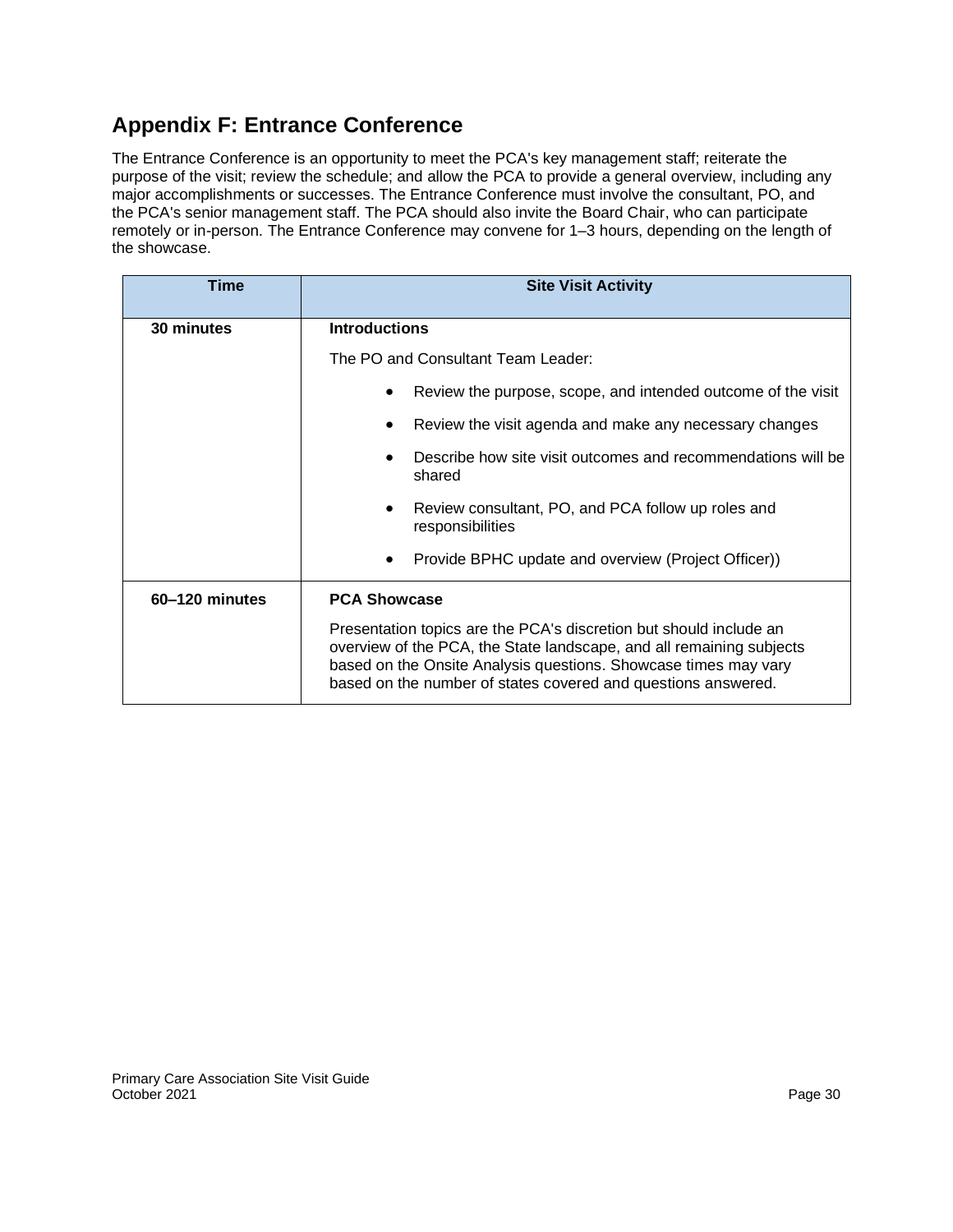## Appendix F: Entrance Conference

The Entrance Conference is an opportunity to meet the PCA's key management staff; reiterate the purpose of the visit; review the schedule; and allow the PCA to provide a general overview, including any major accomplishments or successes. The Entrance Conference must involve the consultant, PO, and the PCA's senior management staff. The PCA should also invite the Board Chair, who can participate remotely or in-person. The Entrance Conference may convene for 1–3 hours, depending on the length of the showcase.

| Time | Site Visit Activity |
|---|---|
| **30 minutes** | **Introductions**<br><br>The PO and Consultant Team Leader:<br><br>• Review the purpose, scope, and intended outcome of the visit<br>• Review the visit agenda and make any necessary changes<br>• Describe how site visit outcomes and recommendations will be shared<br>• Review consultant, PO, and PCA follow up roles and responsibilities<br>• Provide BPHC update and overview (Project Officer)) |
| **60–120 minutes** | **PCA Showcase**<br><br>Presentation topics are the PCA's discretion but should include an overview of the PCA, the State landscape, and all remaining subjects based on the Onsite Analysis questions. Showcase times may vary based on the number of states covered and questions answered. |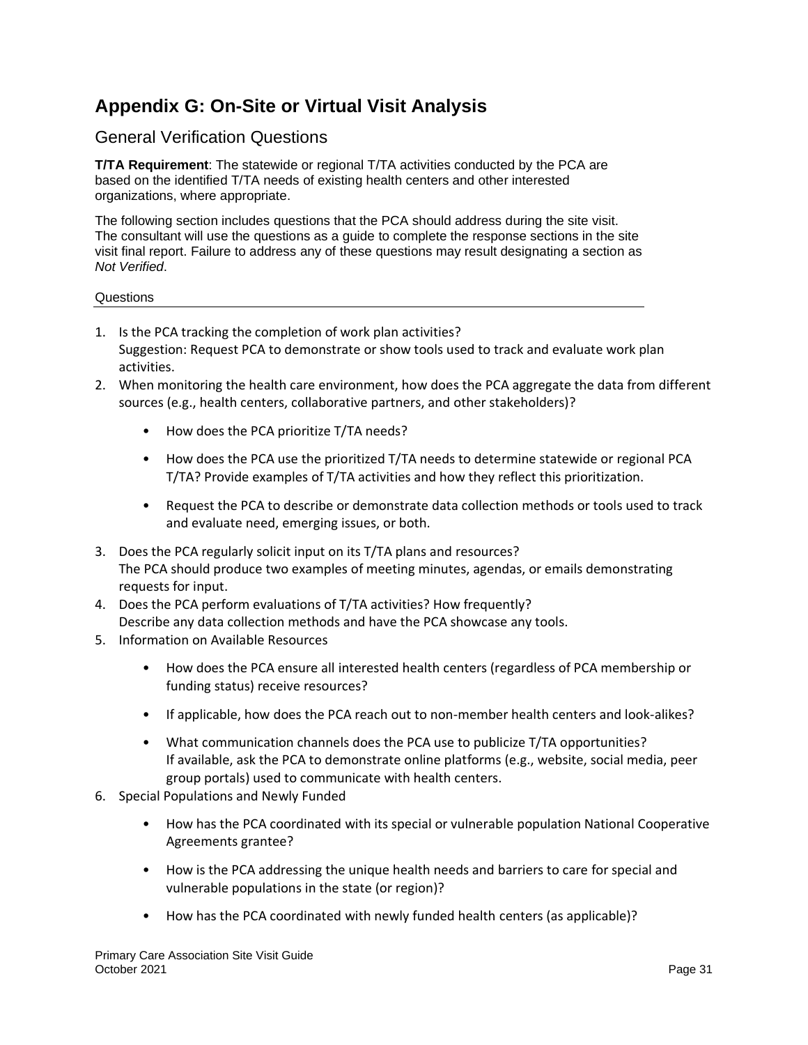# Appendix G: On-Site or Virtual Visit Analysis

## General Verification Questions

**T/TA Requirement**: The statewide or regional T/TA activities conducted by the PCA are based on the identified T/TA needs of existing health centers and other interested organizations, where appropriate.

The following section includes questions that the PCA should address during the site visit. The consultant will use the questions as a guide to complete the response sections in the site visit final report. Failure to address any of these questions may result designating a section as *Not Verified*.

### Questions

1. Is the PCA tracking the completion of work plan activities?
   Suggestion: Request PCA to demonstrate or show tools used to track and evaluate work plan activities.
2. When monitoring the health care environment, how does the PCA aggregate the data from different sources (e.g., health centers, collaborative partners, and other stakeholders)?
   - How does the PCA prioritize T/TA needs?
   - How does the PCA use the prioritized T/TA needs to determine statewide or regional PCA T/TA? Provide examples of T/TA activities and how they reflect this prioritization.
   - Request the PCA to describe or demonstrate data collection methods or tools used to track and evaluate need, emerging issues, or both.
3. Does the PCA regularly solicit input on its T/TA plans and resources?
   The PCA should produce two examples of meeting minutes, agendas, or emails demonstrating requests for input.
4. Does the PCA perform evaluations of T/TA activities? How frequently?
   Describe any data collection methods and have the PCA showcase any tools.
5. Information on Available Resources
   - How does the PCA ensure all interested health centers (regardless of PCA membership or funding status) receive resources?
   - If applicable, how does the PCA reach out to non-member health centers and look-alikes?
   - What communication channels does the PCA use to publicize T/TA opportunities?
     If available, ask the PCA to demonstrate online platforms (e.g., website, social media, peer group portals) used to communicate with health centers.
6. Special Populations and Newly Funded
   - How has the PCA coordinated with its special or vulnerable population National Cooperative Agreements grantee?
   - How is the PCA addressing the unique health needs and barriers to care for special and vulnerable populations in the state (or region)?
   - How has the PCA coordinated with newly funded health centers (as applicable)?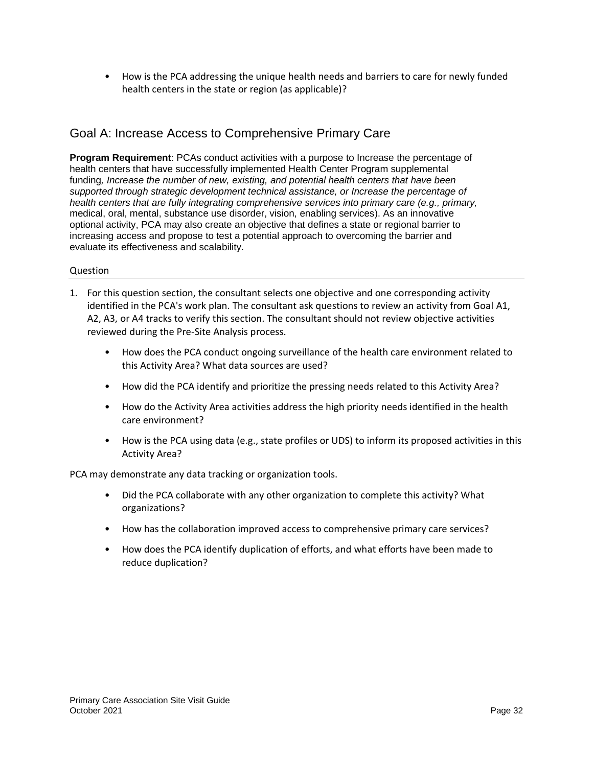- How is the PCA addressing the unique health needs and barriers to care for newly funded health centers in the state or region (as applicable)?

## Goal A: Increase Access to Comprehensive Primary Care

**Program Requirement**: PCAs conduct activities with a purpose to Increase the percentage of health centers that have successfully implemented Health Center Program supplemental funding*, Increase the number of new, existing, and potential health centers that have been supported through strategic development technical assistance, or Increase the percentage of health centers that are fully integrating comprehensive services into primary care (e.g., primary,* medical, oral, mental, substance use disorder, vision, enabling services). As an innovative optional activity, PCA may also create an objective that defines a state or regional barrier to increasing access and propose to test a potential approach to overcoming the barrier and evaluate its effectiveness and scalability.

Question

1. For this question section, the consultant selects one objective and one corresponding activity identified in the PCA's work plan. The consultant ask questions to review an activity from Goal A1, A2, A3, or A4 tracks to verify this section. The consultant should not review objective activities reviewed during the Pre-Site Analysis process.
   - How does the PCA conduct ongoing surveillance of the health care environment related to this Activity Area? What data sources are used?
   - How did the PCA identify and prioritize the pressing needs related to this Activity Area?
   - How do the Activity Area activities address the high priority needs identified in the health care environment?
   - How is the PCA using data (e.g., state profiles or UDS) to inform its proposed activities in this Activity Area?

PCA may demonstrate any data tracking or organization tools.

- Did the PCA collaborate with any other organization to complete this activity? What organizations?
- How has the collaboration improved access to comprehensive primary care services?
- How does the PCA identify duplication of efforts, and what efforts have been made to reduce duplication?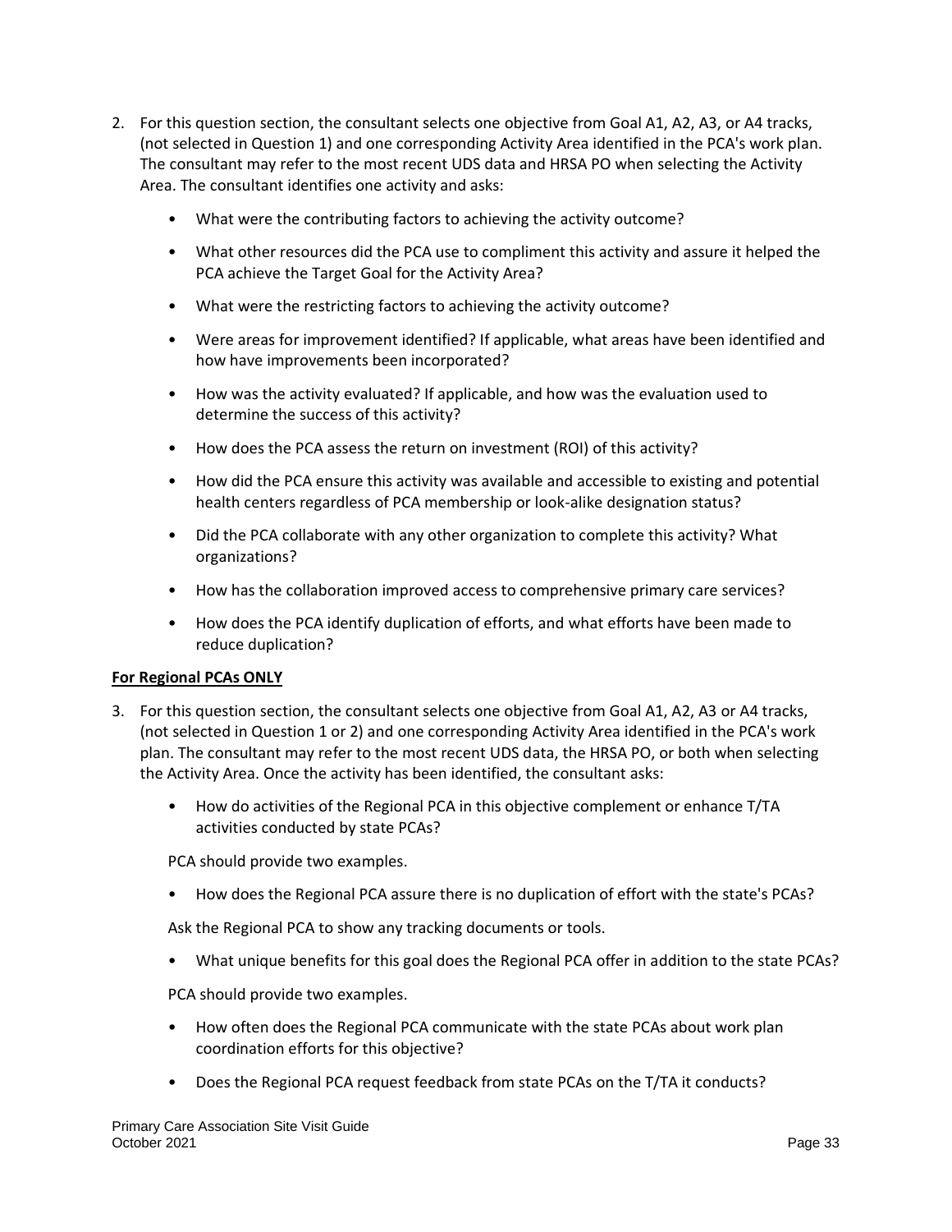2. For this question section, the consultant selects one objective from Goal A1, A2, A3, or A4 tracks, (not selected in Question 1) and one corresponding Activity Area identified in the PCA's work plan. The consultant may refer to the most recent UDS data and HRSA PO when selecting the Activity Area. The consultant identifies one activity and asks:

    - What were the contributing factors to achieving the activity outcome?
    - What other resources did the PCA use to compliment this activity and assure it helped the PCA achieve the Target Goal for the Activity Area?
    - What were the restricting factors to achieving the activity outcome?
    - Were areas for improvement identified? If applicable, what areas have been identified and how have improvements been incorporated?
    - How was the activity evaluated? If applicable, and how was the evaluation used to determine the success of this activity?
    - How does the PCA assess the return on investment (ROI) of this activity?
    - How did the PCA ensure this activity was available and accessible to existing and potential health centers regardless of PCA membership or look-alike designation status?
    - Did the PCA collaborate with any other organization to complete this activity? What organizations?
    - How has the collaboration improved access to comprehensive primary care services?
    - How does the PCA identify duplication of efforts, and what efforts have been made to reduce duplication?

**For Regional PCAs ONLY**

3. For this question section, the consultant selects one objective from Goal A1, A2, A3 or A4 tracks, (not selected in Question 1 or 2) and one corresponding Activity Area identified in the PCA's work plan. The consultant may refer to the most recent UDS data, the HRSA PO, or both when selecting the Activity Area. Once the activity has been identified, the consultant asks:

    - How do activities of the Regional PCA in this objective complement or enhance T/TA activities conducted by state PCAs?

      PCA should provide two examples.

    - How does the Regional PCA assure there is no duplication of effort with the state's PCAs?

      Ask the Regional PCA to show any tracking documents or tools.

    - What unique benefits for this goal does the Regional PCA offer in addition to the state PCAs?

      PCA should provide two examples.

    - How often does the Regional PCA communicate with the state PCAs about work plan coordination efforts for this objective?
    - Does the Regional PCA request feedback from state PCAs on the T/TA it conducts?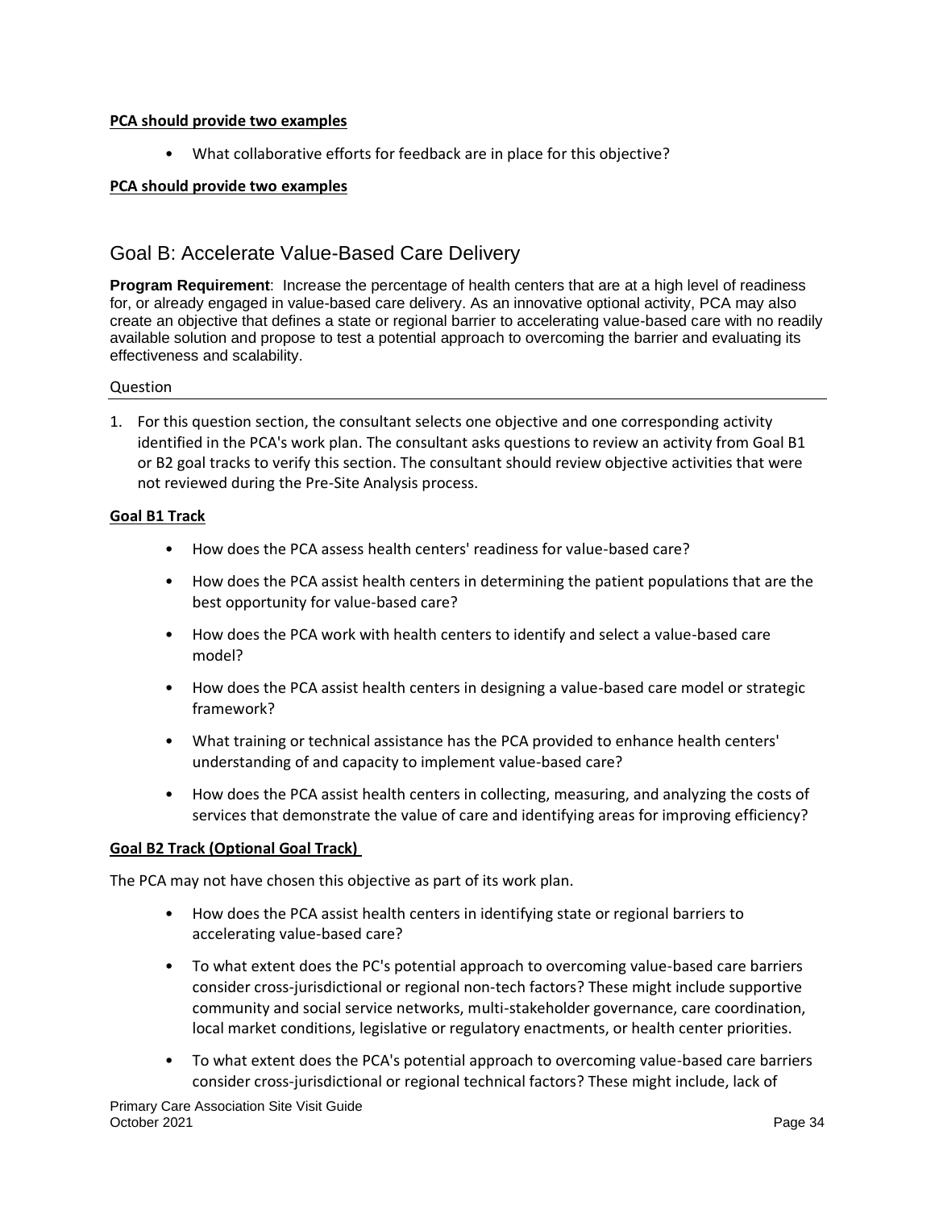**PCA should provide two examples**

- What collaborative efforts for feedback are in place for this objective?

**PCA should provide two examples**

## Goal B: Accelerate Value-Based Care Delivery

**Program Requirement**: Increase the percentage of health centers that are at a high level of readiness for, or already engaged in value-based care delivery. As an innovative optional activity, PCA may also create an objective that defines a state or regional barrier to accelerating value-based care with no readily available solution and propose to test a potential approach to overcoming the barrier and evaluating its effectiveness and scalability.

Question

1. For this question section, the consultant selects one objective and one corresponding activity identified in the PCA's work plan. The consultant asks questions to review an activity from Goal B1 or B2 goal tracks to verify this section. The consultant should review objective activities that were not reviewed during the Pre-Site Analysis process.

**Goal B1 Track**

- How does the PCA assess health centers' readiness for value-based care?
- How does the PCA assist health centers in determining the patient populations that are the best opportunity for value-based care?
- How does the PCA work with health centers to identify and select a value-based care model?
- How does the PCA assist health centers in designing a value-based care model or strategic framework?
- What training or technical assistance has the PCA provided to enhance health centers' understanding of and capacity to implement value-based care?
- How does the PCA assist health centers in collecting, measuring, and analyzing the costs of services that demonstrate the value of care and identifying areas for improving efficiency?

**Goal B2 Track (Optional Goal Track)**

The PCA may not have chosen this objective as part of its work plan.

- How does the PCA assist health centers in identifying state or regional barriers to accelerating value-based care?
- To what extent does the PC's potential approach to overcoming value-based care barriers consider cross-jurisdictional or regional non-tech factors? These might include supportive community and social service networks, multi-stakeholder governance, care coordination, local market conditions, legislative or regulatory enactments, or health center priorities.
- To what extent does the PCA's potential approach to overcoming value-based care barriers consider cross-jurisdictional or regional technical factors? These might include, lack of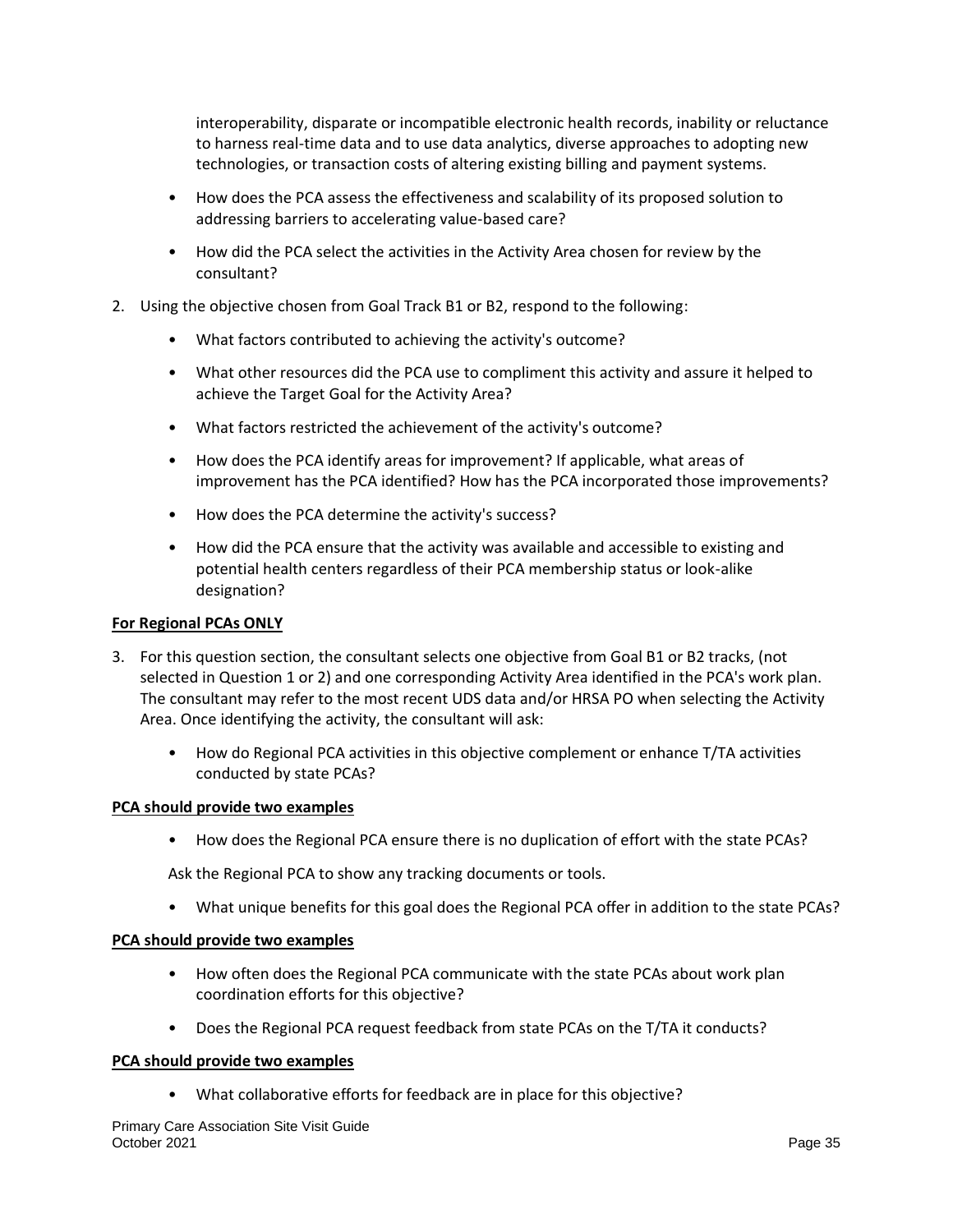interoperability, disparate or incompatible electronic health records, inability or reluctance to harness real-time data and to use data analytics, diverse approaches to adopting new technologies, or transaction costs of altering existing billing and payment systems.

- How does the PCA assess the effectiveness and scalability of its proposed solution to addressing barriers to accelerating value-based care?
- How did the PCA select the activities in the Activity Area chosen for review by the consultant?

2. Using the objective chosen from Goal Track B1 or B2, respond to the following:

   - What factors contributed to achieving the activity's outcome?
   - What other resources did the PCA use to compliment this activity and assure it helped to achieve the Target Goal for the Activity Area?
   - What factors restricted the achievement of the activity's outcome?
   - How does the PCA identify areas for improvement? If applicable, what areas of improvement has the PCA identified? How has the PCA incorporated those improvements?
   - How does the PCA determine the activity's success?
   - How did the PCA ensure that the activity was available and accessible to existing and potential health centers regardless of their PCA membership status or look-alike designation?

**For Regional PCAs ONLY**

3. For this question section, the consultant selects one objective from Goal B1 or B2 tracks, (not selected in Question 1 or 2) and one corresponding Activity Area identified in the PCA's work plan. The consultant may refer to the most recent UDS data and/or HRSA PO when selecting the Activity Area. Once identifying the activity, the consultant will ask:

   - How do Regional PCA activities in this objective complement or enhance T/TA activities conducted by state PCAs?

**PCA should provide two examples**

   - How does the Regional PCA ensure there is no duplication of effort with the state PCAs?

   Ask the Regional PCA to show any tracking documents or tools.

   - What unique benefits for this goal does the Regional PCA offer in addition to the state PCAs?

**PCA should provide two examples**

   - How often does the Regional PCA communicate with the state PCAs about work plan coordination efforts for this objective?
   - Does the Regional PCA request feedback from state PCAs on the T/TA it conducts?

**PCA should provide two examples**

   - What collaborative efforts for feedback are in place for this objective?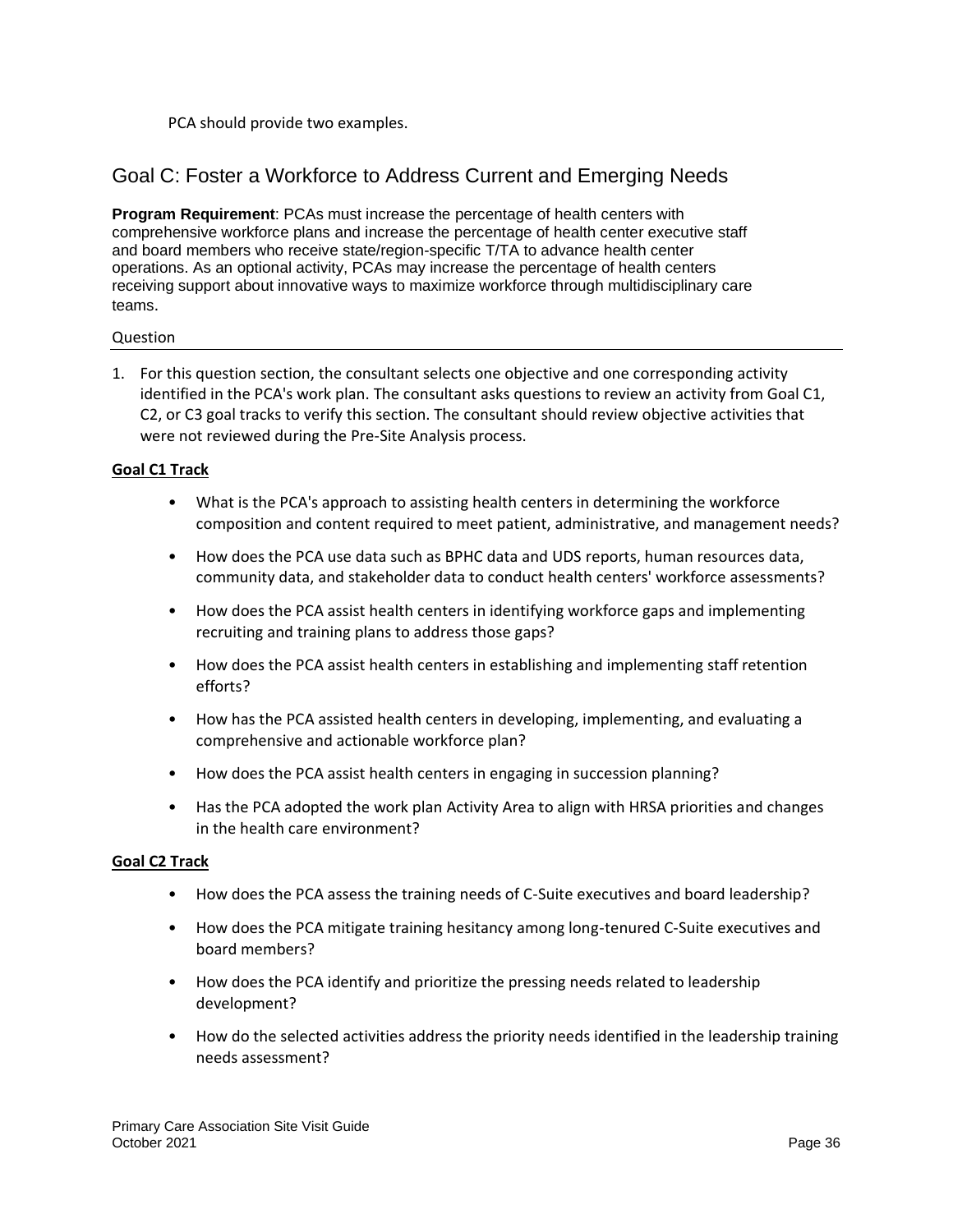PCA should provide two examples.

## Goal C: Foster a Workforce to Address Current and Emerging Needs

**Program Requirement**: PCAs must increase the percentage of health centers with comprehensive workforce plans and increase the percentage of health center executive staff and board members who receive state/region-specific T/TA to advance health center operations. As an optional activity, PCAs may increase the percentage of health centers receiving support about innovative ways to maximize workforce through multidisciplinary care teams.

Question

1. For this question section, the consultant selects one objective and one corresponding activity identified in the PCA's work plan. The consultant asks questions to review an activity from Goal C1, C2, or C3 goal tracks to verify this section. The consultant should review objective activities that were not reviewed during the Pre-Site Analysis process.

**Goal C1 Track**

- What is the PCA's approach to assisting health centers in determining the workforce composition and content required to meet patient, administrative, and management needs?
- How does the PCA use data such as BPHC data and UDS reports, human resources data, community data, and stakeholder data to conduct health centers' workforce assessments?
- How does the PCA assist health centers in identifying workforce gaps and implementing recruiting and training plans to address those gaps?
- How does the PCA assist health centers in establishing and implementing staff retention efforts?
- How has the PCA assisted health centers in developing, implementing, and evaluating a comprehensive and actionable workforce plan?
- How does the PCA assist health centers in engaging in succession planning?
- Has the PCA adopted the work plan Activity Area to align with HRSA priorities and changes in the health care environment?

**Goal C2 Track**

- How does the PCA assess the training needs of C-Suite executives and board leadership?
- How does the PCA mitigate training hesitancy among long-tenured C-Suite executives and board members?
- How does the PCA identify and prioritize the pressing needs related to leadership development?
- How do the selected activities address the priority needs identified in the leadership training needs assessment?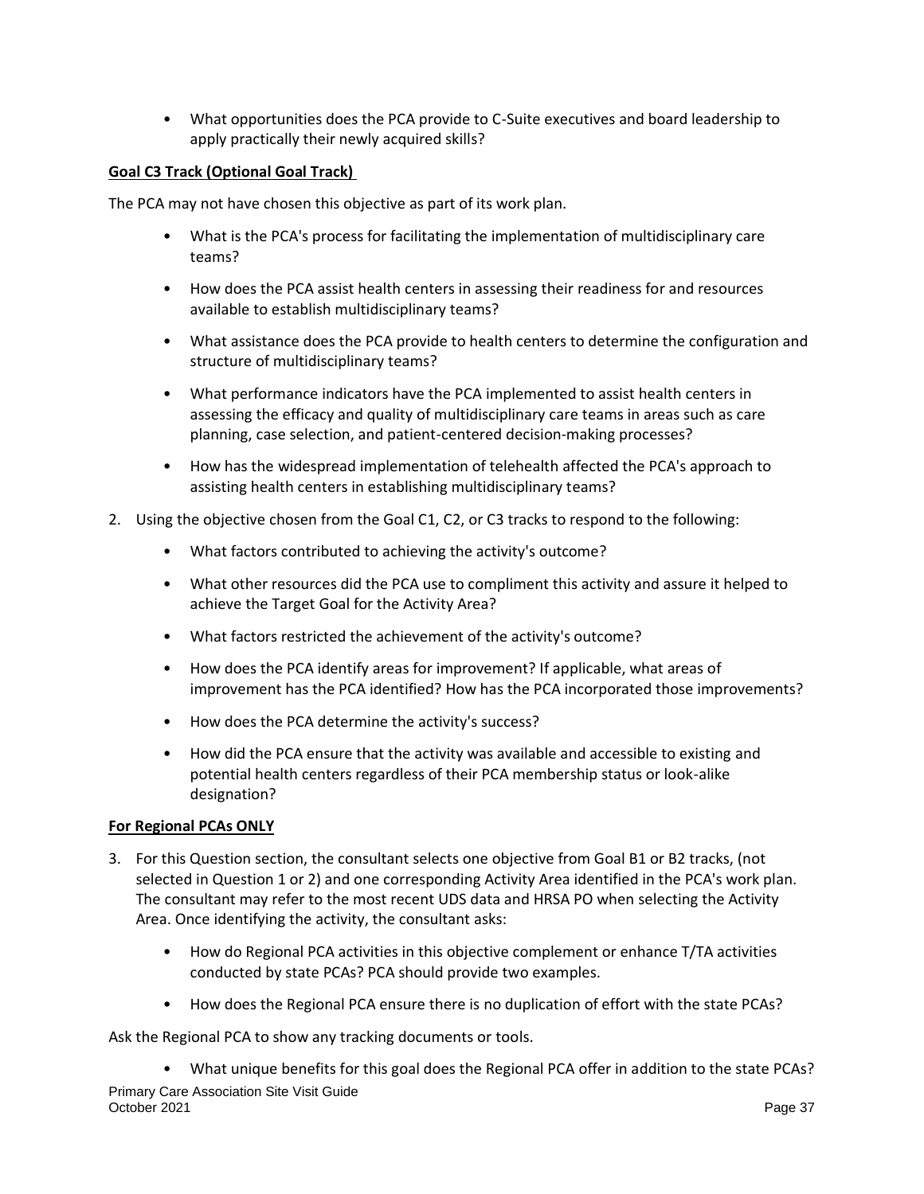- What opportunities does the PCA provide to C-Suite executives and board leadership to apply practically their newly acquired skills?

**Goal C3 Track (Optional Goal Track)**

The PCA may not have chosen this objective as part of its work plan.

- What is the PCA's process for facilitating the implementation of multidisciplinary care teams?
- How does the PCA assist health centers in assessing their readiness for and resources available to establish multidisciplinary teams?
- What assistance does the PCA provide to health centers to determine the configuration and structure of multidisciplinary teams?
- What performance indicators have the PCA implemented to assist health centers in assessing the efficacy and quality of multidisciplinary care teams in areas such as care planning, case selection, and patient-centered decision-making processes?
- How has the widespread implementation of telehealth affected the PCA's approach to assisting health centers in establishing multidisciplinary teams?

2. Using the objective chosen from the Goal C1, C2, or C3 tracks to respond to the following:
   - What factors contributed to achieving the activity's outcome?
   - What other resources did the PCA use to compliment this activity and assure it helped to achieve the Target Goal for the Activity Area?
   - What factors restricted the achievement of the activity's outcome?
   - How does the PCA identify areas for improvement? If applicable, what areas of improvement has the PCA identified? How has the PCA incorporated those improvements?
   - How does the PCA determine the activity's success?
   - How did the PCA ensure that the activity was available and accessible to existing and potential health centers regardless of their PCA membership status or look-alike designation?

**For Regional PCAs ONLY**

3. For this Question section, the consultant selects one objective from Goal B1 or B2 tracks, (not selected in Question 1 or 2) and one corresponding Activity Area identified in the PCA's work plan. The consultant may refer to the most recent UDS data and HRSA PO when selecting the Activity Area. Once identifying the activity, the consultant asks:
   - How do Regional PCA activities in this objective complement or enhance T/TA activities conducted by state PCAs? PCA should provide two examples.
   - How does the Regional PCA ensure there is no duplication of effort with the state PCAs?

Ask the Regional PCA to show any tracking documents or tools.

- What unique benefits for this goal does the Regional PCA offer in addition to the state PCAs?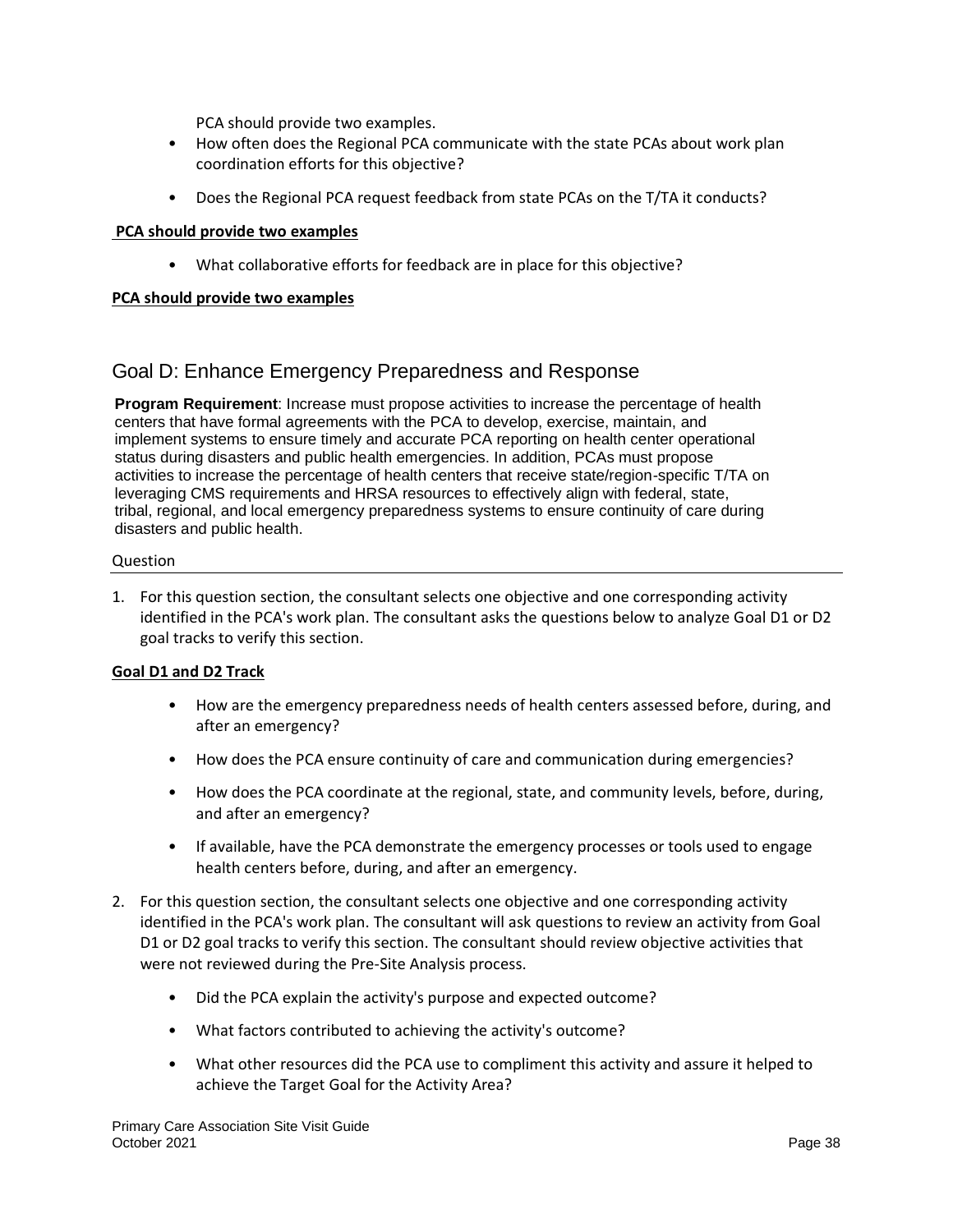PCA should provide two examples.

- How often does the Regional PCA communicate with the state PCAs about work plan coordination efforts for this objective?
- Does the Regional PCA request feedback from state PCAs on the T/TA it conducts?

**PCA should provide two examples**

- What collaborative efforts for feedback are in place for this objective?

**PCA should provide two examples**

## Goal D: Enhance Emergency Preparedness and Response

**Program Requirement**: Increase must propose activities to increase the percentage of health centers that have formal agreements with the PCA to develop, exercise, maintain, and implement systems to ensure timely and accurate PCA reporting on health center operational status during disasters and public health emergencies. In addition, PCAs must propose activities to increase the percentage of health centers that receive state/region-specific T/TA on leveraging CMS requirements and HRSA resources to effectively align with federal, state, tribal, regional, and local emergency preparedness systems to ensure continuity of care during disasters and public health.

Question

1. For this question section, the consultant selects one objective and one corresponding activity identified in the PCA's work plan. The consultant asks the questions below to analyze Goal D1 or D2 goal tracks to verify this section.

**Goal D1 and D2 Track**

- How are the emergency preparedness needs of health centers assessed before, during, and after an emergency?
- How does the PCA ensure continuity of care and communication during emergencies?
- How does the PCA coordinate at the regional, state, and community levels, before, during, and after an emergency?
- If available, have the PCA demonstrate the emergency processes or tools used to engage health centers before, during, and after an emergency.

2. For this question section, the consultant selects one objective and one corresponding activity identified in the PCA's work plan. The consultant will ask questions to review an activity from Goal D1 or D2 goal tracks to verify this section. The consultant should review objective activities that were not reviewed during the Pre-Site Analysis process.

   - Did the PCA explain the activity's purpose and expected outcome?
   - What factors contributed to achieving the activity's outcome?
   - What other resources did the PCA use to compliment this activity and assure it helped to achieve the Target Goal for the Activity Area?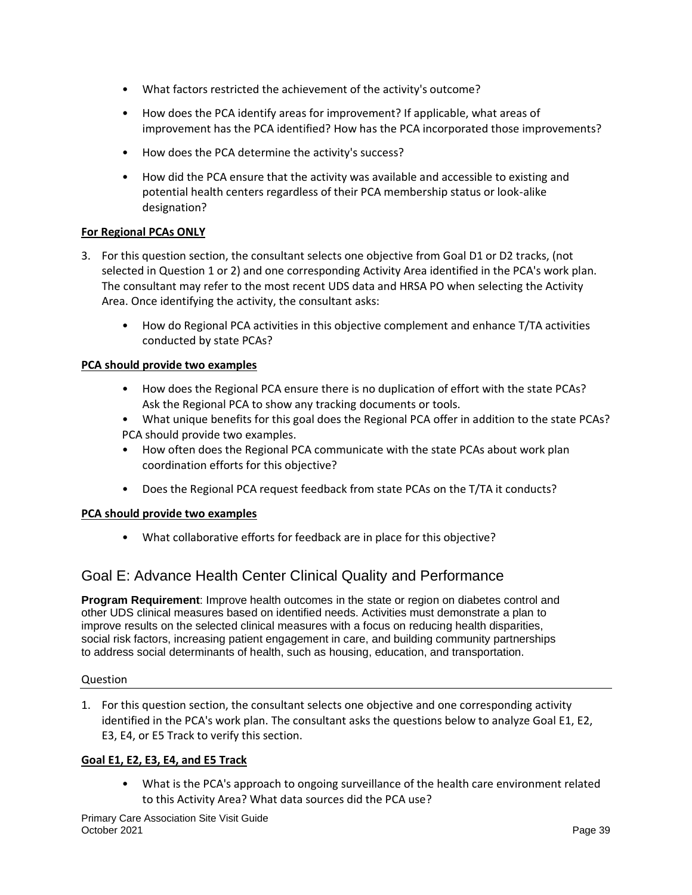- What factors restricted the achievement of the activity's outcome?
- How does the PCA identify areas for improvement? If applicable, what areas of improvement has the PCA identified? How has the PCA incorporated those improvements?
- How does the PCA determine the activity's success?
- How did the PCA ensure that the activity was available and accessible to existing and potential health centers regardless of their PCA membership status or look-alike designation?

**For Regional PCAs ONLY**

3. For this question section, the consultant selects one objective from Goal D1 or D2 tracks, (not selected in Question 1 or 2) and one corresponding Activity Area identified in the PCA's work plan. The consultant may refer to the most recent UDS data and HRSA PO when selecting the Activity Area. Once identifying the activity, the consultant asks:

    - How do Regional PCA activities in this objective complement and enhance T/TA activities conducted by state PCAs?

**PCA should provide two examples**

- How does the Regional PCA ensure there is no duplication of effort with the state PCAs? Ask the Regional PCA to show any tracking documents or tools.
- What unique benefits for this goal does the Regional PCA offer in addition to the state PCAs? PCA should provide two examples.
- How often does the Regional PCA communicate with the state PCAs about work plan coordination efforts for this objective?
- Does the Regional PCA request feedback from state PCAs on the T/TA it conducts?

**PCA should provide two examples**

- What collaborative efforts for feedback are in place for this objective?

## Goal E: Advance Health Center Clinical Quality and Performance

**Program Requirement**: Improve health outcomes in the state or region on diabetes control and other UDS clinical measures based on identified needs. Activities must demonstrate a plan to improve results on the selected clinical measures with a focus on reducing health disparities, social risk factors, increasing patient engagement in care, and building community partnerships to address social determinants of health, such as housing, education, and transportation.

Question

1. For this question section, the consultant selects one objective and one corresponding activity identified in the PCA's work plan. The consultant asks the questions below to analyze Goal E1, E2, E3, E4, or E5 Track to verify this section.

**Goal E1, E2, E3, E4, and E5 Track**

- What is the PCA's approach to ongoing surveillance of the health care environment related to this Activity Area? What data sources did the PCA use?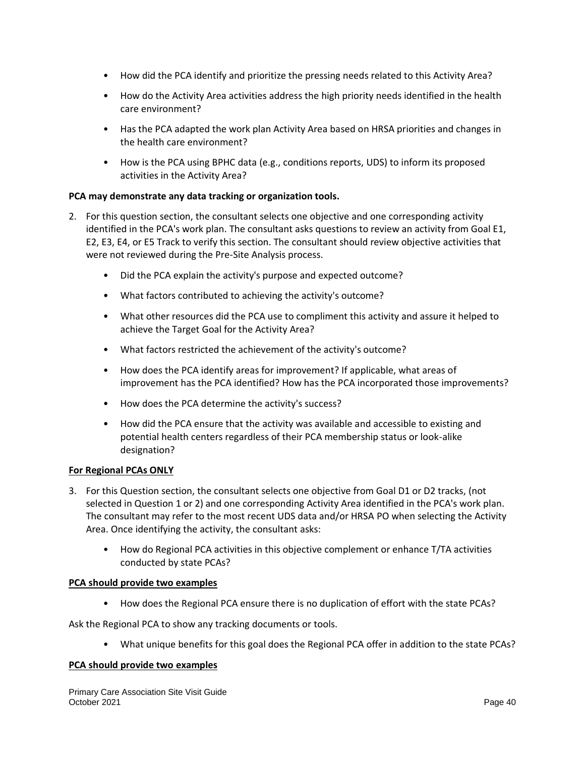- How did the PCA identify and prioritize the pressing needs related to this Activity Area?
- How do the Activity Area activities address the high priority needs identified in the health care environment?
- Has the PCA adapted the work plan Activity Area based on HRSA priorities and changes in the health care environment?
- How is the PCA using BPHC data (e.g., conditions reports, UDS) to inform its proposed activities in the Activity Area?

**PCA may demonstrate any data tracking or organization tools.**

2. For this question section, the consultant selects one objective and one corresponding activity identified in the PCA's work plan. The consultant asks questions to review an activity from Goal E1, E2, E3, E4, or E5 Track to verify this section. The consultant should review objective activities that were not reviewed during the Pre-Site Analysis process.
   - Did the PCA explain the activity's purpose and expected outcome?
   - What factors contributed to achieving the activity's outcome?
   - What other resources did the PCA use to compliment this activity and assure it helped to achieve the Target Goal for the Activity Area?
   - What factors restricted the achievement of the activity's outcome?
   - How does the PCA identify areas for improvement? If applicable, what areas of improvement has the PCA identified? How has the PCA incorporated those improvements?
   - How does the PCA determine the activity's success?
   - How did the PCA ensure that the activity was available and accessible to existing and potential health centers regardless of their PCA membership status or look-alike designation?

**<u>For Regional PCAs ONLY</u>**

3. For this Question section, the consultant selects one objective from Goal D1 or D2 tracks, (not selected in Question 1 or 2) and one corresponding Activity Area identified in the PCA's work plan. The consultant may refer to the most recent UDS data and/or HRSA PO when selecting the Activity Area. Once identifying the activity, the consultant asks:
   - How do Regional PCA activities in this objective complement or enhance T/TA activities conducted by state PCAs?

**<u>PCA should provide two examples</u>**

- How does the Regional PCA ensure there is no duplication of effort with the state PCAs?

Ask the Regional PCA to show any tracking documents or tools.

- What unique benefits for this goal does the Regional PCA offer in addition to the state PCAs?

**<u>PCA should provide two examples</u>**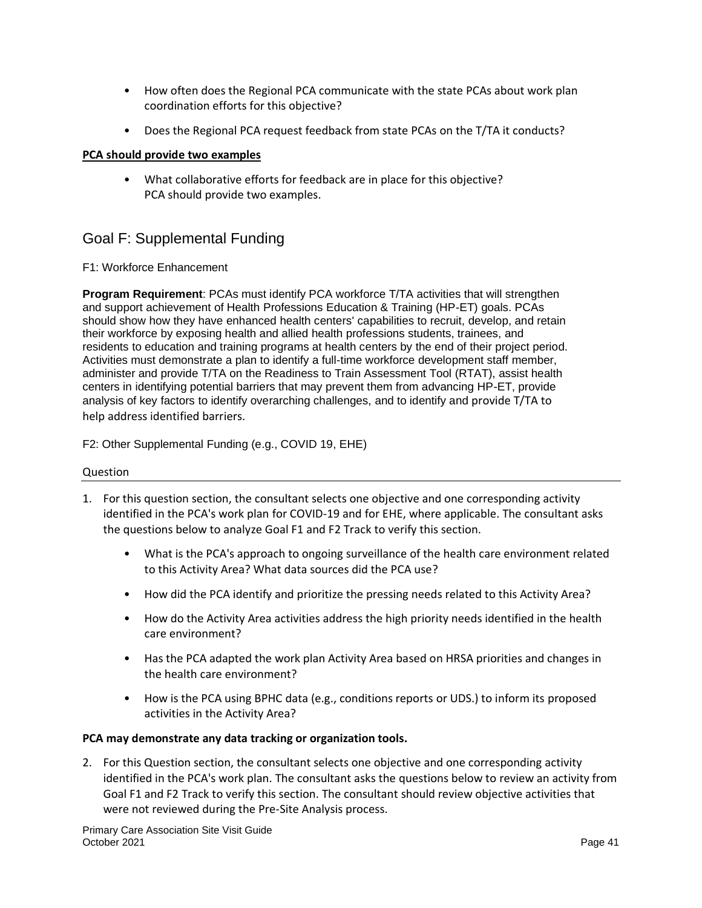- How often does the Regional PCA communicate with the state PCAs about work plan coordination efforts for this objective?
- Does the Regional PCA request feedback from state PCAs on the T/TA it conducts?

**PCA should provide two examples**

- What collaborative efforts for feedback are in place for this objective?
  PCA should provide two examples.

## Goal F: Supplemental Funding

F1: Workforce Enhancement

**Program Requirement**: PCAs must identify PCA workforce T/TA activities that will strengthen and support achievement of Health Professions Education & Training (HP-ET) goals. PCAs should show how they have enhanced health centers' capabilities to recruit, develop, and retain their workforce by exposing health and allied health professions students, trainees, and residents to education and training programs at health centers by the end of their project period. Activities must demonstrate a plan to identify a full-time workforce development staff member, administer and provide T/TA on the Readiness to Train Assessment Tool (RTAT), assist health centers in identifying potential barriers that may prevent them from advancing HP-ET, provide analysis of key factors to identify overarching challenges, and to identify and provide T/TA to help address identified barriers.

F2: Other Supplemental Funding (e.g., COVID 19, EHE)

Question

1. For this question section, the consultant selects one objective and one corresponding activity identified in the PCA's work plan for COVID-19 and for EHE, where applicable. The consultant asks the questions below to analyze Goal F1 and F2 Track to verify this section.
   - What is the PCA's approach to ongoing surveillance of the health care environment related to this Activity Area? What data sources did the PCA use?
   - How did the PCA identify and prioritize the pressing needs related to this Activity Area?
   - How do the Activity Area activities address the high priority needs identified in the health care environment?
   - Has the PCA adapted the work plan Activity Area based on HRSA priorities and changes in the health care environment?
   - How is the PCA using BPHC data (e.g., conditions reports or UDS.) to inform its proposed activities in the Activity Area?

**PCA may demonstrate any data tracking or organization tools.**

2. For this Question section, the consultant selects one objective and one corresponding activity identified in the PCA's work plan. The consultant asks the questions below to review an activity from Goal F1 and F2 Track to verify this section. The consultant should review objective activities that were not reviewed during the Pre-Site Analysis process.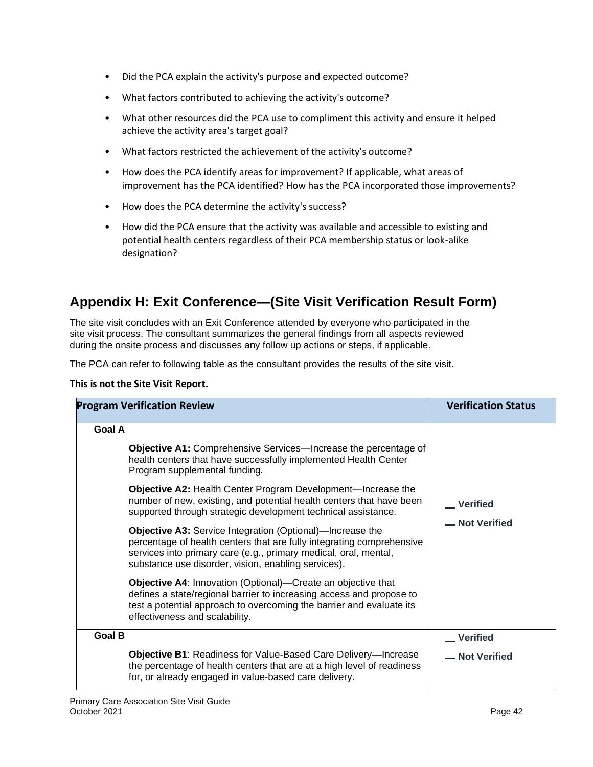- Did the PCA explain the activity's purpose and expected outcome?
- What factors contributed to achieving the activity's outcome?
- What other resources did the PCA use to compliment this activity and ensure it helped achieve the activity area's target goal?
- What factors restricted the achievement of the activity's outcome?
- How does the PCA identify areas for improvement? If applicable, what areas of improvement has the PCA identified? How has the PCA incorporated those improvements?
- How does the PCA determine the activity's success?
- How did the PCA ensure that the activity was available and accessible to existing and potential health centers regardless of their PCA membership status or look-alike designation?

## Appendix H: Exit Conference—(Site Visit Verification Result Form)

The site visit concludes with an Exit Conference attended by everyone who participated in the site visit process. The consultant summarizes the general findings from all aspects reviewed during the onsite process and discusses any follow up actions or steps, if applicable.

The PCA can refer to following table as the consultant provides the results of the site visit.

**This is not the Site Visit Report.**

| Program Verification Review | Verification Status |
|---|---|
| **Goal A**<br><br>**Objective A1:** Comprehensive Services—Increase the percentage of health centers that have successfully implemented Health Center Program supplemental funding.<br><br>**Objective A2:** Health Center Program Development—Increase the number of new, existing, and potential health centers that have been supported through strategic development technical assistance.<br><br>**Objective A3:** Service Integration (Optional)—Increase the percentage of health centers that are fully integrating comprehensive services into primary care (e.g., primary medical, oral, mental, substance use disorder, vision, enabling services).<br><br>**Objective A4**: Innovation (Optional)—Create an objective that defines a state/regional barrier to increasing access and propose to test a potential approach to overcoming the barrier and evaluate its effectiveness and scalability. | __ **Verified**<br><br>__ **Not Verified** |
| **Goal B**<br><br>**Objective B1**: Readiness for Value-Based Care Delivery—Increase the percentage of health centers that are at a high level of readiness for, or already engaged in value-based care delivery. | __ **Verified**<br><br>__ **Not Verified** |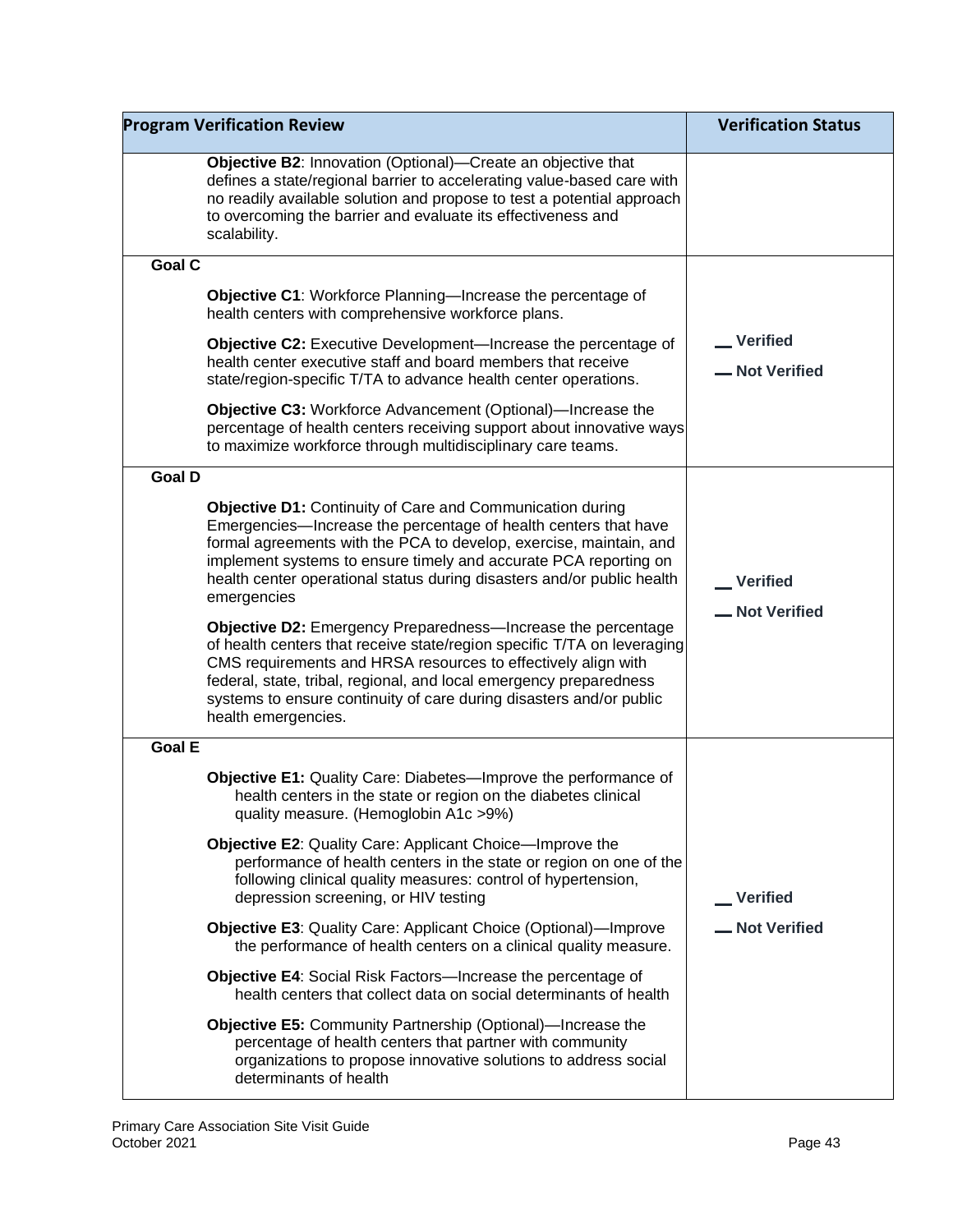| Program Verification Review | Verification Status |
|---|---|
| **Objective B2**: Innovation (Optional)—Create an objective that defines a state/regional barrier to accelerating value-based care with no readily available solution and propose to test a potential approach to overcoming the barrier and evaluate its effectiveness and scalability. | |
| **Goal C**<br><br>**Objective C1**: Workforce Planning—Increase the percentage of health centers with comprehensive workforce plans.<br><br>**Objective C2:** Executive Development—Increase the percentage of health center executive staff and board members that receive state/region-specific T/TA to advance health center operations.<br><br>**Objective C3:** Workforce Advancement (Optional)—Increase the percentage of health centers receiving support about innovative ways to maximize workforce through multidisciplinary care teams. | __ **Verified**<br>__ **Not Verified** |
| **Goal D**<br><br>**Objective D1:** Continuity of Care and Communication during Emergencies—Increase the percentage of health centers that have formal agreements with the PCA to develop, exercise, maintain, and implement systems to ensure timely and accurate PCA reporting on health center operational status during disasters and/or public health emergencies<br><br>**Objective D2:** Emergency Preparedness—Increase the percentage of health centers that receive state/region specific T/TA on leveraging CMS requirements and HRSA resources to effectively align with federal, state, tribal, regional, and local emergency preparedness systems to ensure continuity of care during disasters and/or public health emergencies. | __ **Verified**<br>__ **Not Verified** |
| **Goal E**<br><br>**Objective E1:** Quality Care: Diabetes—Improve the performance of health centers in the state or region on the diabetes clinical quality measure. (Hemoglobin A1c >9%)<br><br>**Objective E2**: Quality Care: Applicant Choice—Improve the performance of health centers in the state or region on one of the following clinical quality measures: control of hypertension, depression screening, or HIV testing<br><br>**Objective E3**: Quality Care: Applicant Choice (Optional)—Improve the performance of health centers on a clinical quality measure.<br><br>**Objective E4**: Social Risk Factors—Increase the percentage of health centers that collect data on social determinants of health<br><br>**Objective E5:** Community Partnership (Optional)—Increase the percentage of health centers that partner with community organizations to propose innovative solutions to address social determinants of health | __ **Verified**<br>__ **Not Verified** |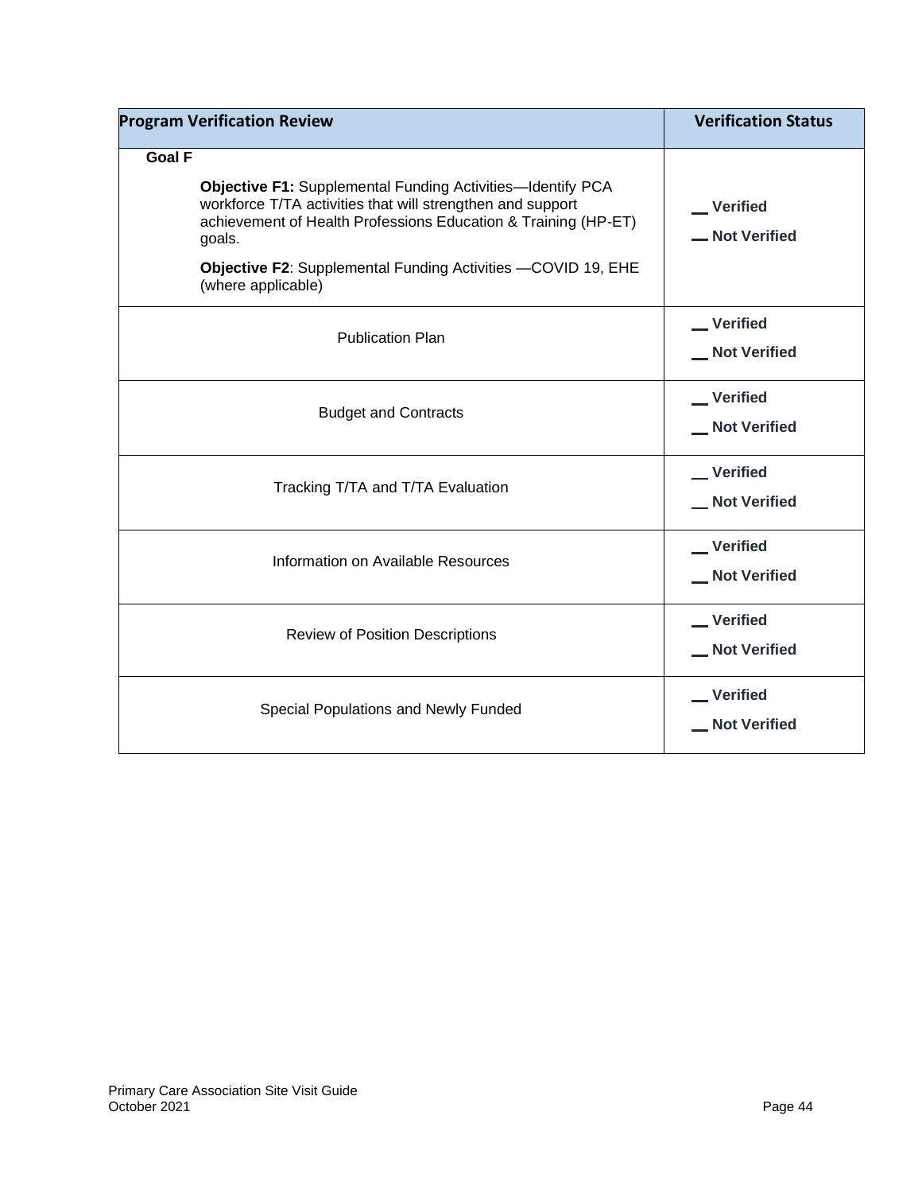| Program Verification Review | Verification Status |
| --- | --- |
| **Goal F**<br><br>**Objective F1:** Supplemental Funding Activities—Identify PCA workforce T/TA activities that will strengthen and support achievement of Health Professions Education & Training (HP-ET) goals.<br><br>**Objective F2**: Supplemental Funding Activities —COVID 19, EHE (where applicable) | __ **Verified**<br>__ **Not Verified** |
| Publication Plan | __ **Verified**<br>__ **Not Verified** |
| Budget and Contracts | __ **Verified**<br>__ **Not Verified** |
| Tracking T/TA and T/TA Evaluation | __ **Verified**<br>__ **Not Verified** |
| Information on Available Resources | __ **Verified**<br>__ **Not Verified** |
| Review of Position Descriptions | __ **Verified**<br>__ **Not Verified** |
| Special Populations and Newly Funded | __ **Verified**<br>__ **Not Verified** |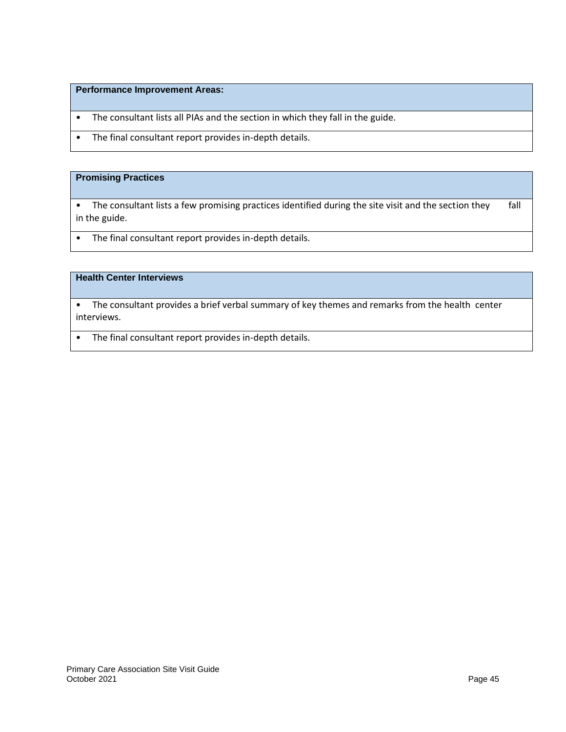| Performance Improvement Areas: |
| --- |
| • The consultant lists all PIAs and the section in which they fall in the guide. |
| • The final consultant report provides in-depth details. |

| Promising Practices |
| --- |
| • The consultant lists a few promising practices identified during the site visit and the section they fall in the guide. |
| • The final consultant report provides in-depth details. |

| Health Center Interviews |
| --- |
| • The consultant provides a brief verbal summary of key themes and remarks from the health center interviews. |
| • The final consultant report provides in-depth details. |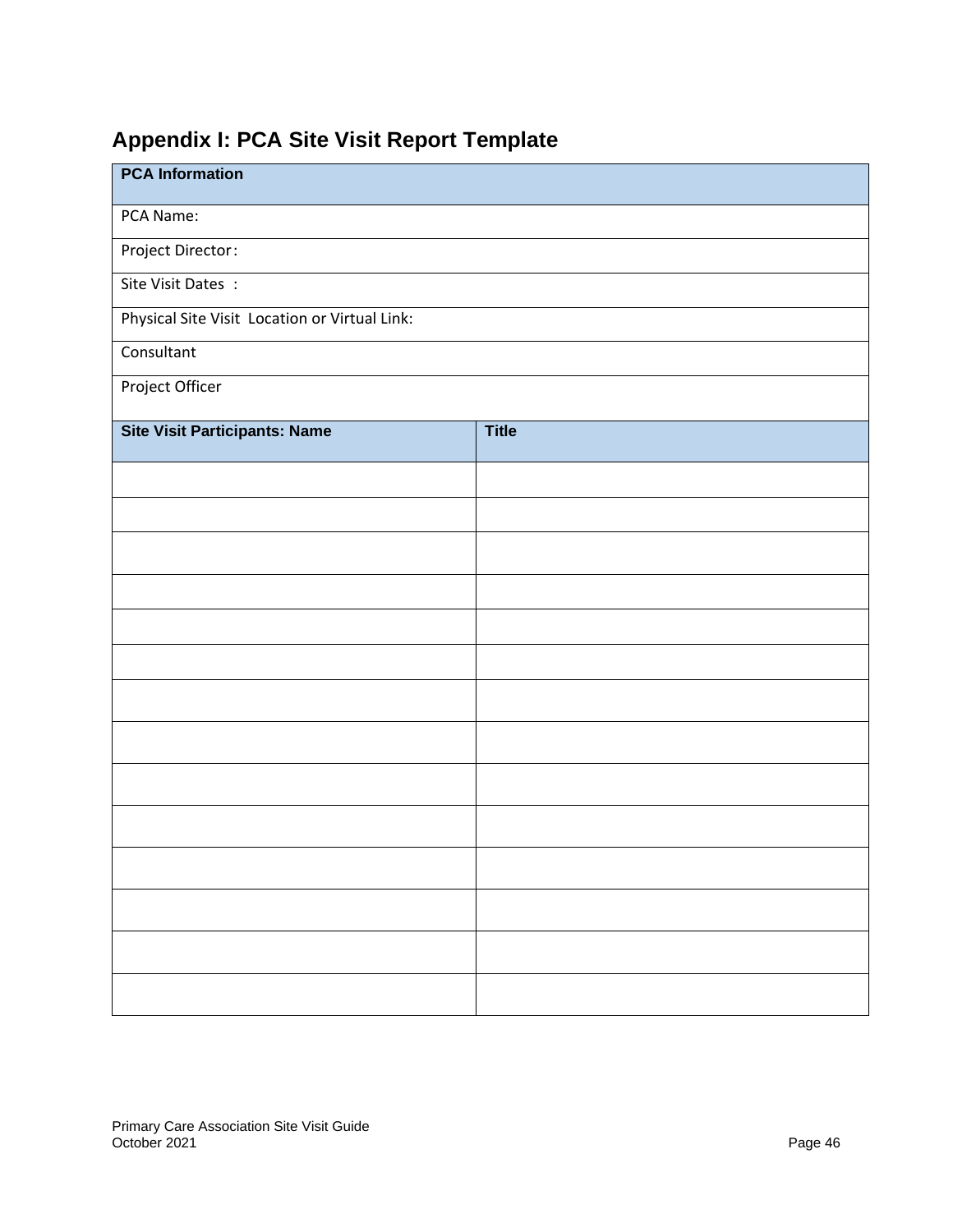## Appendix I: PCA Site Visit Report Template

| PCA Information | |
|---|---|
| PCA Name: | |
| Project Director: | |
| Site Visit Dates : | |
| Physical Site Visit Location or Virtual Link: | |
| Consultant | |
| Project Officer | |
| **Site Visit Participants: Name** | **Title** |
| | |
| | |
| | |
| | |
| | |
| | |
| | |
| | |
| | |
| | |
| | |
| | |
| | |
| | |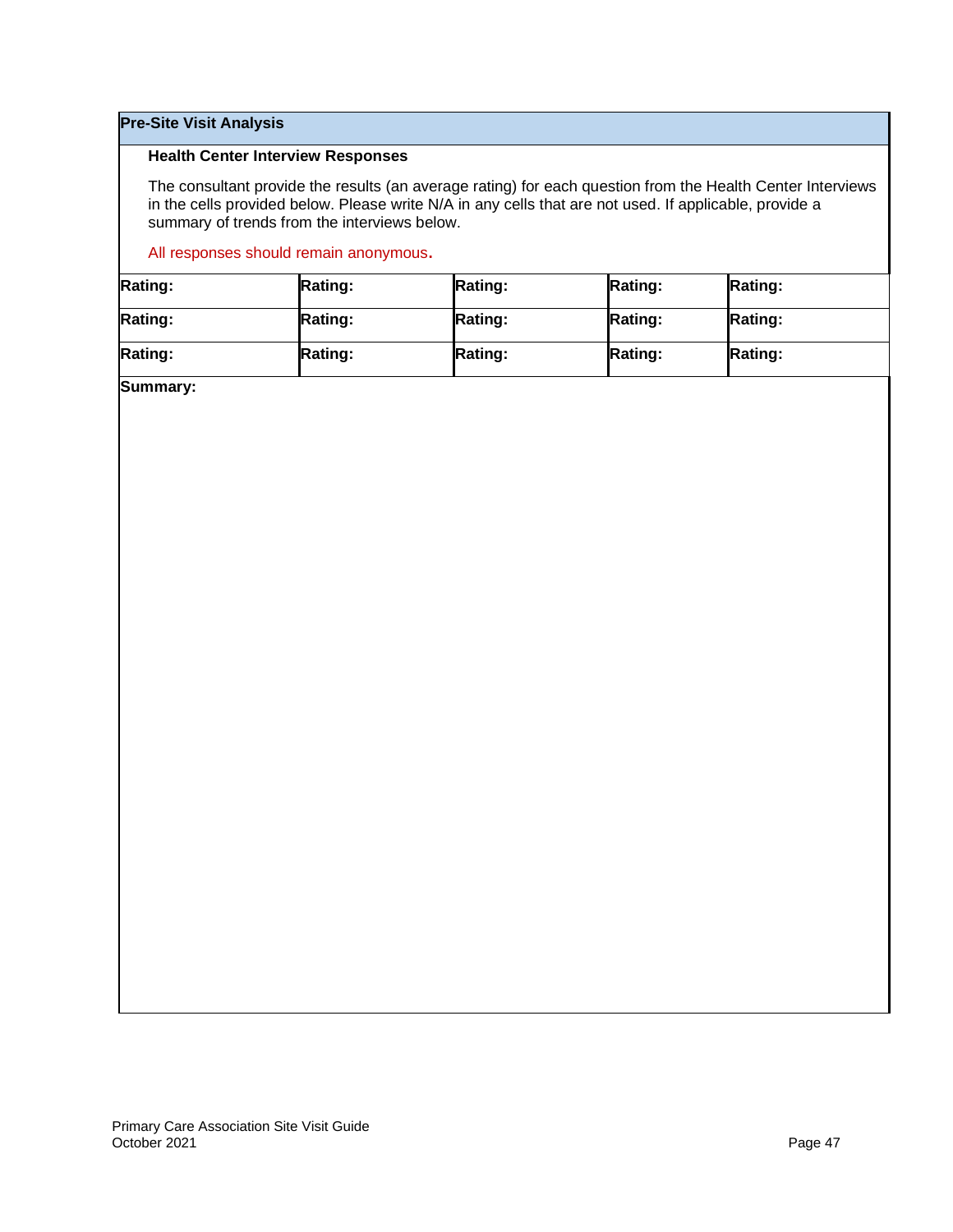## Pre-Site Visit Analysis

### Health Center Interview Responses

The consultant provide the results (an average rating) for each question from the Health Center Interviews in the cells provided below. Please write N/A in any cells that are not used. If applicable, provide a summary of trends from the interviews below.

All responses should remain anonymous.

| Rating: | Rating: | Rating: | Rating: | Rating: |
|---|---|---|---|---|
| Rating: | Rating: | Rating: | Rating: | Rating: |
| Rating: | Rating: | Rating: | Rating: | Rating: |

**Summary:**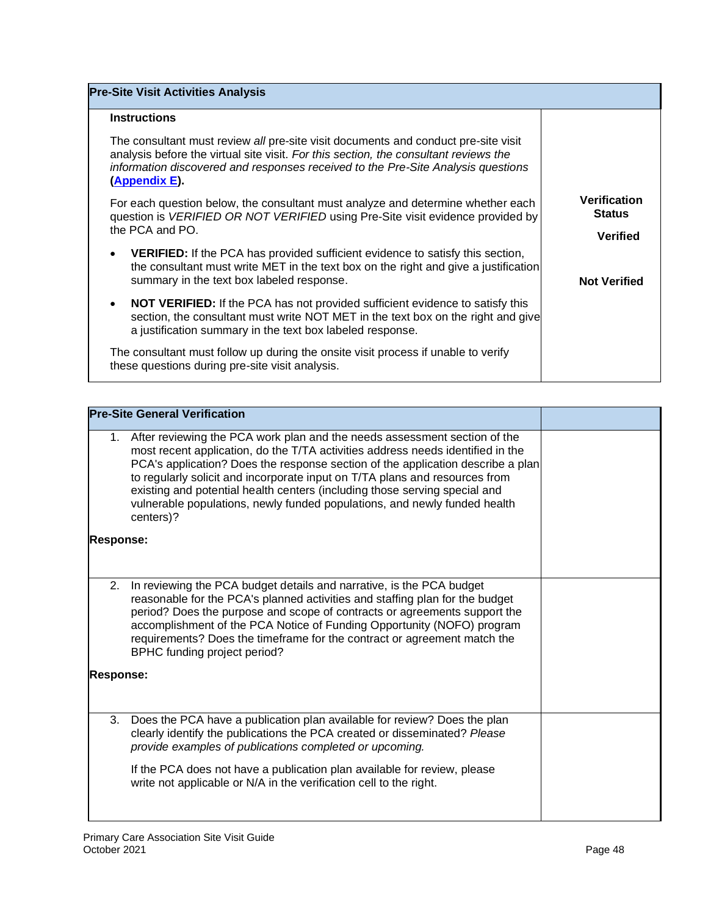| Pre-Site Visit Activities Analysis | |
|---|---|
| **Instructions**<br><br>The consultant must review *all* pre-site visit documents and conduct pre-site visit analysis before the virtual site visit. *For this section, the consultant reviews the information discovered and responses received to the Pre-Site Analysis questions* **([Appendix E](#)).**<br><br>For each question below, the consultant must analyze and determine whether each question is *VERIFIED OR NOT VERIFIED* using Pre-Site visit evidence provided by the PCA and PO.<br><br>• **VERIFIED:** If the PCA has provided sufficient evidence to satisfy this section, the consultant must write MET in the text box on the right and give a justification summary in the text box labeled response.<br><br>• **NOT VERIFIED:** If the PCA has not provided sufficient evidence to satisfy this section, the consultant must write NOT MET in the text box on the right and give a justification summary in the text box labeled response.<br><br>The consultant must follow up during the onsite visit process if unable to verify these questions during pre-site visit analysis. | **Verification Status**<br><br>**Verified**<br><br>**Not Verified** |

| Pre-Site General Verification | |
|---|---|
| 1. After reviewing the PCA work plan and the needs assessment section of the most recent application, do the T/TA activities address needs identified in the PCA's application? Does the response section of the application describe a plan to regularly solicit and incorporate input on T/TA plans and resources from existing and potential health centers (including those serving special and vulnerable populations, newly funded populations, and newly funded health centers)?<br><br>**Response:** | |
| 2. In reviewing the PCA budget details and narrative, is the PCA budget reasonable for the PCA's planned activities and staffing plan for the budget period? Does the purpose and scope of contracts or agreements support the accomplishment of the PCA Notice of Funding Opportunity (NOFO) program requirements? Does the timeframe for the contract or agreement match the BPHC funding project period?<br><br>**Response:** | |
| 3. Does the PCA have a publication plan available for review? Does the plan clearly identify the publications the PCA created or disseminated? *Please provide examples of publications completed or upcoming.*<br><br>If the PCA does not have a publication plan available for review, please write not applicable or N/A in the verification cell to the right. | |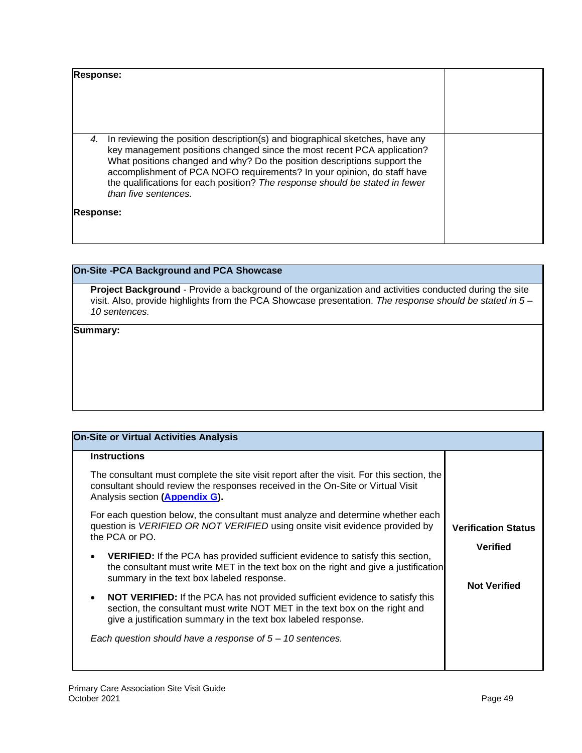| Response: | |
|---|---|
| | |
| 4. In reviewing the position description(s) and biographical sketches, have any key management positions changed since the most recent PCA application? What positions changed and why? Do the position descriptions support the accomplishment of PCA NOFO requirements? In your opinion, do staff have the qualifications for each position? *The response should be stated in fewer than five sentences.* | |
| **Response:** | |

| On-Site -PCA Background and PCA Showcase |
|---|
| **Project Background** - Provide a background of the organization and activities conducted during the site visit. Also, provide highlights from the PCA Showcase presentation. *The response should be stated in 5 – 10 sentences.* |
| **Summary:** |

| On-Site or Virtual Activities Analysis | |
|---|---|
| **Instructions**<br><br>The consultant must complete the site visit report after the visit. For this section, the consultant should review the responses received in the On-Site or Virtual Visit Analysis section (**[Appendix G](#)**).<br><br>For each question below, the consultant must analyze and determine whether each question is *VERIFIED OR NOT VERIFIED* using onsite visit evidence provided by the PCA or PO.<br><br>• **VERIFIED:** If the PCA has provided sufficient evidence to satisfy this section, the consultant must write MET in the text box on the right and give a justification summary in the text box labeled response.<br><br>• **NOT VERIFIED:** If the PCA has not provided sufficient evidence to satisfy this section, the consultant must write NOT MET in the text box on the right and give a justification summary in the text box labeled response.<br><br>*Each question should have a response of 5 – 10 sentences.* | **Verification Status**<br><br>**Verified**<br><br>**Not Verified** |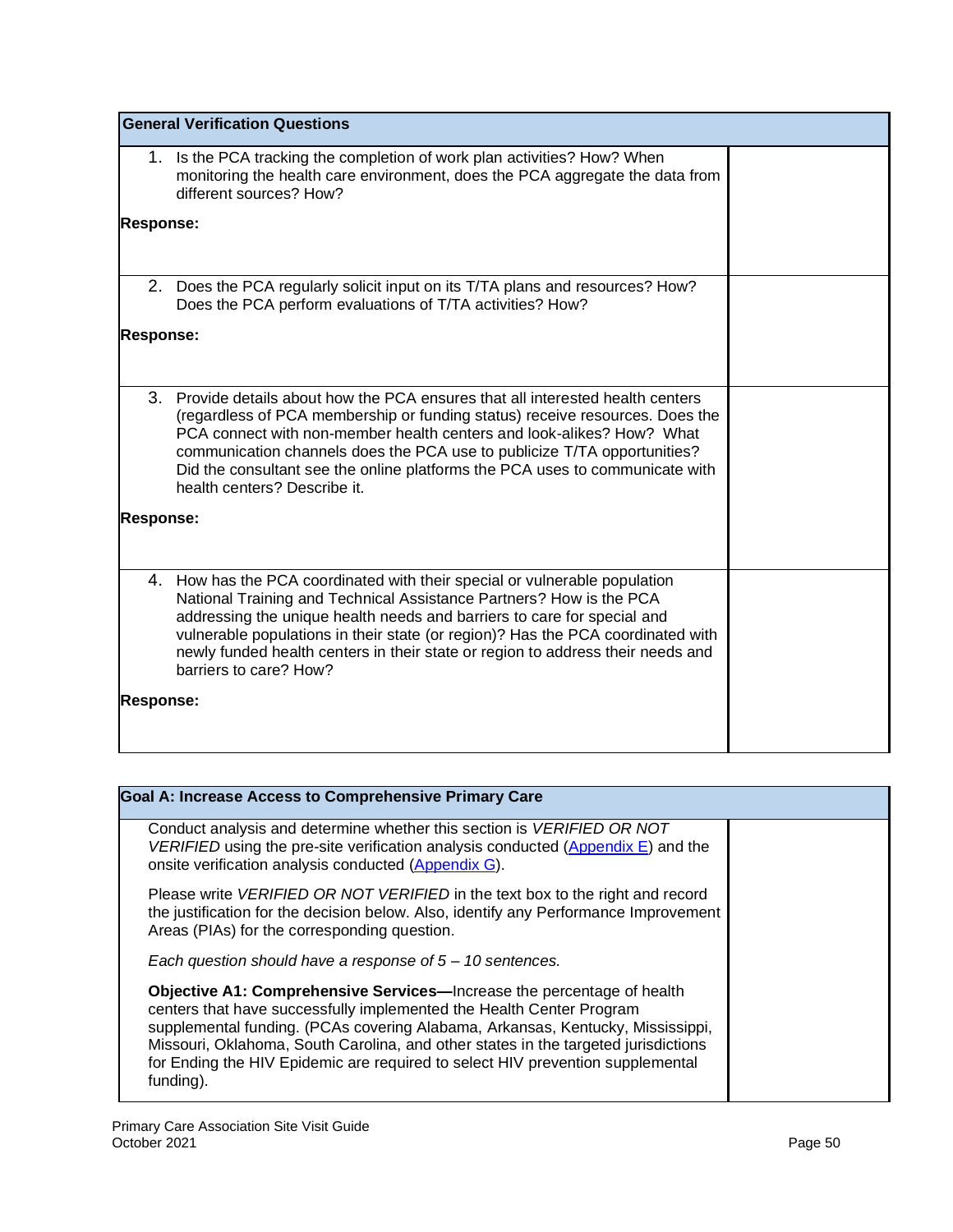| General Verification Questions | |
|---|---|
| 1. Is the PCA tracking the completion of work plan activities? How? When monitoring the health care environment, does the PCA aggregate the data from different sources? How?<br><br>**Response:** | |
| 2. Does the PCA regularly solicit input on its T/TA plans and resources? How? Does the PCA perform evaluations of T/TA activities? How?<br><br>**Response:** | |
| 3. Provide details about how the PCA ensures that all interested health centers (regardless of PCA membership or funding status) receive resources. Does the PCA connect with non-member health centers and look-alikes? How? What communication channels does the PCA use to publicize T/TA opportunities? Did the consultant see the online platforms the PCA uses to communicate with health centers? Describe it.<br><br>**Response:** | |
| 4. How has the PCA coordinated with their special or vulnerable population National Training and Technical Assistance Partners? How is the PCA addressing the unique health needs and barriers to care for special and vulnerable populations in their state (or region)? Has the PCA coordinated with newly funded health centers in their state or region to address their needs and barriers to care? How?<br><br>**Response:** | |

| Goal A: Increase Access to Comprehensive Primary Care | |
|---|---|
| Conduct analysis and determine whether this section is *VERIFIED OR NOT VERIFIED* using the pre-site verification analysis conducted (Appendix E) and the onsite verification analysis conducted (Appendix G).<br><br>Please write *VERIFIED OR NOT VERIFIED* in the text box to the right and record the justification for the decision below. Also, identify any Performance Improvement Areas (PIAs) for the corresponding question.<br><br>*Each question should have a response of 5 – 10 sentences.*<br><br>**Objective A1: Comprehensive Services—**Increase the percentage of health centers that have successfully implemented the Health Center Program supplemental funding. (PCAs covering Alabama, Arkansas, Kentucky, Mississippi, Missouri, Oklahoma, South Carolina, and other states in the targeted jurisdictions for Ending the HIV Epidemic are required to select HIV prevention supplemental funding). | |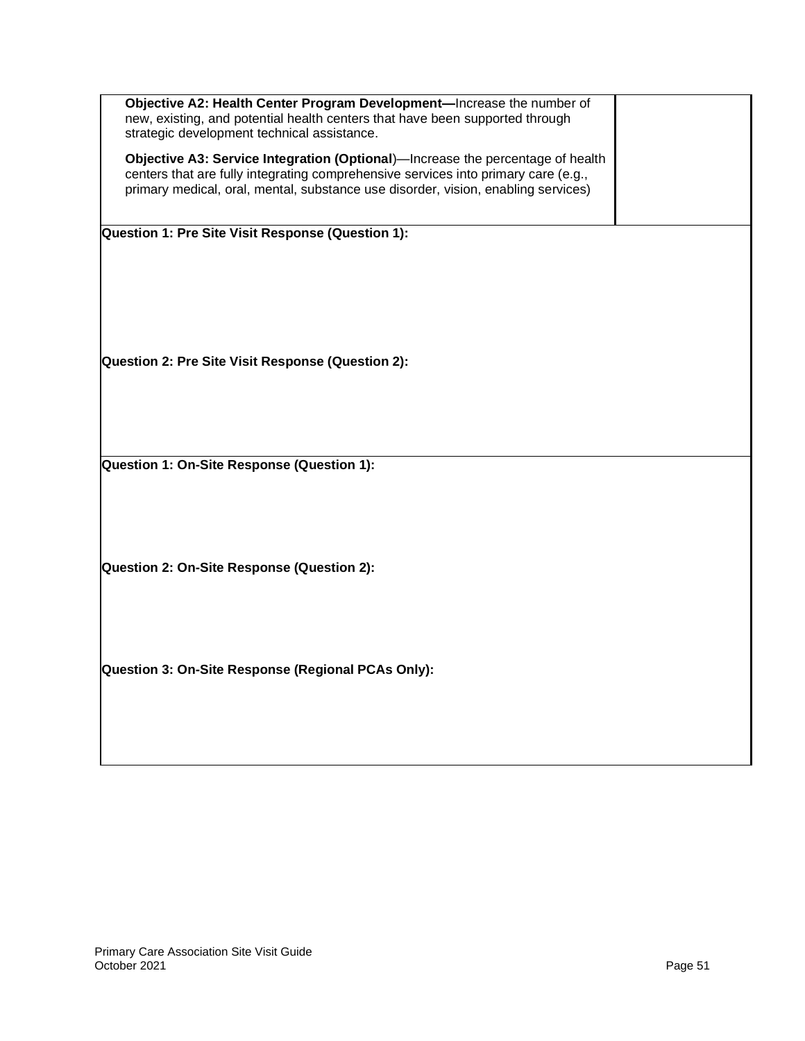| | |
|---|---|
| **Objective A2: Health Center Program Development—**Increase the number of new, existing, and potential health centers that have been supported through strategic development technical assistance.<br><br>**Objective A3: Service Integration (Optional**)—Increase the percentage of health centers that are fully integrating comprehensive services into primary care (e.g., primary medical, oral, mental, substance use disorder, vision, enabling services) | |

**Question 1: Pre Site Visit Response (Question 1):**

**Question 2: Pre Site Visit Response (Question 2):**

**Question 1: On-Site Response (Question 1):**

**Question 2: On-Site Response (Question 2):**

**Question 3: On-Site Response (Regional PCAs Only):**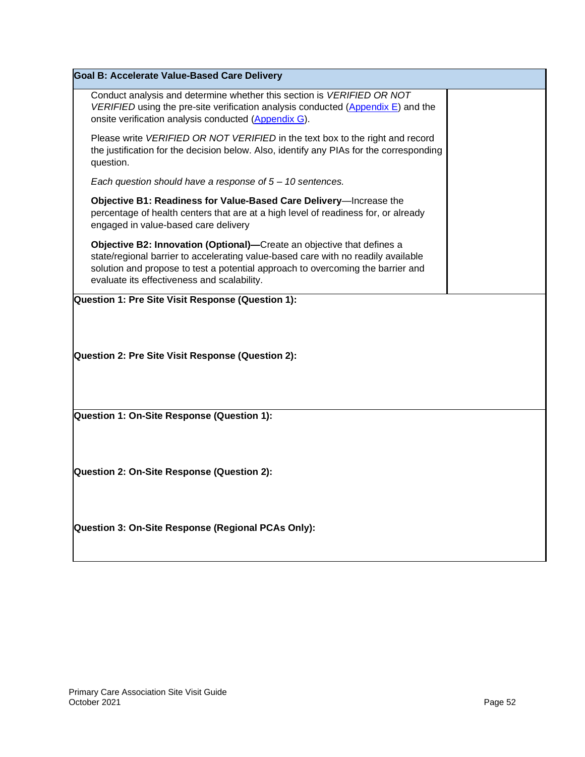| Goal B: Accelerate Value-Based Care Delivery | |
|---|---|
| Conduct analysis and determine whether this section is *VERIFIED OR NOT VERIFIED* using the pre-site verification analysis conducted (Appendix E) and the onsite verification analysis conducted (Appendix G).<br><br>Please write *VERIFIED OR NOT VERIFIED* in the text box to the right and record the justification for the decision below. Also, identify any PIAs for the corresponding question.<br><br>*Each question should have a response of 5 – 10 sentences.*<br><br>**Objective B1: Readiness for Value-Based Care Delivery**—Increase the percentage of health centers that are at a high level of readiness for, or already engaged in value-based care delivery<br><br>**Objective B2: Innovation (Optional)—**Create an objective that defines a state/regional barrier to accelerating value-based care with no readily available solution and propose to test a potential approach to overcoming the barrier and evaluate its effectiveness and scalability. | |
| **Question 1: Pre Site Visit Response (Question 1):**<br><br>**Question 2: Pre Site Visit Response (Question 2):** | |
| **Question 1: On-Site Response (Question 1):**<br><br>**Question 2: On-Site Response (Question 2):**<br><br>**Question 3: On-Site Response (Regional PCAs Only):** | |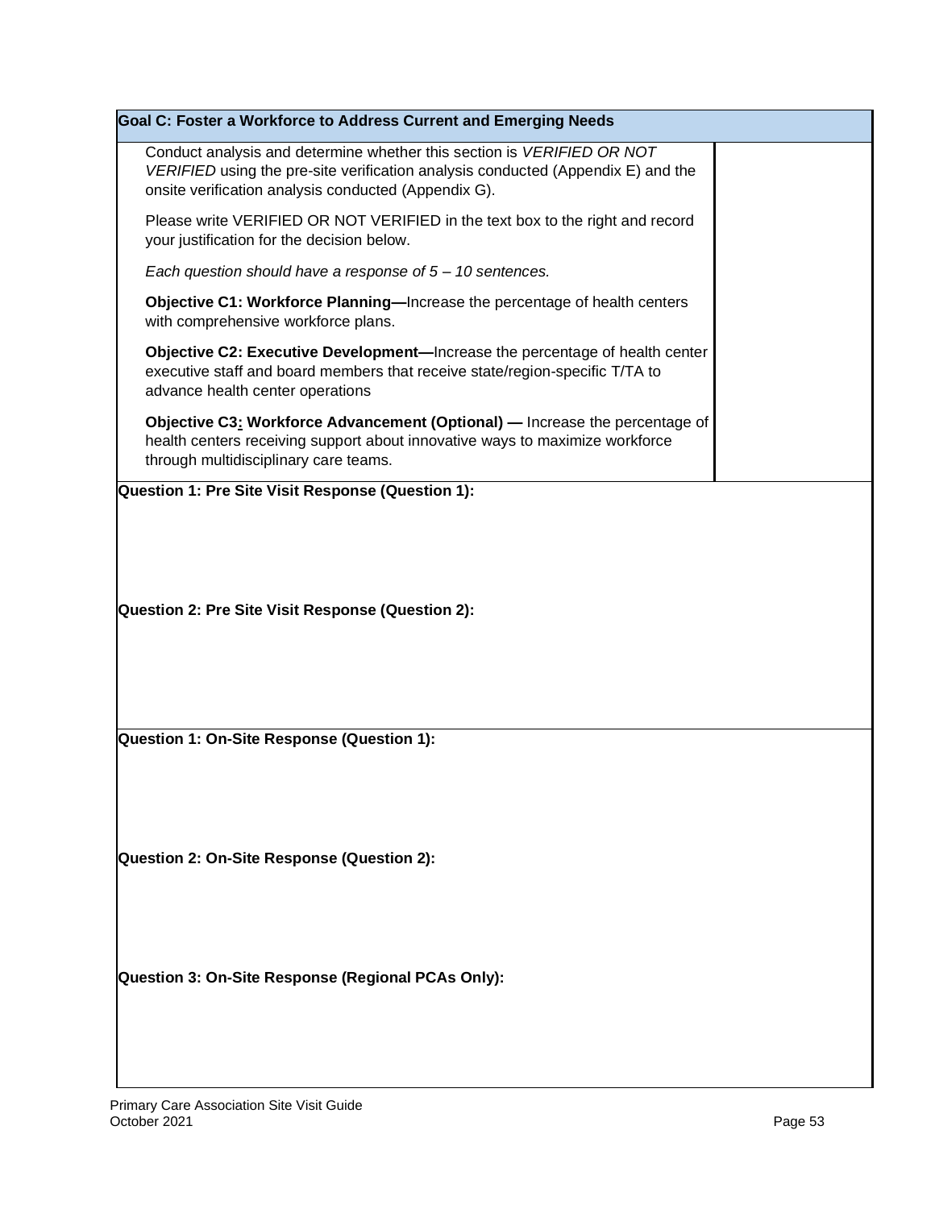| Goal C: Foster a Workforce to Address Current and Emerging Needs | |
|---|---|
| Conduct analysis and determine whether this section is *VERIFIED OR NOT VERIFIED* using the pre-site verification analysis conducted (Appendix E) and the onsite verification analysis conducted (Appendix G).<br><br>Please write VERIFIED OR NOT VERIFIED in the text box to the right and record your justification for the decision below.<br><br>*Each question should have a response of 5 – 10 sentences.*<br><br>**Objective C1: Workforce Planning—**Increase the percentage of health centers with comprehensive workforce plans.<br><br>**Objective C2: Executive Development—**Increase the percentage of health center executive staff and board members that receive state/region-specific T/TA to advance health center operations<br><br>**Objective C3: Workforce Advancement (Optional) —** Increase the percentage of health centers receiving support about innovative ways to maximize workforce through multidisciplinary care teams. | |
| **Question 1: Pre Site Visit Response (Question 1):**<br><br>**Question 2: Pre Site Visit Response (Question 2):** | |
| **Question 1: On-Site Response (Question 1):**<br><br>**Question 2: On-Site Response (Question 2):**<br><br>**Question 3: On-Site Response (Regional PCAs Only):** | |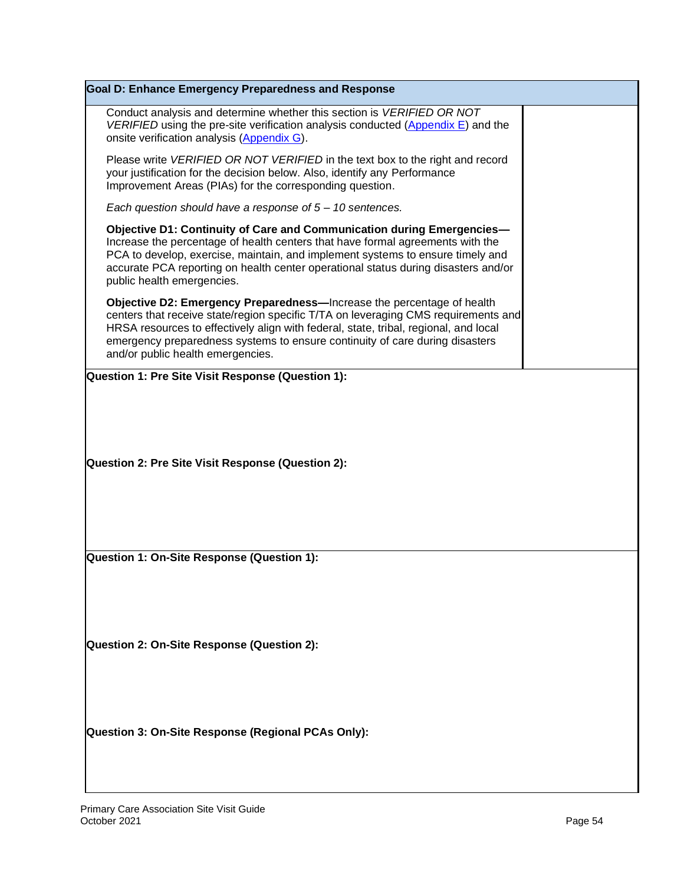## Goal D: Enhance Emergency Preparedness and Response

Conduct analysis and determine whether this section is *VERIFIED OR NOT VERIFIED* using the pre-site verification analysis conducted (Appendix E) and the onsite verification analysis (Appendix G).

Please write *VERIFIED OR NOT VERIFIED* in the text box to the right and record your justification for the decision below. Also, identify any Performance Improvement Areas (PIAs) for the corresponding question.

*Each question should have a response of 5 – 10 sentences.*

**Objective D1: Continuity of Care and Communication during Emergencies—** Increase the percentage of health centers that have formal agreements with the PCA to develop, exercise, maintain, and implement systems to ensure timely and accurate PCA reporting on health center operational status during disasters and/or public health emergencies.

**Objective D2: Emergency Preparedness—**Increase the percentage of health centers that receive state/region specific T/TA on leveraging CMS requirements and HRSA resources to effectively align with federal, state, tribal, regional, and local emergency preparedness systems to ensure continuity of care during disasters and/or public health emergencies.

**Question 1: Pre Site Visit Response (Question 1):**

**Question 2: Pre Site Visit Response (Question 2):**

**Question 1: On-Site Response (Question 1):**

**Question 2: On-Site Response (Question 2):**

**Question 3: On-Site Response (Regional PCAs Only):**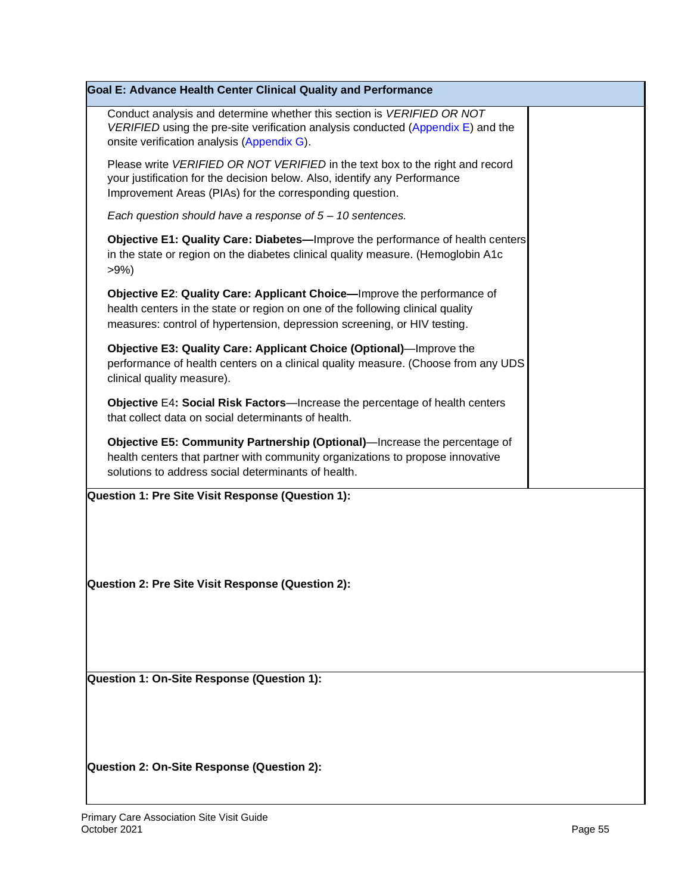## Goal E: Advance Health Center Clinical Quality and Performance

| | |
|---|---|
| Conduct analysis and determine whether this section is *VERIFIED OR NOT VERIFIED* using the pre-site verification analysis conducted (Appendix E) and the onsite verification analysis (Appendix G).<br><br>Please write *VERIFIED OR NOT VERIFIED* in the text box to the right and record your justification for the decision below. Also, identify any Performance Improvement Areas (PIAs) for the corresponding question.<br><br>*Each question should have a response of 5 – 10 sentences.*<br><br>**Objective E1: Quality Care: Diabetes—**Improve the performance of health centers in the state or region on the diabetes clinical quality measure. (Hemoglobin A1c >9%)<br><br>**Objective E2**: **Quality Care: Applicant Choice—**Improve the performance of health centers in the state or region on one of the following clinical quality measures: control of hypertension, depression screening, or HIV testing.<br><br>**Objective E3: Quality Care: Applicant Choice (Optional)**—Improve the performance of health centers on a clinical quality measure. (Choose from any UDS clinical quality measure).<br><br>**Objective** E4**: Social Risk Factors**—Increase the percentage of health centers that collect data on social determinants of health.<br><br>**Objective E5: Community Partnership (Optional)**—Increase the percentage of health centers that partner with community organizations to propose innovative solutions to address social determinants of health. | |

**Question 1: Pre Site Visit Response (Question 1):**

**Question 2: Pre Site Visit Response (Question 2):**

**Question 1: On-Site Response (Question 1):**

**Question 2: On-Site Response (Question 2):**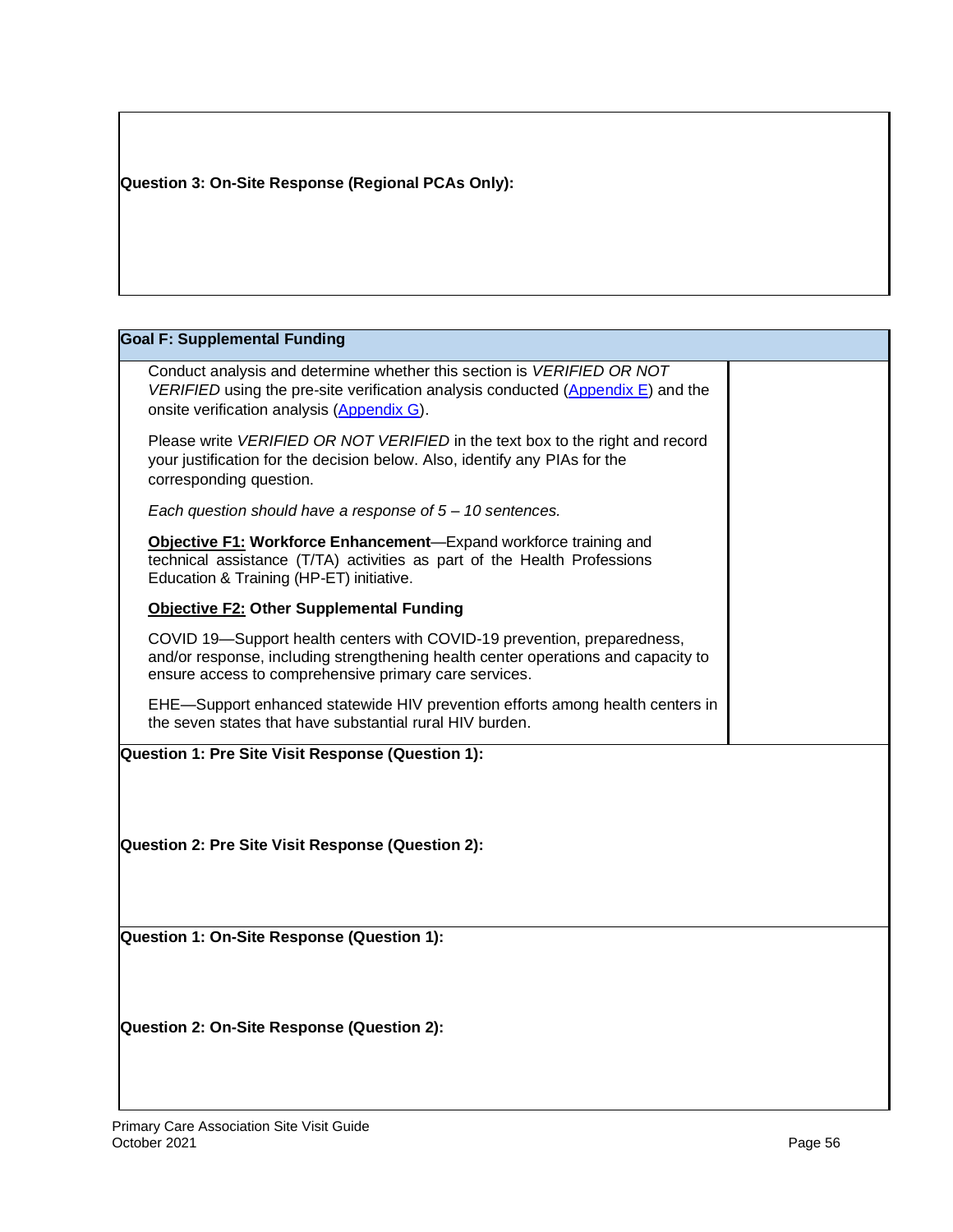**Question 3: On-Site Response (Regional PCAs Only):**

| **Goal F: Supplemental Funding** | |
|---|---|
| Conduct analysis and determine whether this section is *VERIFIED OR NOT VERIFIED* using the pre-site verification analysis conducted (Appendix E) and the onsite verification analysis (Appendix G).<br><br>Please write *VERIFIED OR NOT VERIFIED* in the text box to the right and record your justification for the decision below. Also, identify any PIAs for the corresponding question.<br><br>*Each question should have a response of 5 – 10 sentences.*<br><br>**Objective F1: Workforce Enhancement**—Expand workforce training and technical assistance (T/TA) activities as part of the Health Professions Education & Training (HP-ET) initiative.<br><br>**Objective F2: Other Supplemental Funding**<br><br>COVID 19—Support health centers with COVID-19 prevention, preparedness, and/or response, including strengthening health center operations and capacity to ensure access to comprehensive primary care services.<br><br>EHE—Support enhanced statewide HIV prevention efforts among health centers in the seven states that have substantial rural HIV burden. | |

**Question 1: Pre Site Visit Response (Question 1):**

**Question 2: Pre Site Visit Response (Question 2):**

**Question 1: On-Site Response (Question 1):**

**Question 2: On-Site Response (Question 2):**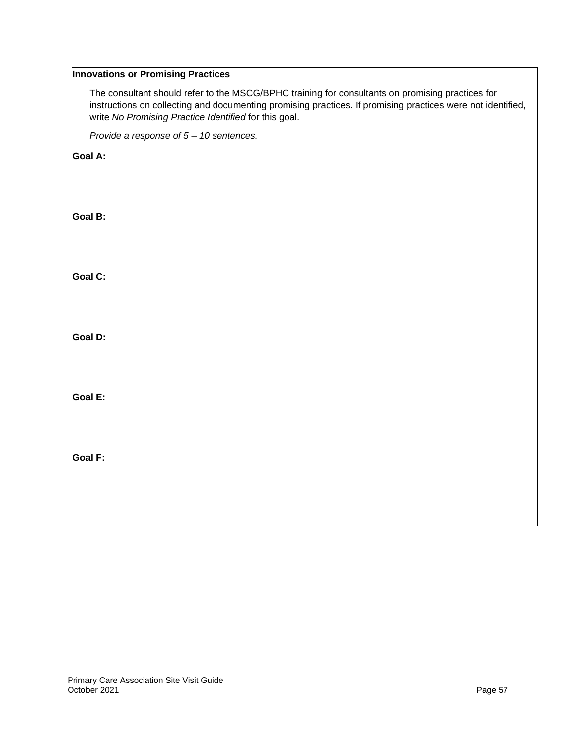| **Innovations or Promising Practices**<br><br>The consultant should refer to the MSCG/BPHC training for consultants on promising practices for instructions on collecting and documenting promising practices. If promising practices were not identified, write *No Promising Practice Identified* for this goal.<br><br>*Provide a response of 5 – 10 sentences.* |
| --- |
| **Goal A:**<br><br>**Goal B:**<br><br>**Goal C:**<br><br>**Goal D:**<br><br>**Goal E:**<br><br>**Goal F:** |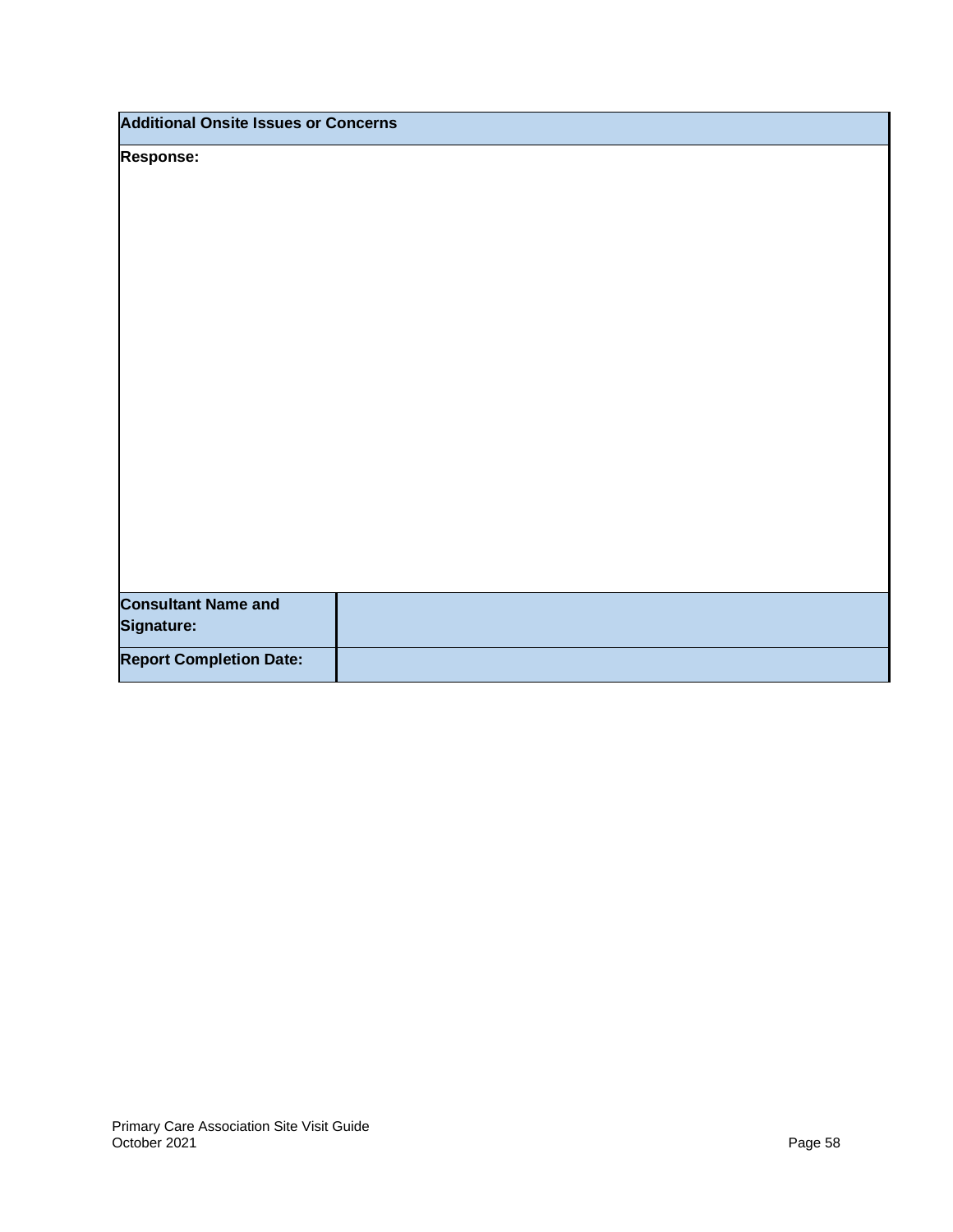| Additional Onsite Issues or Concerns | |
|---|---|
| **Response:** | |
| **Consultant Name and Signature:** | |
| **Report Completion Date:** | |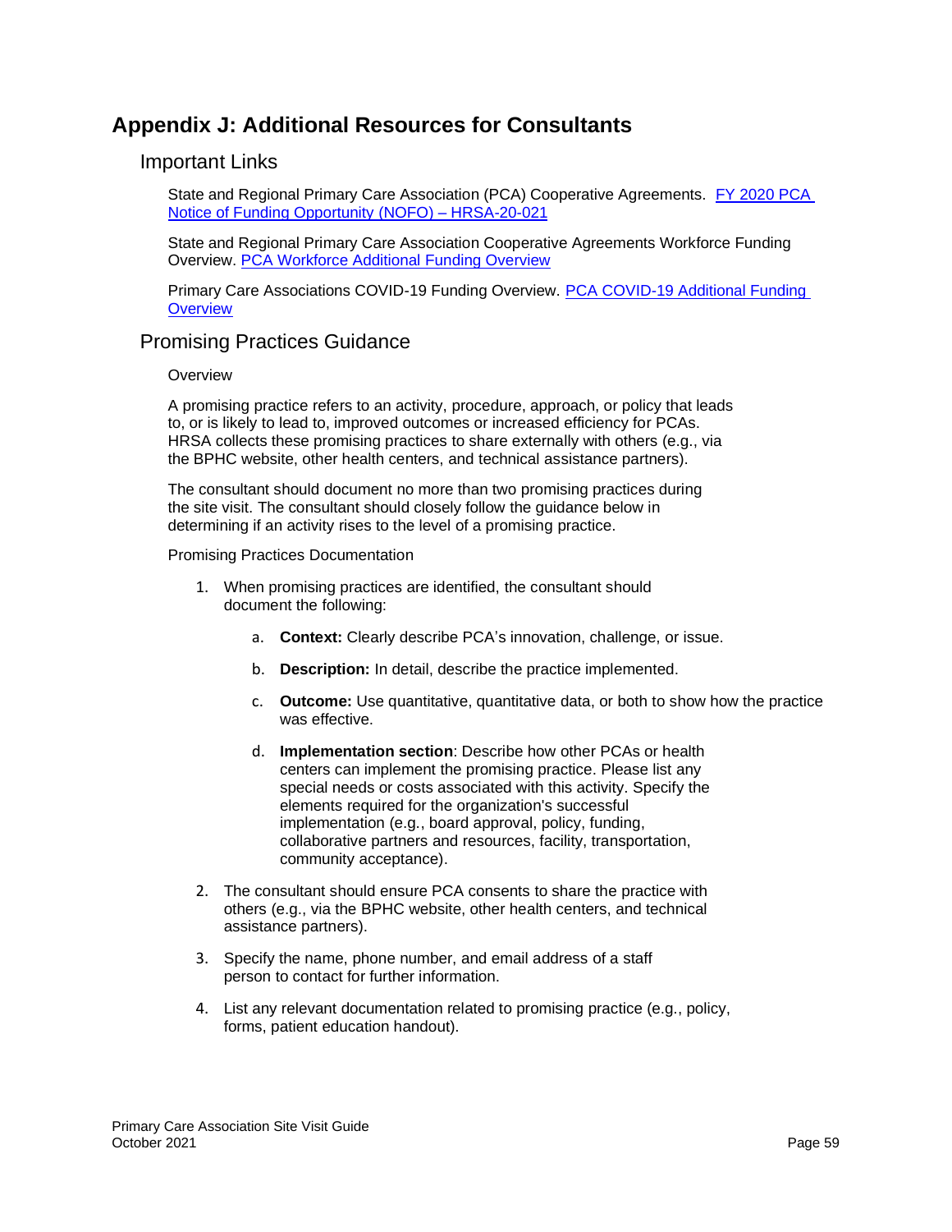# Appendix J: Additional Resources for Consultants

## Important Links

State and Regional Primary Care Association (PCA) Cooperative Agreements. [FY 2020 PCA Notice of Funding Opportunity (NOFO) – HRSA-20-021]()

State and Regional Primary Care Association Cooperative Agreements Workforce Funding Overview. [PCA Workforce Additional Funding Overview]()

Primary Care Associations COVID-19 Funding Overview. [PCA COVID-19 Additional Funding Overview]()

## Promising Practices Guidance

Overview

A promising practice refers to an activity, procedure, approach, or policy that leads to, or is likely to lead to, improved outcomes or increased efficiency for PCAs. HRSA collects these promising practices to share externally with others (e.g., via the BPHC website, other health centers, and technical assistance partners).

The consultant should document no more than two promising practices during the site visit. The consultant should closely follow the guidance below in determining if an activity rises to the level of a promising practice.

Promising Practices Documentation

1. When promising practices are identified, the consultant should document the following:
    a. **Context:** Clearly describe PCA's innovation, challenge, or issue.
    b. **Description:** In detail, describe the practice implemented.
    c. **Outcome:** Use quantitative, quantitative data, or both to show how the practice was effective.
    d. **Implementation section**: Describe how other PCAs or health centers can implement the promising practice. Please list any special needs or costs associated with this activity. Specify the elements required for the organization's successful implementation (e.g., board approval, policy, funding, collaborative partners and resources, facility, transportation, community acceptance).
2. The consultant should ensure PCA consents to share the practice with others (e.g., via the BPHC website, other health centers, and technical assistance partners).
3. Specify the name, phone number, and email address of a staff person to contact for further information.
4. List any relevant documentation related to promising practice (e.g., policy, forms, patient education handout).